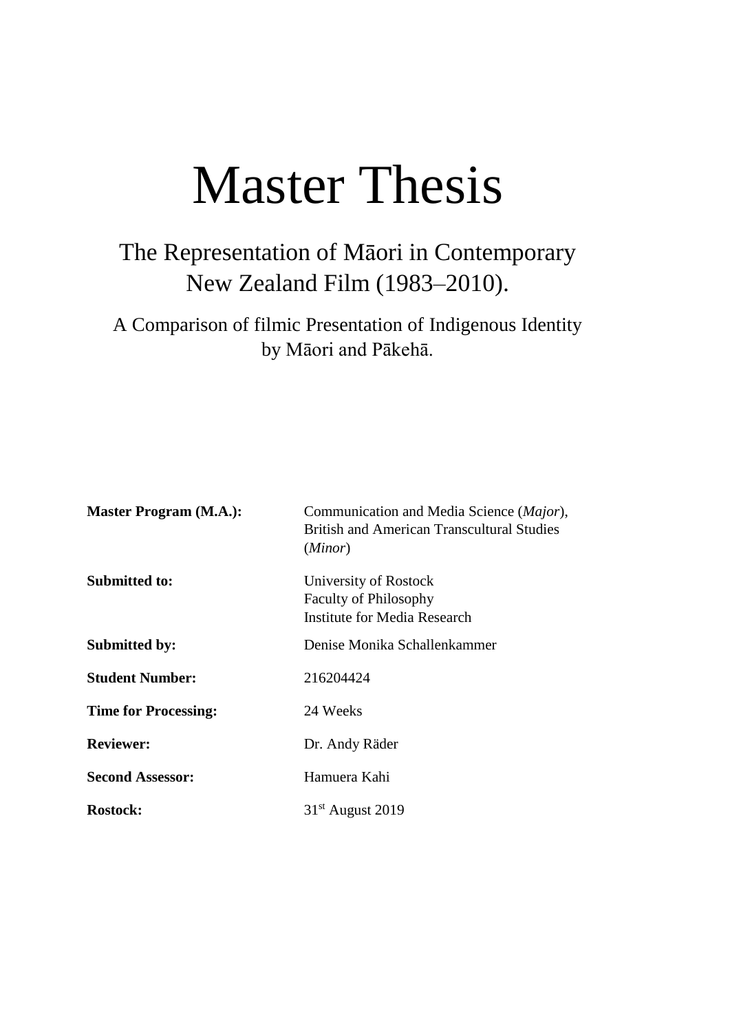# Master Thesis

## The Representation of Māori in Contemporary New Zealand Film (1983–2010).

### A Comparison of filmic Presentation of Indigenous Identity by Māori and Pākehā.

| | |
|---|---|
| **Master Program (M.A.):** | Communication and Media Science (*Major*), British and American Transcultural Studies (*Minor*) |
| **Submitted to:** | University of Rostock<br>Faculty of Philosophy<br>Institute for Media Research |
| **Submitted by:** | Denise Monika Schallenkammer |
| **Student Number:** | 216204424 |
| **Time for Processing:** | 24 Weeks |
| **Reviewer:** | Dr. Andy Räder |
| **Second Assessor:** | Hamuera Kahi |
| **Rostock:** | 31st August 2019 |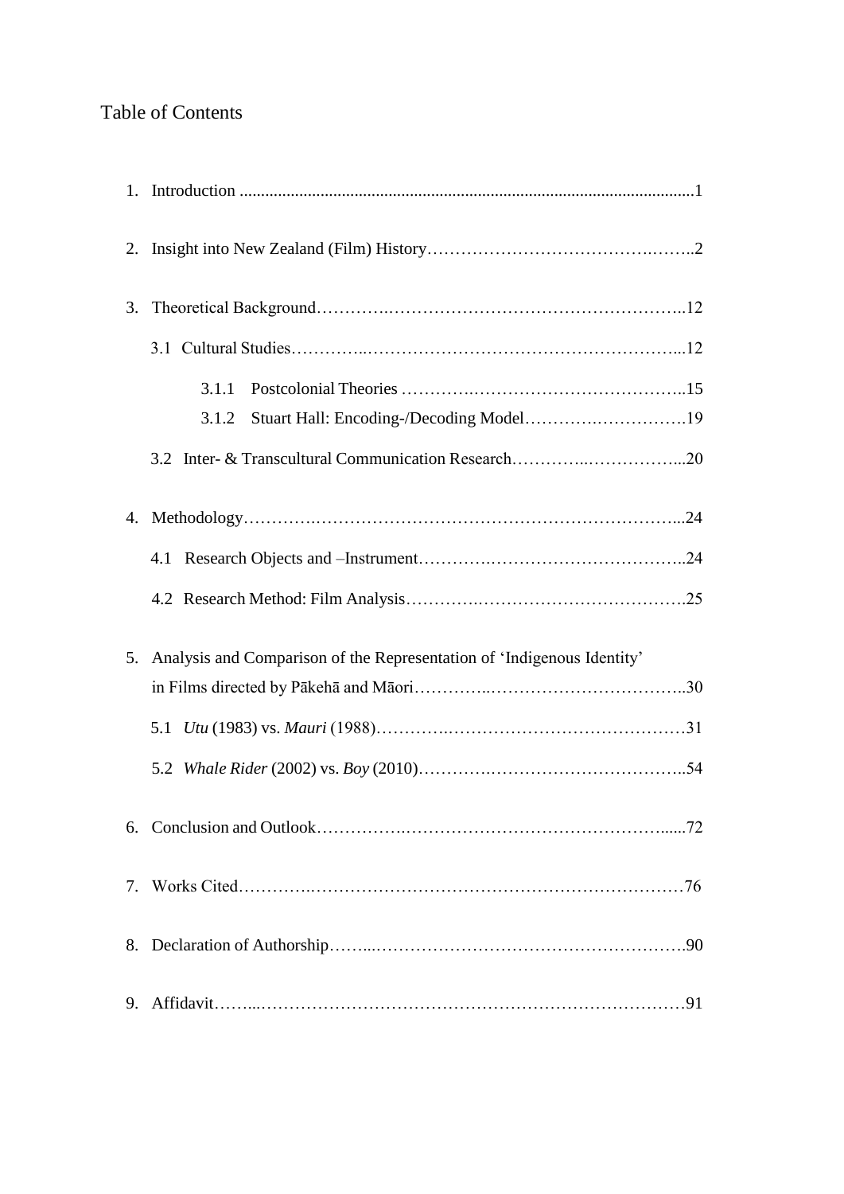# Table of Contents

1. Introduction ........................................................................................................1

2. Insight into New Zealand (Film) History……………………………….…….2

3. Theoretical Background………….…………………………………………..12

   3.1 Cultural Studies…………..……………………………………………...12

      3.1.1 Postcolonial Theories ………….………………………………..15

      3.1.2 Stuart Hall: Encoding-/Decoding Model………….…………….19

   3.2 Inter- & Transcultural Communication Research…………..……………...20

4. Methodology………….……………………………………………………...24

   4.1 Research Objects and –Instrument………….……………………………..24

   4.2 Research Method: Film Analysis………….……………………………….25

5. Analysis and Comparison of the Representation of 'Indigenous Identity' in Films directed by Pākehā and Māori…………..……………………………..30

   5.1 *Utu* (1983) vs. *Mauri* (1988)………….……………………………………31

   5.2 *Whale Rider* (2002) vs. *Boy* (2010)………….………………………………..54

6. Conclusion and Outlook…………….………………………….……………......72

7. Works Cited………….…………………………………………………………76

8. Declaration of Authorship……...……………………………………………….90

9. Affidavit……...……………………………………………………………………91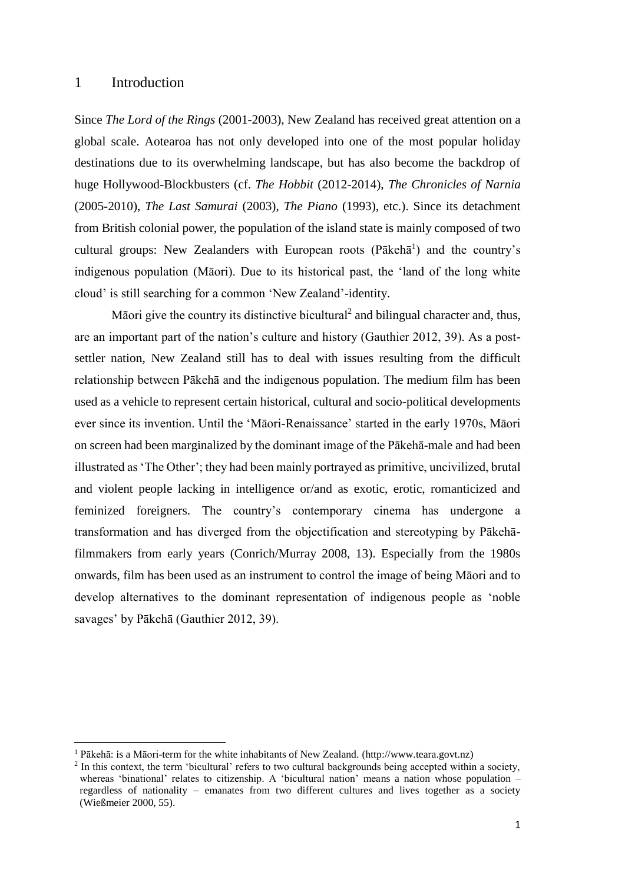# 1 Introduction

Since *The Lord of the Rings* (2001-2003), New Zealand has received great attention on a global scale. Aotearoa has not only developed into one of the most popular holiday destinations due to its overwhelming landscape, but has also become the backdrop of huge Hollywood-Blockbusters (cf. *The Hobbit* (2012-2014), *The Chronicles of Narnia* (2005-2010), *The Last Samurai* (2003), *The Piano* (1993), etc.). Since its detachment from British colonial power, the population of the island state is mainly composed of two cultural groups: New Zealanders with European roots (Pākehā[1]) and the country's indigenous population (Māori). Due to its historical past, the 'land of the long white cloud' is still searching for a common 'New Zealand'-identity.

Māori give the country its distinctive bicultural[2] and bilingual character and, thus, are an important part of the nation's culture and history (Gauthier 2012, 39). As a post-settler nation, New Zealand still has to deal with issues resulting from the difficult relationship between Pākehā and the indigenous population. The medium film has been used as a vehicle to represent certain historical, cultural and socio-political developments ever since its invention. Until the 'Māori-Renaissance' started in the early 1970s, Māori on screen had been marginalized by the dominant image of the Pākehā-male and had been illustrated as 'The Other'; they had been mainly portrayed as primitive, uncivilized, brutal and violent people lacking in intelligence or/and as exotic, erotic, romanticized and feminized foreigners. The country's contemporary cinema has undergone a transformation and has diverged from the objectification and stereotyping by Pākehā-filmmakers from early years (Conrich/Murray 2008, 13). Especially from the 1980s onwards, film has been used as an instrument to control the image of being Māori and to develop alternatives to the dominant representation of indigenous people as 'noble savages' by Pākehā (Gauthier 2012, 39).

---

[1] Pākehā: is a Māori-term for the white inhabitants of New Zealand. (http://www.teara.govt.nz)

[2] In this context, the term 'bicultural' refers to two cultural backgrounds being accepted within a society, whereas 'binational' relates to citizenship. A 'bicultural nation' means a nation whose population – regardless of nationality – emanates from two different cultures and lives together as a society (Wießmeier 2000, 55).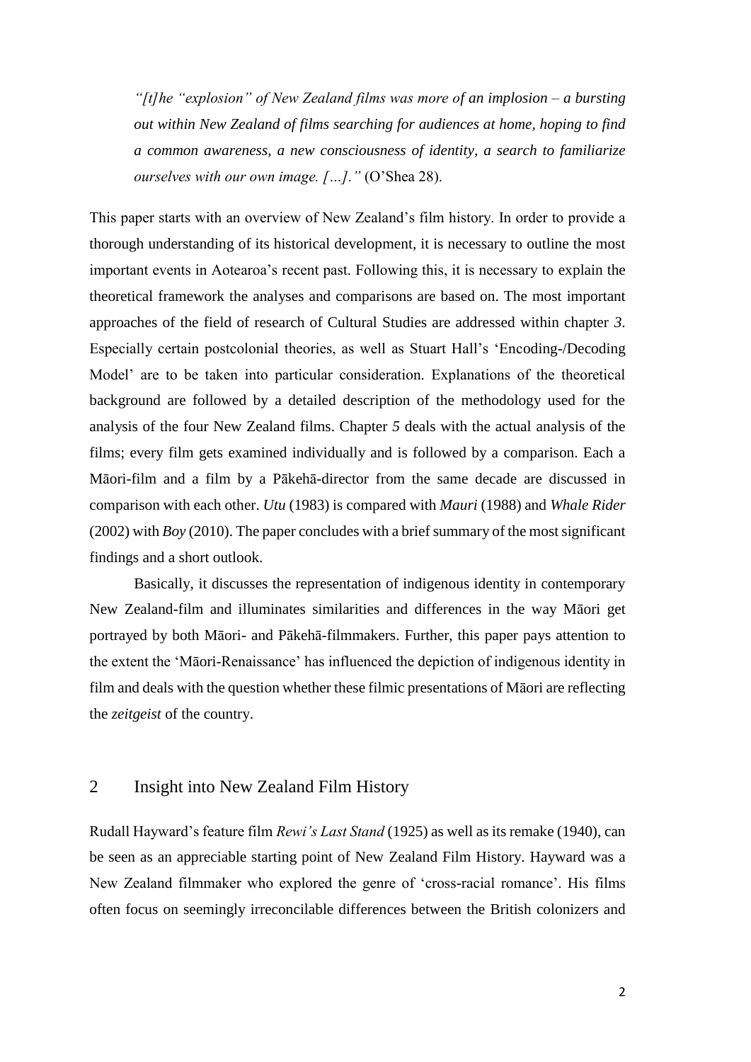> *"[t]he "explosion" of New Zealand films was more of an implosion – a bursting out within New Zealand of films searching for audiences at home, hoping to find a common awareness, a new consciousness of identity, a search to familiarize ourselves with our own image. […]."* (O'Shea 28).

This paper starts with an overview of New Zealand's film history. In order to provide a thorough understanding of its historical development, it is necessary to outline the most important events in Aotearoa's recent past. Following this, it is necessary to explain the theoretical framework the analyses and comparisons are based on. The most important approaches of the field of research of Cultural Studies are addressed within chapter *3*. Especially certain postcolonial theories, as well as Stuart Hall's 'Encoding-/Decoding Model' are to be taken into particular consideration. Explanations of the theoretical background are followed by a detailed description of the methodology used for the analysis of the four New Zealand films. Chapter *5* deals with the actual analysis of the films; every film gets examined individually and is followed by a comparison. Each a Māori-film and a film by a Pākehā-director from the same decade are discussed in comparison with each other. *Utu* (1983) is compared with *Mauri* (1988) and *Whale Rider* (2002) with *Boy* (2010). The paper concludes with a brief summary of the most significant findings and a short outlook.

Basically, it discusses the representation of indigenous identity in contemporary New Zealand-film and illuminates similarities and differences in the way Māori get portrayed by both Māori- and Pākehā-filmmakers. Further, this paper pays attention to the extent the 'Māori-Renaissance' has influenced the depiction of indigenous identity in film and deals with the question whether these filmic presentations of Māori are reflecting the *zeitgeist* of the country.

## 2 Insight into New Zealand Film History

Rudall Hayward's feature film *Rewi's Last Stand* (1925) as well as its remake (1940), can be seen as an appreciable starting point of New Zealand Film History. Hayward was a New Zealand filmmaker who explored the genre of 'cross-racial romance'. His films often focus on seemingly irreconcilable differences between the British colonizers and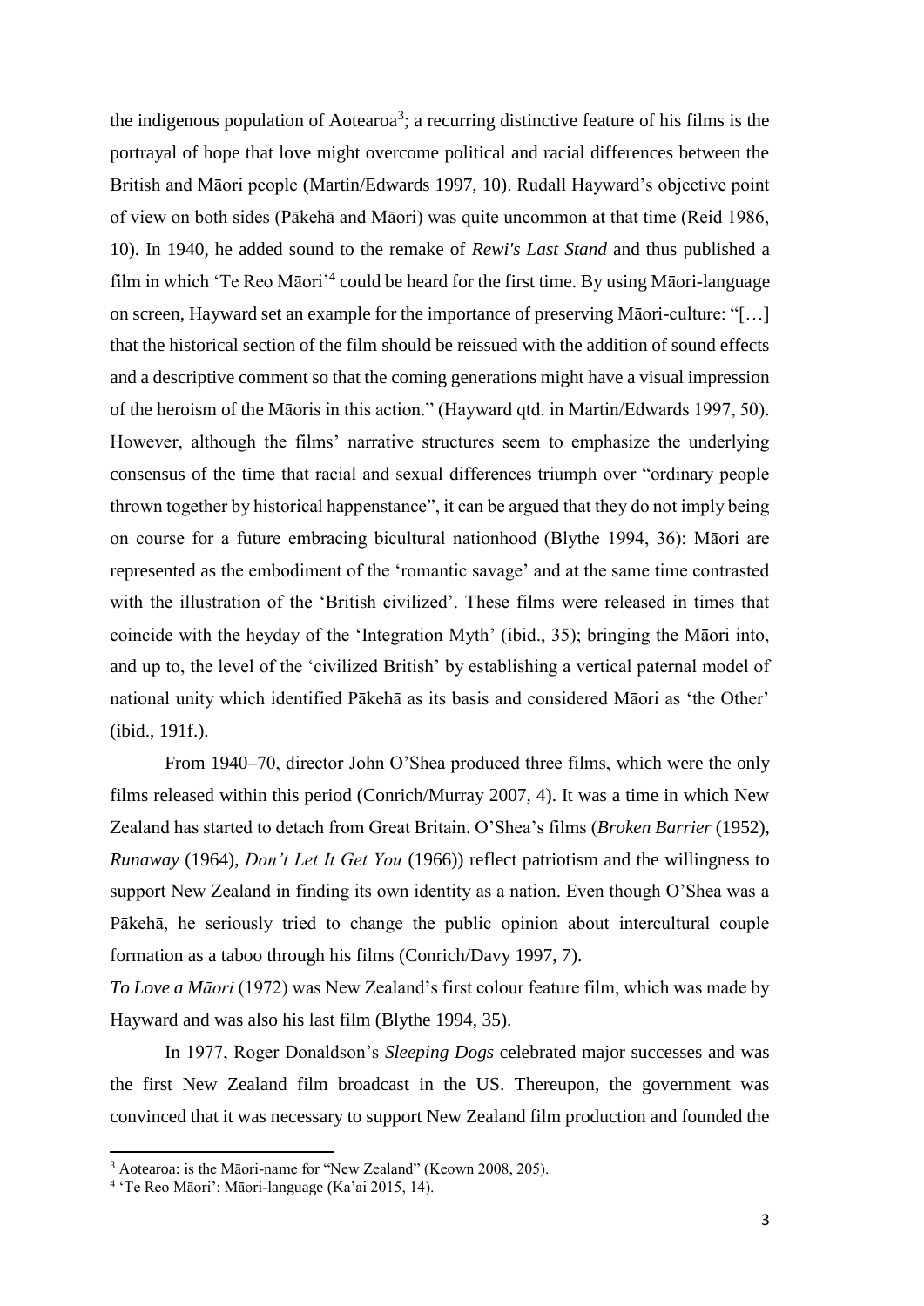the indigenous population of Aotearoa[3]; a recurring distinctive feature of his films is the portrayal of hope that love might overcome political and racial differences between the British and Māori people (Martin/Edwards 1997, 10). Rudall Hayward's objective point of view on both sides (Pākehā and Māori) was quite uncommon at that time (Reid 1986, 10). In 1940, he added sound to the remake of *Rewi's Last Stand* and thus published a film in which 'Te Reo Māori'[4] could be heard for the first time. By using Māori-language on screen, Hayward set an example for the importance of preserving Māori-culture: "[…] that the historical section of the film should be reissued with the addition of sound effects and a descriptive comment so that the coming generations might have a visual impression of the heroism of the Māoris in this action." (Hayward qtd. in Martin/Edwards 1997, 50). However, although the films' narrative structures seem to emphasize the underlying consensus of the time that racial and sexual differences triumph over "ordinary people thrown together by historical happenstance", it can be argued that they do not imply being on course for a future embracing bicultural nationhood (Blythe 1994, 36): Māori are represented as the embodiment of the 'romantic savage' and at the same time contrasted with the illustration of the 'British civilized'. These films were released in times that coincide with the heyday of the 'Integration Myth' (ibid., 35); bringing the Māori into, and up to, the level of the 'civilized British' by establishing a vertical paternal model of national unity which identified Pākehā as its basis and considered Māori as 'the Other' (ibid., 191f.).

From 1940–70, director John O'Shea produced three films, which were the only films released within this period (Conrich/Murray 2007, 4). It was a time in which New Zealand has started to detach from Great Britain. O'Shea's films (*Broken Barrier* (1952), *Runaway* (1964), *Don't Let It Get You* (1966)) reflect patriotism and the willingness to support New Zealand in finding its own identity as a nation. Even though O'Shea was a Pākehā, he seriously tried to change the public opinion about intercultural couple formation as a taboo through his films (Conrich/Davy 1997, 7).

*To Love a Māori* (1972) was New Zealand's first colour feature film, which was made by Hayward and was also his last film (Blythe 1994, 35).

In 1977, Roger Donaldson's *Sleeping Dogs* celebrated major successes and was the first New Zealand film broadcast in the US. Thereupon, the government was convinced that it was necessary to support New Zealand film production and founded the

---

[3] Aotearoa: is the Māori-name for "New Zealand" (Keown 2008, 205).

[4] 'Te Reo Māori': Māori-language (Ka'ai 2015, 14).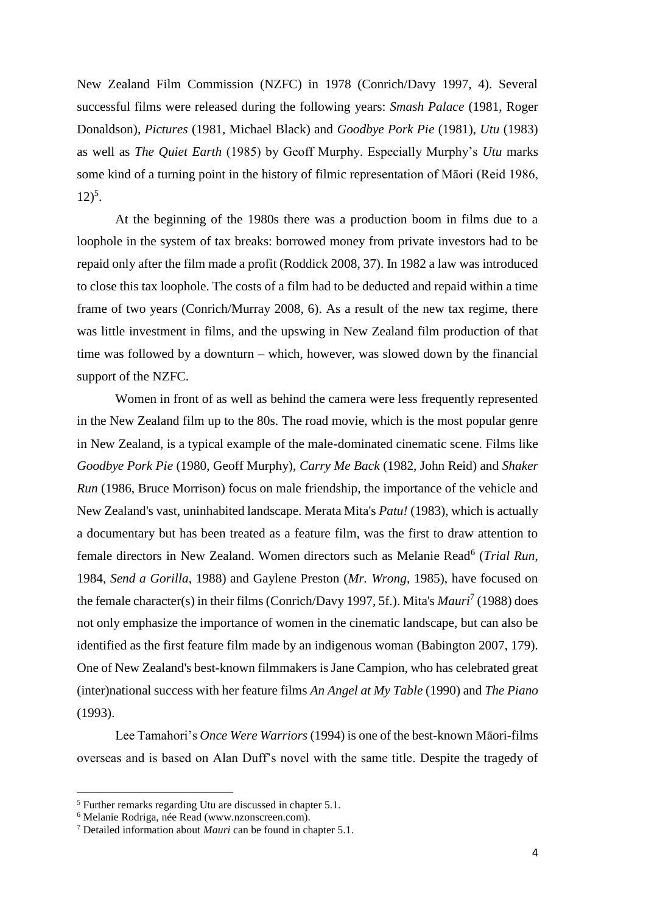New Zealand Film Commission (NZFC) in 1978 (Conrich/Davy 1997, 4). Several successful films were released during the following years: *Smash Palace* (1981, Roger Donaldson), *Pictures* (1981, Michael Black) and *Goodbye Pork Pie* (1981), *Utu* (1983) as well as *The Quiet Earth* (1985) by Geoff Murphy. Especially Murphy's *Utu* marks some kind of a turning point in the history of filmic representation of Māori (Reid 1986, 12)[5].

At the beginning of the 1980s there was a production boom in films due to a loophole in the system of tax breaks: borrowed money from private investors had to be repaid only after the film made a profit (Roddick 2008, 37). In 1982 a law was introduced to close this tax loophole. The costs of a film had to be deducted and repaid within a time frame of two years (Conrich/Murray 2008, 6). As a result of the new tax regime, there was little investment in films, and the upswing in New Zealand film production of that time was followed by a downturn – which, however, was slowed down by the financial support of the NZFC.

Women in front of as well as behind the camera were less frequently represented in the New Zealand film up to the 80s. The road movie, which is the most popular genre in New Zealand, is a typical example of the male-dominated cinematic scene. Films like *Goodbye Pork Pie* (1980, Geoff Murphy), *Carry Me Back* (1982, John Reid) and *Shaker Run* (1986, Bruce Morrison) focus on male friendship, the importance of the vehicle and New Zealand's vast, uninhabited landscape. Merata Mita's *Patu!* (1983), which is actually a documentary but has been treated as a feature film, was the first to draw attention to female directors in New Zealand. Women directors such as Melanie Read[6] (*Trial Run*, 1984, *Send a Gorilla*, 1988) and Gaylene Preston (*Mr. Wrong*, 1985), have focused on the female character(s) in their films (Conrich/Davy 1997, 5f.). Mita's *Mauri*[7] (1988) does not only emphasize the importance of women in the cinematic landscape, but can also be identified as the first feature film made by an indigenous woman (Babington 2007, 179). One of New Zealand's best-known filmmakers is Jane Campion, who has celebrated great (inter)national success with her feature films *An Angel at My Table* (1990) and *The Piano* (1993).

Lee Tamahori's *Once Were Warriors* (1994) is one of the best-known Māori-films overseas and is based on Alan Duff's novel with the same title. Despite the tragedy of

---

[5] Further remarks regarding Utu are discussed in chapter 5.1.

[6] Melanie Rodriga, née Read (www.nzonscreen.com).

[7] Detailed information about *Mauri* can be found in chapter 5.1.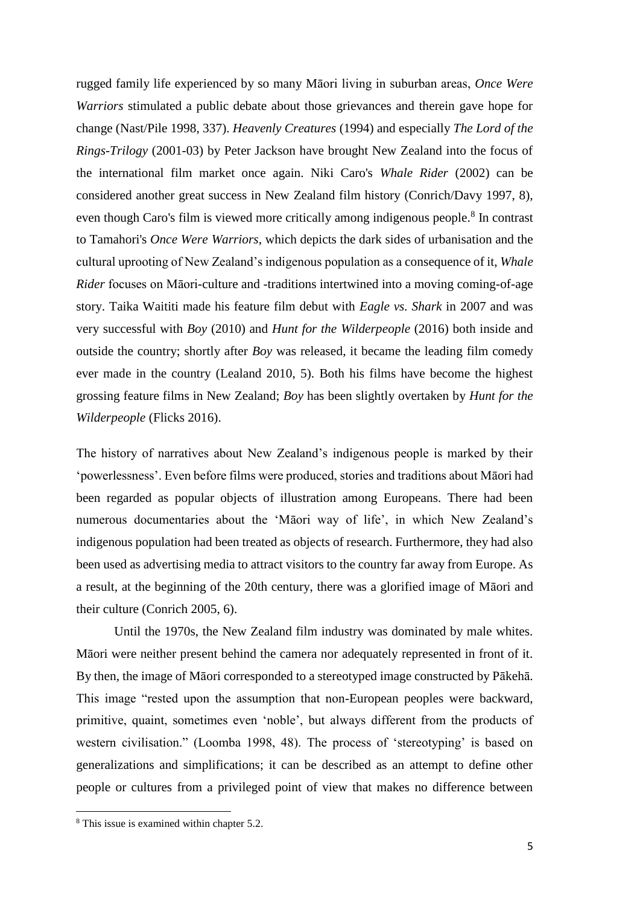rugged family life experienced by so many Māori living in suburban areas, *Once Were Warriors* stimulated a public debate about those grievances and therein gave hope for change (Nast/Pile 1998, 337). *Heavenly Creatures* (1994) and especially *The Lord of the Rings-Trilogy* (2001-03) by Peter Jackson have brought New Zealand into the focus of the international film market once again. Niki Caro's *Whale Rider* (2002) can be considered another great success in New Zealand film history (Conrich/Davy 1997, 8), even though Caro's film is viewed more critically among indigenous people.[8] In contrast to Tamahori's *Once Were Warriors*, which depicts the dark sides of urbanisation and the cultural uprooting of New Zealand's indigenous population as a consequence of it, *Whale Rider* focuses on Māori-culture and -traditions intertwined into a moving coming-of-age story. Taika Waititi made his feature film debut with *Eagle vs. Shark* in 2007 and was very successful with *Boy* (2010) and *Hunt for the Wilderpeople* (2016) both inside and outside the country; shortly after *Boy* was released, it became the leading film comedy ever made in the country (Lealand 2010, 5). Both his films have become the highest grossing feature films in New Zealand; *Boy* has been slightly overtaken by *Hunt for the Wilderpeople* (Flicks 2016).

The history of narratives about New Zealand's indigenous people is marked by their 'powerlessness'. Even before films were produced, stories and traditions about Māori had been regarded as popular objects of illustration among Europeans. There had been numerous documentaries about the 'Māori way of life', in which New Zealand's indigenous population had been treated as objects of research. Furthermore, they had also been used as advertising media to attract visitors to the country far away from Europe. As a result, at the beginning of the 20th century, there was a glorified image of Māori and their culture (Conrich 2005, 6).

Until the 1970s, the New Zealand film industry was dominated by male whites. Māori were neither present behind the camera nor adequately represented in front of it. By then, the image of Māori corresponded to a stereotyped image constructed by Pākehā. This image "rested upon the assumption that non-European peoples were backward, primitive, quaint, sometimes even 'noble', but always different from the products of western civilisation." (Loomba 1998, 48). The process of 'stereotyping' is based on generalizations and simplifications; it can be described as an attempt to define other people or cultures from a privileged point of view that makes no difference between

[8] This issue is examined within chapter 5.2.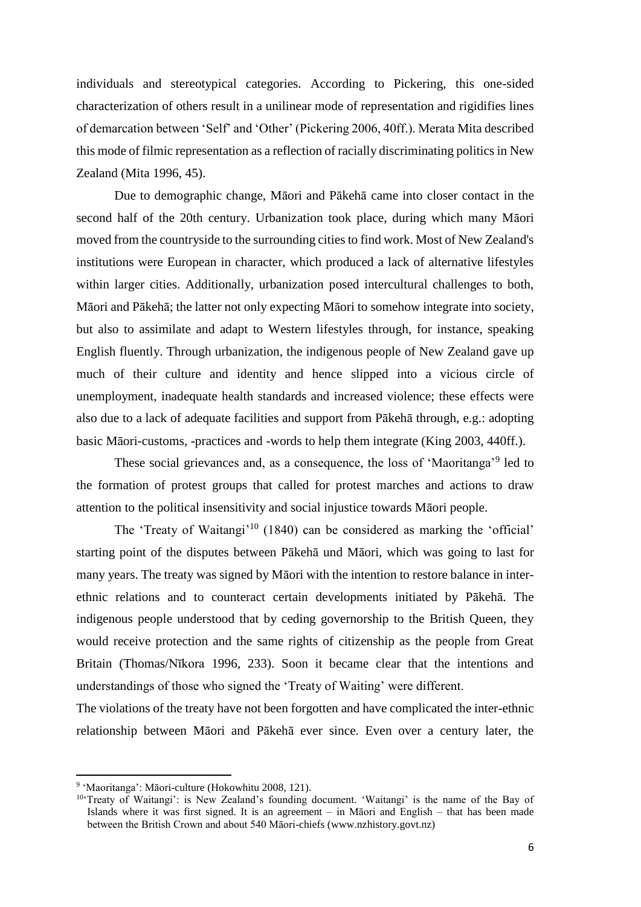individuals and stereotypical categories. According to Pickering, this one-sided characterization of others result in a unilinear mode of representation and rigidifies lines of demarcation between 'Self' and 'Other' (Pickering 2006, 40ff.). Merata Mita described this mode of filmic representation as a reflection of racially discriminating politics in New Zealand (Mita 1996, 45).

Due to demographic change, Māori and Pākehā came into closer contact in the second half of the 20th century. Urbanization took place, during which many Māori moved from the countryside to the surrounding cities to find work. Most of New Zealand's institutions were European in character, which produced a lack of alternative lifestyles within larger cities. Additionally, urbanization posed intercultural challenges to both, Māori and Pākehā; the latter not only expecting Māori to somehow integrate into society, but also to assimilate and adapt to Western lifestyles through, for instance, speaking English fluently. Through urbanization, the indigenous people of New Zealand gave up much of their culture and identity and hence slipped into a vicious circle of unemployment, inadequate health standards and increased violence; these effects were also due to a lack of adequate facilities and support from Pākehā through, e.g.: adopting basic Māori-customs, -practices and -words to help them integrate (King 2003, 440ff.).

These social grievances and, as a consequence, the loss of 'Maoritanga'[9] led to the formation of protest groups that called for protest marches and actions to draw attention to the political insensitivity and social injustice towards Māori people.

The 'Treaty of Waitangi'[10] (1840) can be considered as marking the 'official' starting point of the disputes between Pākehā und Māori, which was going to last for many years. The treaty was signed by Māori with the intention to restore balance in inter-ethnic relations and to counteract certain developments initiated by Pākehā. The indigenous people understood that by ceding governorship to the British Queen, they would receive protection and the same rights of citizenship as the people from Great Britain (Thomas/Nīkora 1996, 233). Soon it became clear that the intentions and understandings of those who signed the 'Treaty of Waiting' were different.

The violations of the treaty have not been forgotten and have complicated the inter-ethnic relationship between Māori and Pākehā ever since. Even over a century later, the

[9] 'Maoritanga': Māori-culture (Hokowhitu 2008, 121).

[10] 'Treaty of Waitangi': is New Zealand's founding document. 'Waitangi' is the name of the Bay of Islands where it was first signed. It is an agreement – in Māori and English – that has been made between the British Crown and about 540 Māori-chiefs (www.nzhistory.govt.nz)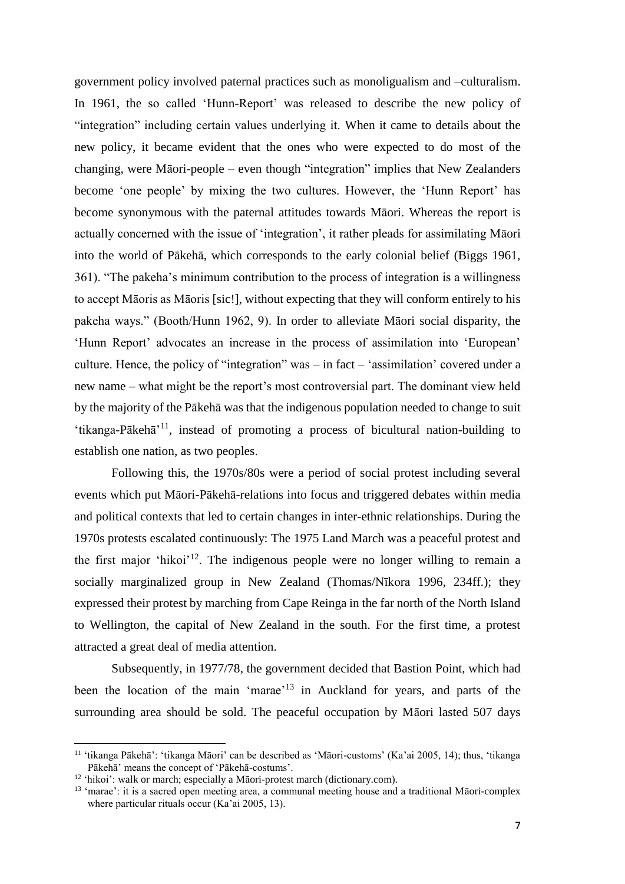government policy involved paternal practices such as monoligualism and –culturalism. In 1961, the so called 'Hunn-Report' was released to describe the new policy of "integration" including certain values underlying it. When it came to details about the new policy, it became evident that the ones who were expected to do most of the changing, were Māori-people – even though "integration" implies that New Zealanders become 'one people' by mixing the two cultures. However, the 'Hunn Report' has become synonymous with the paternal attitudes towards Māori. Whereas the report is actually concerned with the issue of 'integration', it rather pleads for assimilating Māori into the world of Pākehā, which corresponds to the early colonial belief (Biggs 1961, 361). "The pakeha's minimum contribution to the process of integration is a willingness to accept Māoris as Māoris [sic!], without expecting that they will conform entirely to his pakeha ways." (Booth/Hunn 1962, 9). In order to alleviate Māori social disparity, the 'Hunn Report' advocates an increase in the process of assimilation into 'European' culture. Hence, the policy of "integration" was – in fact – 'assimilation' covered under a new name – what might be the report's most controversial part. The dominant view held by the majority of the Pākehā was that the indigenous population needed to change to suit 'tikanga-Pākehā'[11], instead of promoting a process of bicultural nation-building to establish one nation, as two peoples.

Following this, the 1970s/80s were a period of social protest including several events which put Māori-Pākehā-relations into focus and triggered debates within media and political contexts that led to certain changes in inter-ethnic relationships. During the 1970s protests escalated continuously: The 1975 Land March was a peaceful protest and the first major 'hikoi'[12]. The indigenous people were no longer willing to remain a socially marginalized group in New Zealand (Thomas/Nīkora 1996, 234ff.); they expressed their protest by marching from Cape Reinga in the far north of the North Island to Wellington, the capital of New Zealand in the south. For the first time, a protest attracted a great deal of media attention.

Subsequently, in 1977/78, the government decided that Bastion Point, which had been the location of the main 'marae'[13] in Auckland for years, and parts of the surrounding area should be sold. The peaceful occupation by Māori lasted 507 days

---

[11] 'tikanga Pākehā': 'tikanga Māori' can be described as 'Māori-customs' (Ka'ai 2005, 14); thus, 'tikanga Pākehā' means the concept of 'Pākehā-costums'.

[12] 'hikoi': walk or march; especially a Māori-protest march (dictionary.com).

[13] 'marae': it is a sacred open meeting area, a communal meeting house and a traditional Māori-complex where particular rituals occur (Ka'ai 2005, 13).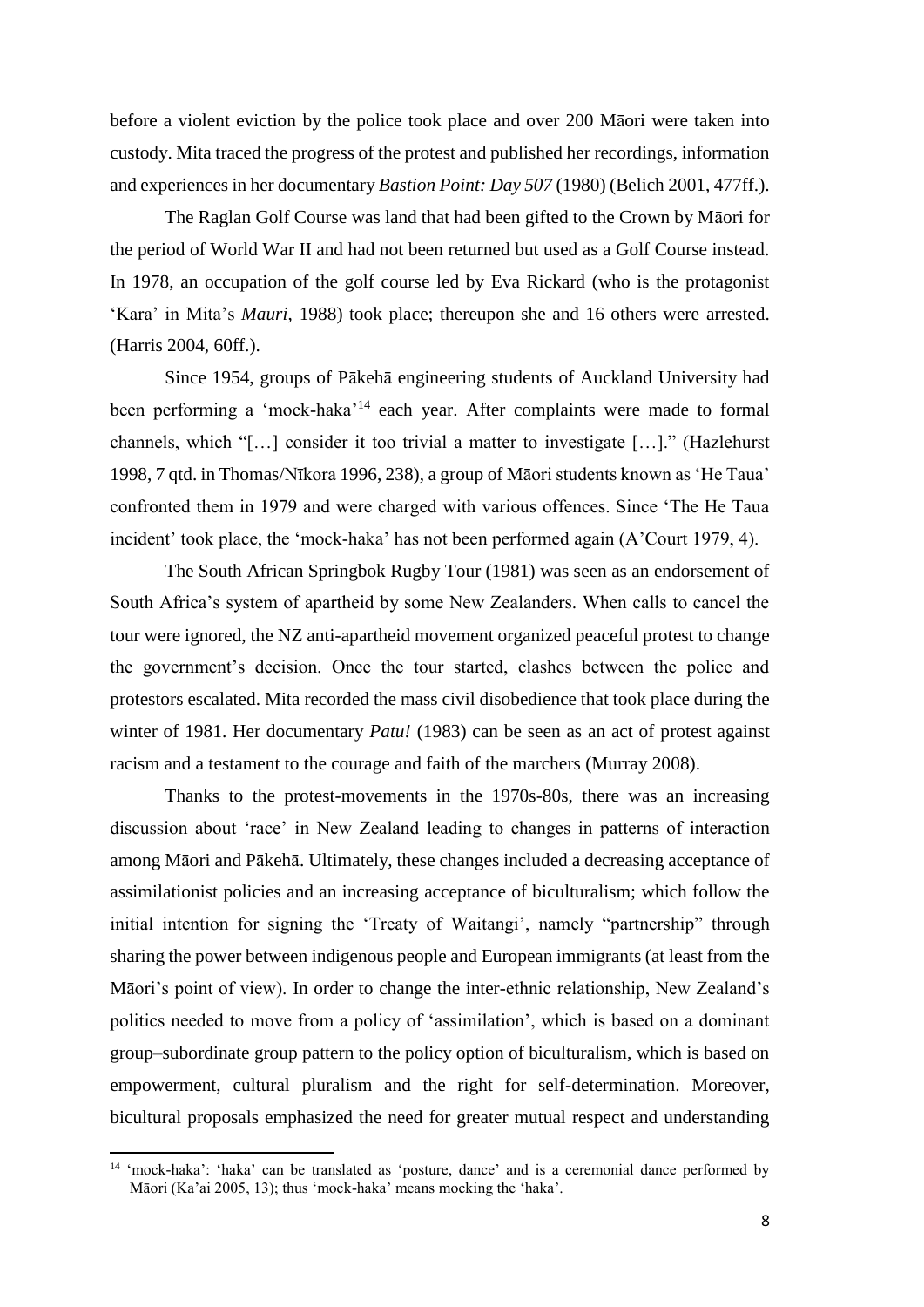before a violent eviction by the police took place and over 200 Māori were taken into custody. Mita traced the progress of the protest and published her recordings, information and experiences in her documentary *Bastion Point: Day 507* (1980) (Belich 2001, 477ff.).

The Raglan Golf Course was land that had been gifted to the Crown by Māori for the period of World War II and had not been returned but used as a Golf Course instead. In 1978, an occupation of the golf course led by Eva Rickard (who is the protagonist 'Kara' in Mita's *Mauri*, 1988) took place; thereupon she and 16 others were arrested. (Harris 2004, 60ff.).

Since 1954, groups of Pākehā engineering students of Auckland University had been performing a 'mock-haka'[14] each year. After complaints were made to formal channels, which "[…] consider it too trivial a matter to investigate […]." (Hazlehurst 1998, 7 qtd. in Thomas/Nīkora 1996, 238), a group of Māori students known as 'He Taua' confronted them in 1979 and were charged with various offences. Since 'The He Taua incident' took place, the 'mock-haka' has not been performed again (A'Court 1979, 4).

The South African Springbok Rugby Tour (1981) was seen as an endorsement of South Africa's system of apartheid by some New Zealanders. When calls to cancel the tour were ignored, the NZ anti-apartheid movement organized peaceful protest to change the government's decision. Once the tour started, clashes between the police and protestors escalated. Mita recorded the mass civil disobedience that took place during the winter of 1981. Her documentary *Patu!* (1983) can be seen as an act of protest against racism and a testament to the courage and faith of the marchers (Murray 2008).

Thanks to the protest-movements in the 1970s-80s, there was an increasing discussion about 'race' in New Zealand leading to changes in patterns of interaction among Māori and Pākehā. Ultimately, these changes included a decreasing acceptance of assimilationist policies and an increasing acceptance of biculturalism; which follow the initial intention for signing the 'Treaty of Waitangi', namely "partnership" through sharing the power between indigenous people and European immigrants (at least from the Māori's point of view). In order to change the inter-ethnic relationship, New Zealand's politics needed to move from a policy of 'assimilation', which is based on a dominant group–subordinate group pattern to the policy option of biculturalism, which is based on empowerment, cultural pluralism and the right for self-determination. Moreover, bicultural proposals emphasized the need for greater mutual respect and understanding

[14] 'mock-haka': 'haka' can be translated as 'posture, dance' and is a ceremonial dance performed by Māori (Ka'ai 2005, 13); thus 'mock-haka' means mocking the 'haka'.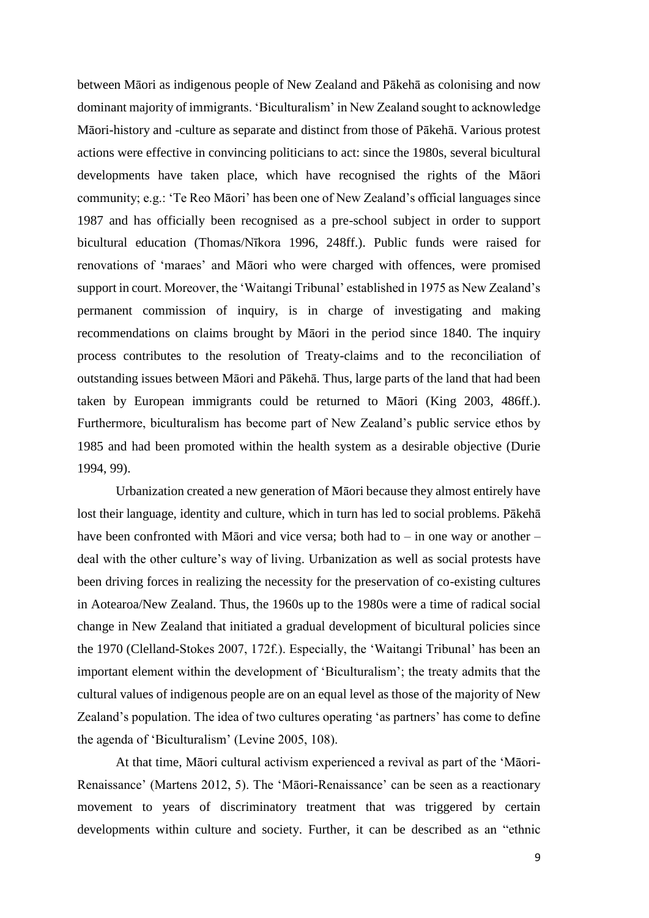between Māori as indigenous people of New Zealand and Pākehā as colonising and now dominant majority of immigrants. 'Biculturalism' in New Zealand sought to acknowledge Māori-history and -culture as separate and distinct from those of Pākehā. Various protest actions were effective in convincing politicians to act: since the 1980s, several bicultural developments have taken place, which have recognised the rights of the Māori community; e.g.: 'Te Reo Māori' has been one of New Zealand's official languages since 1987 and has officially been recognised as a pre-school subject in order to support bicultural education (Thomas/Nīkora 1996, 248ff.). Public funds were raised for renovations of 'maraes' and Māori who were charged with offences, were promised support in court. Moreover, the 'Waitangi Tribunal' established in 1975 as New Zealand's permanent commission of inquiry, is in charge of investigating and making recommendations on claims brought by Māori in the period since 1840. The inquiry process contributes to the resolution of Treaty-claims and to the reconciliation of outstanding issues between Māori and Pākehā. Thus, large parts of the land that had been taken by European immigrants could be returned to Māori (King 2003, 486ff.). Furthermore, biculturalism has become part of New Zealand's public service ethos by 1985 and had been promoted within the health system as a desirable objective (Durie 1994, 99).

Urbanization created a new generation of Māori because they almost entirely have lost their language, identity and culture, which in turn has led to social problems. Pākehā have been confronted with Māori and vice versa; both had to – in one way or another – deal with the other culture's way of living. Urbanization as well as social protests have been driving forces in realizing the necessity for the preservation of co-existing cultures in Aotearoa/New Zealand. Thus, the 1960s up to the 1980s were a time of radical social change in New Zealand that initiated a gradual development of bicultural policies since the 1970 (Clelland-Stokes 2007, 172f.). Especially, the 'Waitangi Tribunal' has been an important element within the development of 'Biculturalism'; the treaty admits that the cultural values of indigenous people are on an equal level as those of the majority of New Zealand's population. The idea of two cultures operating 'as partners' has come to define the agenda of 'Biculturalism' (Levine 2005, 108).

At that time, Māori cultural activism experienced a revival as part of the 'Māori-Renaissance' (Martens 2012, 5). The 'Māori-Renaissance' can be seen as a reactionary movement to years of discriminatory treatment that was triggered by certain developments within culture and society. Further, it can be described as an "ethnic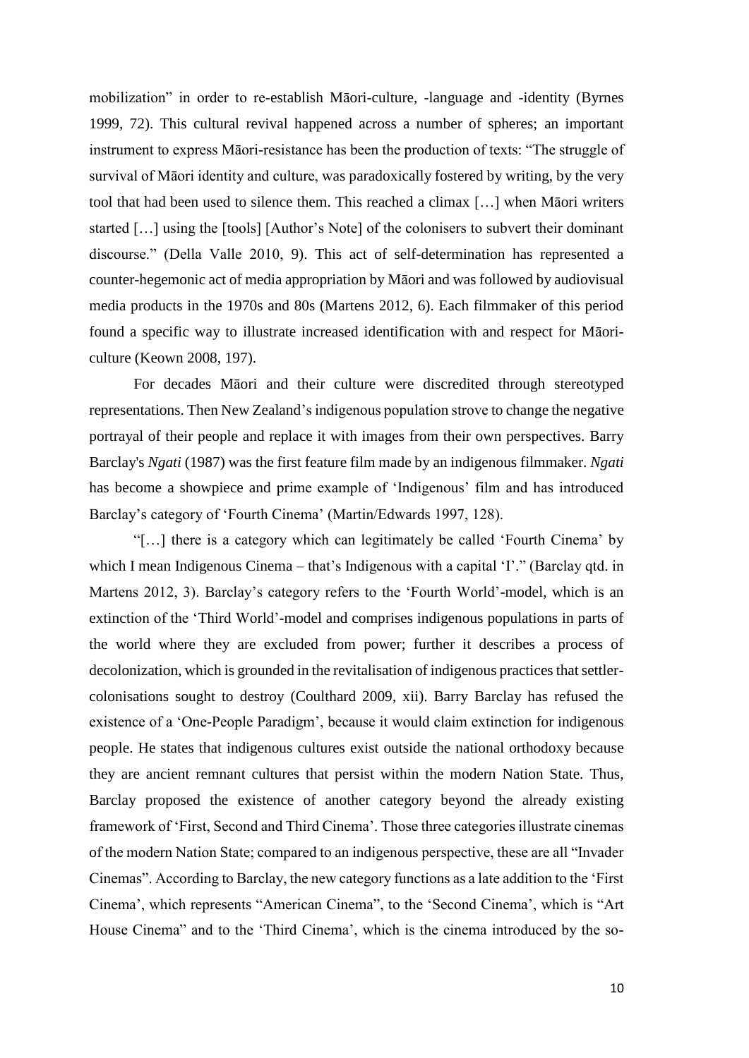mobilization" in order to re-establish Māori-culture, -language and -identity (Byrnes 1999, 72). This cultural revival happened across a number of spheres; an important instrument to express Māori-resistance has been the production of texts: "The struggle of survival of Māori identity and culture, was paradoxically fostered by writing, by the very tool that had been used to silence them. This reached a climax […] when Māori writers started […] using the [tools] [Author's Note] of the colonisers to subvert their dominant discourse." (Della Valle 2010, 9). This act of self-determination has represented a counter-hegemonic act of media appropriation by Māori and was followed by audiovisual media products in the 1970s and 80s (Martens 2012, 6). Each filmmaker of this period found a specific way to illustrate increased identification with and respect for Māori-culture (Keown 2008, 197).

For decades Māori and their culture were discredited through stereotyped representations. Then New Zealand's indigenous population strove to change the negative portrayal of their people and replace it with images from their own perspectives. Barry Barclay's *Ngati* (1987) was the first feature film made by an indigenous filmmaker. *Ngati* has become a showpiece and prime example of 'Indigenous' film and has introduced Barclay's category of 'Fourth Cinema' (Martin/Edwards 1997, 128).

"[…] there is a category which can legitimately be called 'Fourth Cinema' by which I mean Indigenous Cinema – that's Indigenous with a capital 'I'." (Barclay qtd. in Martens 2012, 3). Barclay's category refers to the 'Fourth World'-model, which is an extinction of the 'Third World'-model and comprises indigenous populations in parts of the world where they are excluded from power; further it describes a process of decolonization, which is grounded in the revitalisation of indigenous practices that settler-colonisations sought to destroy (Coulthard 2009, xii). Barry Barclay has refused the existence of a 'One-People Paradigm', because it would claim extinction for indigenous people. He states that indigenous cultures exist outside the national orthodoxy because they are ancient remnant cultures that persist within the modern Nation State. Thus, Barclay proposed the existence of another category beyond the already existing framework of 'First, Second and Third Cinema'. Those three categories illustrate cinemas of the modern Nation State; compared to an indigenous perspective, these are all "Invader Cinemas". According to Barclay, the new category functions as a late addition to the 'First Cinema', which represents "American Cinema", to the 'Second Cinema', which is "Art House Cinema" and to the 'Third Cinema', which is the cinema introduced by the so-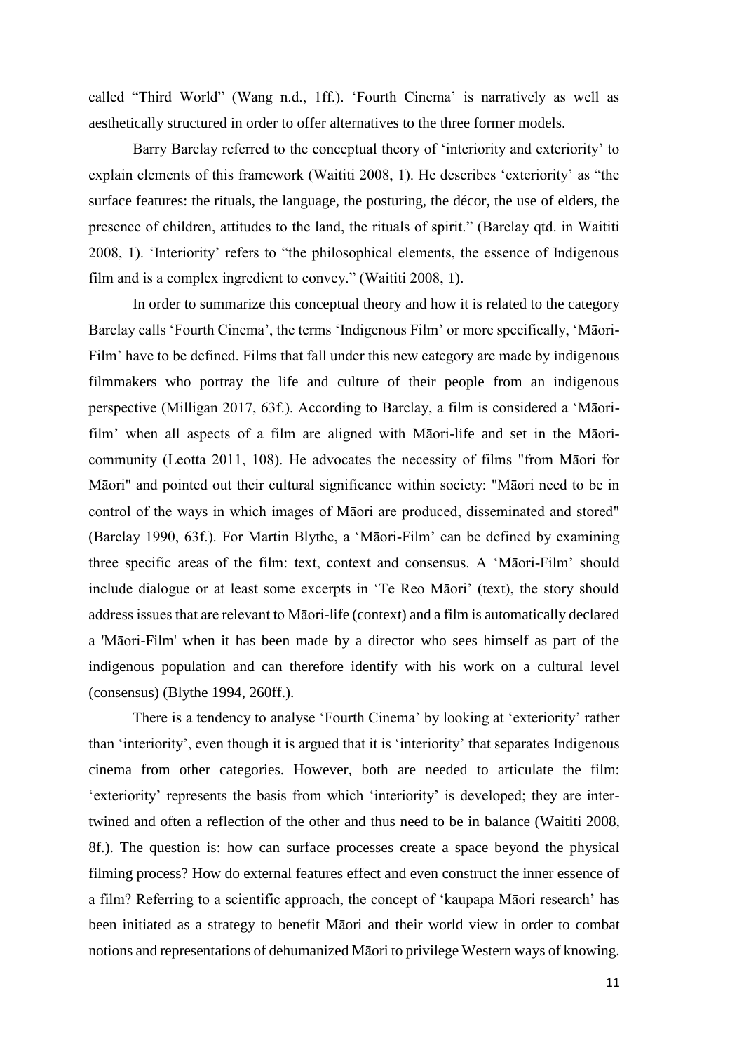called "Third World" (Wang n.d., 1ff.). 'Fourth Cinema' is narratively as well as aesthetically structured in order to offer alternatives to the three former models.

Barry Barclay referred to the conceptual theory of 'interiority and exteriority' to explain elements of this framework (Waititi 2008, 1). He describes 'exteriority' as "the surface features: the rituals, the language, the posturing, the décor, the use of elders, the presence of children, attitudes to the land, the rituals of spirit." (Barclay qtd. in Waititi 2008, 1). 'Interiority' refers to "the philosophical elements, the essence of Indigenous film and is a complex ingredient to convey." (Waititi 2008, 1).

In order to summarize this conceptual theory and how it is related to the category Barclay calls 'Fourth Cinema', the terms 'Indigenous Film' or more specifically, 'Māori-Film' have to be defined. Films that fall under this new category are made by indigenous filmmakers who portray the life and culture of their people from an indigenous perspective (Milligan 2017, 63f.). According to Barclay, a film is considered a 'Māori-film' when all aspects of a film are aligned with Māori-life and set in the Māori-community (Leotta 2011, 108). He advocates the necessity of films "from Māori for Māori" and pointed out their cultural significance within society: "Māori need to be in control of the ways in which images of Māori are produced, disseminated and stored" (Barclay 1990, 63f.). For Martin Blythe, a 'Māori-Film' can be defined by examining three specific areas of the film: text, context and consensus. A 'Māori-Film' should include dialogue or at least some excerpts in 'Te Reo Māori' (text), the story should address issues that are relevant to Māori-life (context) and a film is automatically declared a 'Māori-Film' when it has been made by a director who sees himself as part of the indigenous population and can therefore identify with his work on a cultural level (consensus) (Blythe 1994, 260ff.).

There is a tendency to analyse 'Fourth Cinema' by looking at 'exteriority' rather than 'interiority', even though it is argued that it is 'interiority' that separates Indigenous cinema from other categories. However, both are needed to articulate the film: 'exteriority' represents the basis from which 'interiority' is developed; they are inter-twined and often a reflection of the other and thus need to be in balance (Waititi 2008, 8f.). The question is: how can surface processes create a space beyond the physical filming process? How do external features effect and even construct the inner essence of a film? Referring to a scientific approach, the concept of 'kaupapa Māori research' has been initiated as a strategy to benefit Māori and their world view in order to combat notions and representations of dehumanized Māori to privilege Western ways of knowing.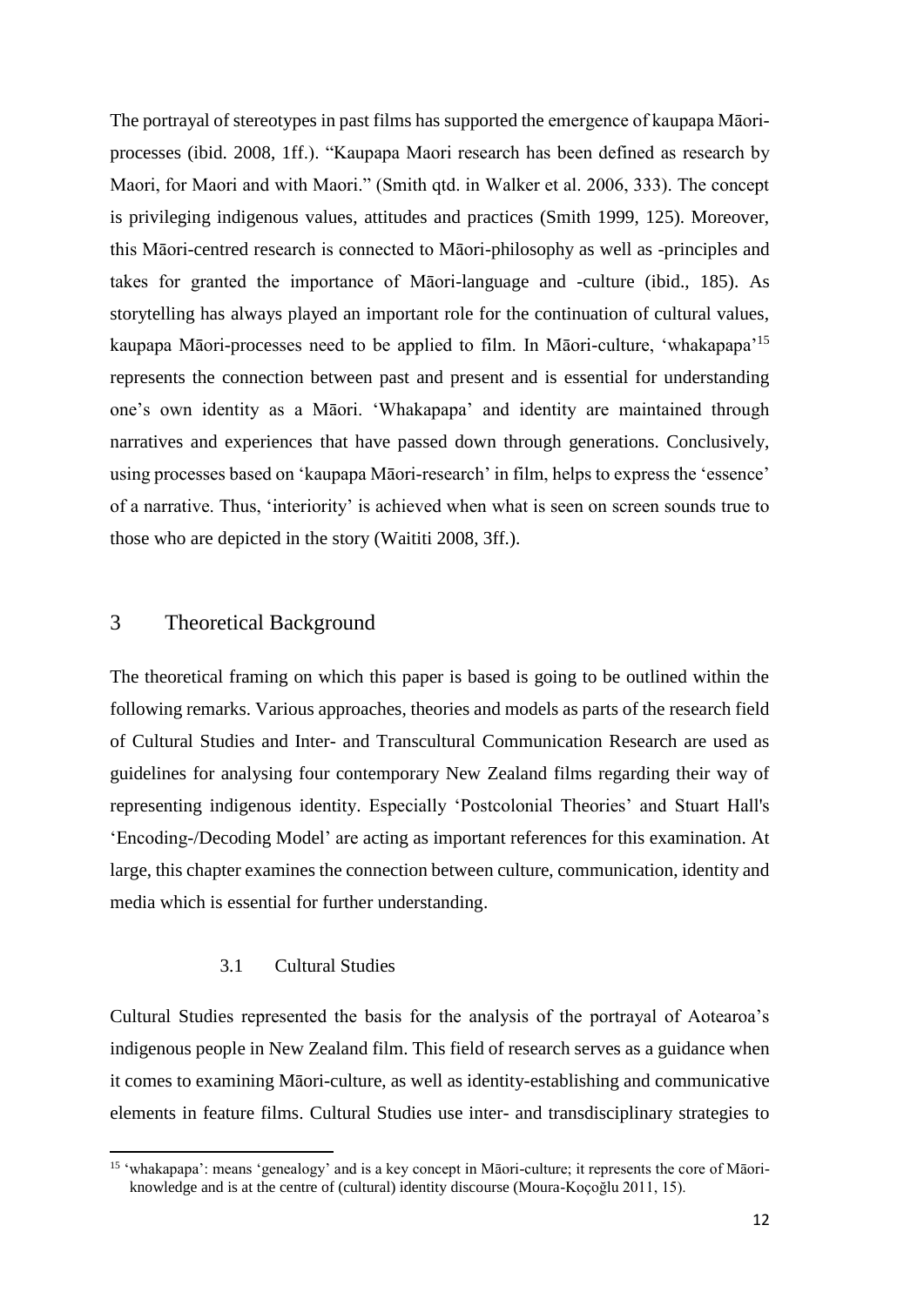The portrayal of stereotypes in past films has supported the emergence of kaupapa Māori-processes (ibid. 2008, 1ff.). "Kaupapa Maori research has been defined as research by Maori, for Maori and with Maori." (Smith qtd. in Walker et al. 2006, 333). The concept is privileging indigenous values, attitudes and practices (Smith 1999, 125). Moreover, this Māori-centred research is connected to Māori-philosophy as well as -principles and takes for granted the importance of Māori-language and -culture (ibid., 185). As storytelling has always played an important role for the continuation of cultural values, kaupapa Māori-processes need to be applied to film. In Māori-culture, 'whakapapa'[15] represents the connection between past and present and is essential for understanding one's own identity as a Māori. 'Whakapapa' and identity are maintained through narratives and experiences that have passed down through generations. Conclusively, using processes based on 'kaupapa Māori-research' in film, helps to express the 'essence' of a narrative. Thus, 'interiority' is achieved when what is seen on screen sounds true to those who are depicted in the story (Waititi 2008, 3ff.).

# 3 Theoretical Background

The theoretical framing on which this paper is based is going to be outlined within the following remarks. Various approaches, theories and models as parts of the research field of Cultural Studies and Inter- and Transcultural Communication Research are used as guidelines for analysing four contemporary New Zealand films regarding their way of representing indigenous identity. Especially 'Postcolonial Theories' and Stuart Hall's 'Encoding-/Decoding Model' are acting as important references for this examination. At large, this chapter examines the connection between culture, communication, identity and media which is essential for further understanding.

## 3.1 Cultural Studies

Cultural Studies represented the basis for the analysis of the portrayal of Aotearoa's indigenous people in New Zealand film. This field of research serves as a guidance when it comes to examining Māori-culture, as well as identity-establishing and communicative elements in feature films. Cultural Studies use inter- and transdisciplinary strategies to

[15] 'whakapapa': means 'genealogy' and is a key concept in Māori-culture; it represents the core of Māori-knowledge and is at the centre of (cultural) identity discourse (Moura-Koçoğlu 2011, 15).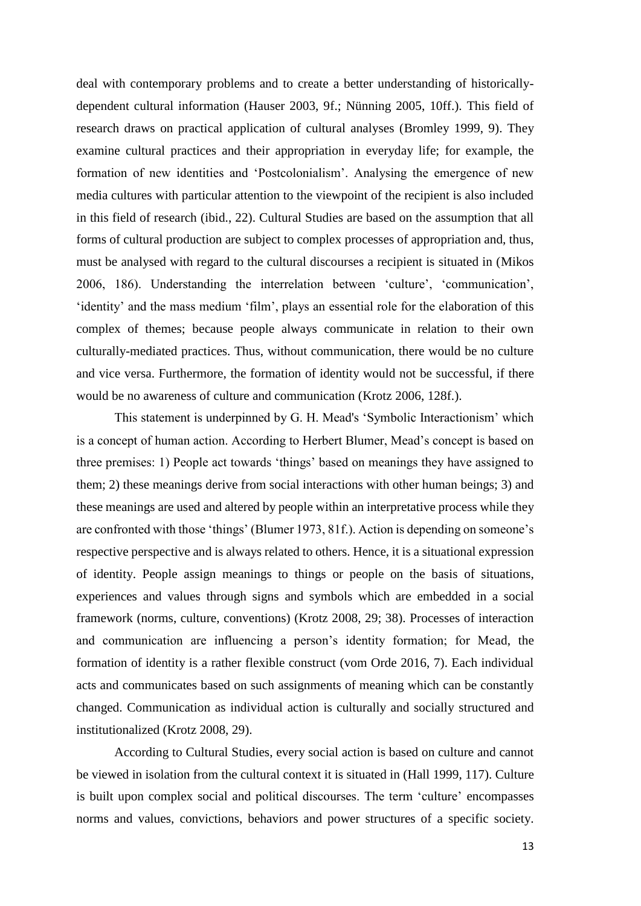deal with contemporary problems and to create a better understanding of historically-dependent cultural information (Hauser 2003, 9f.; Nünning 2005, 10ff.). This field of research draws on practical application of cultural analyses (Bromley 1999, 9). They examine cultural practices and their appropriation in everyday life; for example, the formation of new identities and 'Postcolonialism'. Analysing the emergence of new media cultures with particular attention to the viewpoint of the recipient is also included in this field of research (ibid., 22). Cultural Studies are based on the assumption that all forms of cultural production are subject to complex processes of appropriation and, thus, must be analysed with regard to the cultural discourses a recipient is situated in (Mikos 2006, 186). Understanding the interrelation between 'culture', 'communication', 'identity' and the mass medium 'film', plays an essential role for the elaboration of this complex of themes; because people always communicate in relation to their own culturally-mediated practices. Thus, without communication, there would be no culture and vice versa. Furthermore, the formation of identity would not be successful, if there would be no awareness of culture and communication (Krotz 2006, 128f.).

This statement is underpinned by G. H. Mead's 'Symbolic Interactionism' which is a concept of human action. According to Herbert Blumer, Mead's concept is based on three premises: 1) People act towards 'things' based on meanings they have assigned to them; 2) these meanings derive from social interactions with other human beings; 3) and these meanings are used and altered by people within an interpretative process while they are confronted with those 'things' (Blumer 1973, 81f.). Action is depending on someone's respective perspective and is always related to others. Hence, it is a situational expression of identity. People assign meanings to things or people on the basis of situations, experiences and values through signs and symbols which are embedded in a social framework (norms, culture, conventions) (Krotz 2008, 29; 38). Processes of interaction and communication are influencing a person's identity formation; for Mead, the formation of identity is a rather flexible construct (vom Orde 2016, 7). Each individual acts and communicates based on such assignments of meaning which can be constantly changed. Communication as individual action is culturally and socially structured and institutionalized (Krotz 2008, 29).

According to Cultural Studies, every social action is based on culture and cannot be viewed in isolation from the cultural context it is situated in (Hall 1999, 117). Culture is built upon complex social and political discourses. The term 'culture' encompasses norms and values, convictions, behaviors and power structures of a specific society.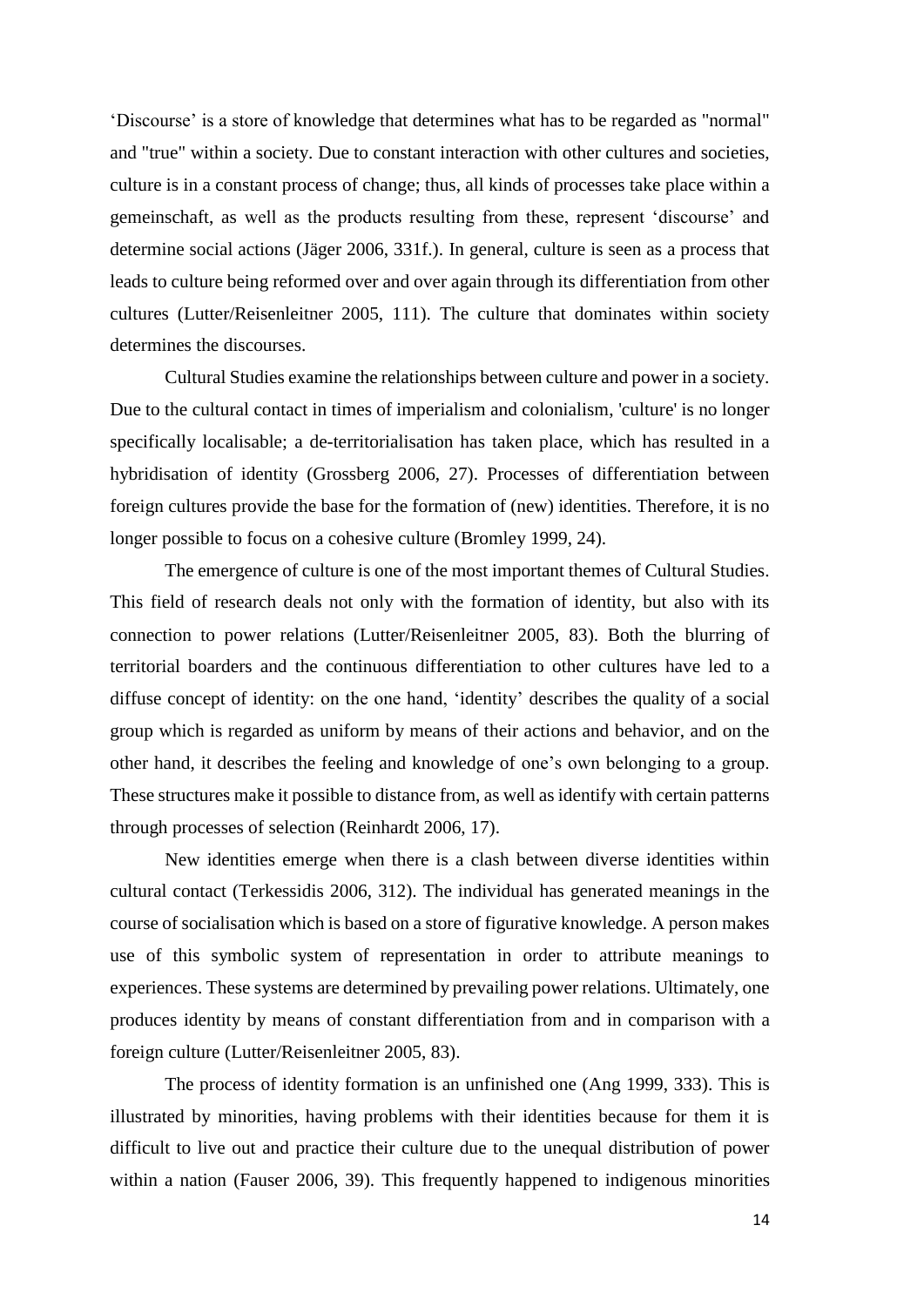'Discourse' is a store of knowledge that determines what has to be regarded as "normal" and "true" within a society. Due to constant interaction with other cultures and societies, culture is in a constant process of change; thus, all kinds of processes take place within a gemeinschaft, as well as the products resulting from these, represent 'discourse' and determine social actions (Jäger 2006, 331f.). In general, culture is seen as a process that leads to culture being reformed over and over again through its differentiation from other cultures (Lutter/Reisenleitner 2005, 111). The culture that dominates within society determines the discourses.

Cultural Studies examine the relationships between culture and power in a society. Due to the cultural contact in times of imperialism and colonialism, 'culture' is no longer specifically localisable; a de-territorialisation has taken place, which has resulted in a hybridisation of identity (Grossberg 2006, 27). Processes of differentiation between foreign cultures provide the base for the formation of (new) identities. Therefore, it is no longer possible to focus on a cohesive culture (Bromley 1999, 24).

The emergence of culture is one of the most important themes of Cultural Studies. This field of research deals not only with the formation of identity, but also with its connection to power relations (Lutter/Reisenleitner 2005, 83). Both the blurring of territorial boarders and the continuous differentiation to other cultures have led to a diffuse concept of identity: on the one hand, 'identity' describes the quality of a social group which is regarded as uniform by means of their actions and behavior, and on the other hand, it describes the feeling and knowledge of one's own belonging to a group. These structures make it possible to distance from, as well as identify with certain patterns through processes of selection (Reinhardt 2006, 17).

New identities emerge when there is a clash between diverse identities within cultural contact (Terkessidis 2006, 312). The individual has generated meanings in the course of socialisation which is based on a store of figurative knowledge. A person makes use of this symbolic system of representation in order to attribute meanings to experiences. These systems are determined by prevailing power relations. Ultimately, one produces identity by means of constant differentiation from and in comparison with a foreign culture (Lutter/Reisenleitner 2005, 83).

The process of identity formation is an unfinished one (Ang 1999, 333). This is illustrated by minorities, having problems with their identities because for them it is difficult to live out and practice their culture due to the unequal distribution of power within a nation (Fauser 2006, 39). This frequently happened to indigenous minorities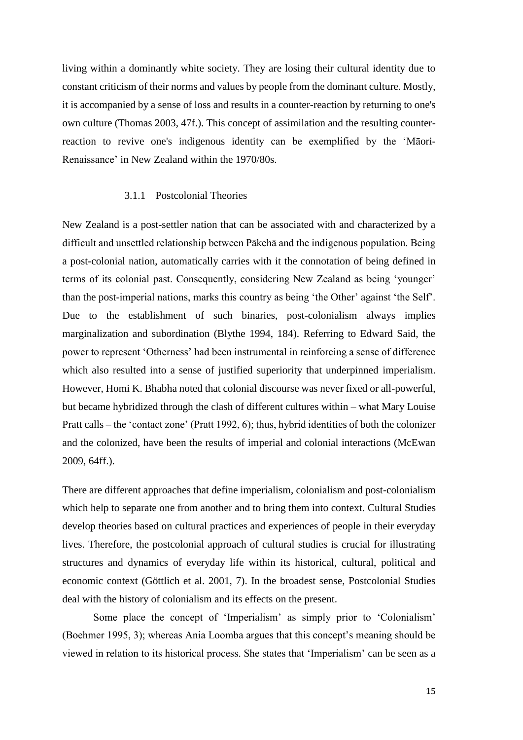living within a dominantly white society. They are losing their cultural identity due to constant criticism of their norms and values by people from the dominant culture. Mostly, it is accompanied by a sense of loss and results in a counter-reaction by returning to one's own culture (Thomas 2003, 47f.). This concept of assimilation and the resulting counter-reaction to revive one's indigenous identity can be exemplified by the 'Māori-Renaissance' in New Zealand within the 1970/80s.

### 3.1.1 Postcolonial Theories

New Zealand is a post-settler nation that can be associated with and characterized by a difficult and unsettled relationship between Pākehā and the indigenous population. Being a post-colonial nation, automatically carries with it the connotation of being defined in terms of its colonial past. Consequently, considering New Zealand as being 'younger' than the post-imperial nations, marks this country as being 'the Other' against 'the Self'. Due to the establishment of such binaries, post-colonialism always implies marginalization and subordination (Blythe 1994, 184). Referring to Edward Said, the power to represent 'Otherness' had been instrumental in reinforcing a sense of difference which also resulted into a sense of justified superiority that underpinned imperialism. However, Homi K. Bhabha noted that colonial discourse was never fixed or all-powerful, but became hybridized through the clash of different cultures within – what Mary Louise Pratt calls – the 'contact zone' (Pratt 1992, 6); thus, hybrid identities of both the colonizer and the colonized, have been the results of imperial and colonial interactions (McEwan 2009, 64ff.).

There are different approaches that define imperialism, colonialism and post-colonialism which help to separate one from another and to bring them into context. Cultural Studies develop theories based on cultural practices and experiences of people in their everyday lives. Therefore, the postcolonial approach of cultural studies is crucial for illustrating structures and dynamics of everyday life within its historical, cultural, political and economic context (Göttlich et al. 2001, 7). In the broadest sense, Postcolonial Studies deal with the history of colonialism and its effects on the present.

Some place the concept of 'Imperialism' as simply prior to 'Colonialism' (Boehmer 1995, 3); whereas Ania Loomba argues that this concept's meaning should be viewed in relation to its historical process. She states that 'Imperialism' can be seen as a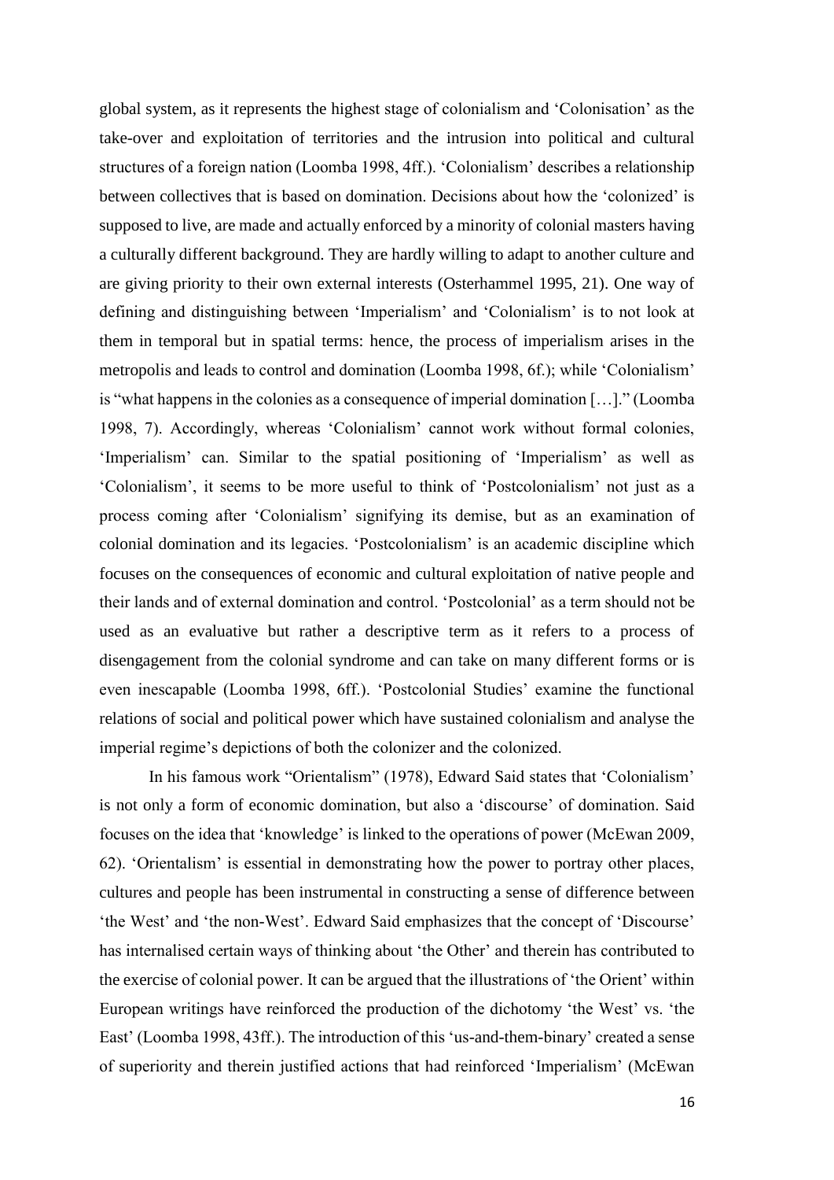global system, as it represents the highest stage of colonialism and 'Colonisation' as the take-over and exploitation of territories and the intrusion into political and cultural structures of a foreign nation (Loomba 1998, 4ff.). 'Colonialism' describes a relationship between collectives that is based on domination. Decisions about how the 'colonized' is supposed to live, are made and actually enforced by a minority of colonial masters having a culturally different background. They are hardly willing to adapt to another culture and are giving priority to their own external interests (Osterhammel 1995, 21). One way of defining and distinguishing between 'Imperialism' and 'Colonialism' is to not look at them in temporal but in spatial terms: hence, the process of imperialism arises in the metropolis and leads to control and domination (Loomba 1998, 6f.); while 'Colonialism' is "what happens in the colonies as a consequence of imperial domination […]." (Loomba 1998, 7). Accordingly, whereas 'Colonialism' cannot work without formal colonies, 'Imperialism' can. Similar to the spatial positioning of 'Imperialism' as well as 'Colonialism', it seems to be more useful to think of 'Postcolonialism' not just as a process coming after 'Colonialism' signifying its demise, but as an examination of colonial domination and its legacies. 'Postcolonialism' is an academic discipline which focuses on the consequences of economic and cultural exploitation of native people and their lands and of external domination and control. 'Postcolonial' as a term should not be used as an evaluative but rather a descriptive term as it refers to a process of disengagement from the colonial syndrome and can take on many different forms or is even inescapable (Loomba 1998, 6ff.). 'Postcolonial Studies' examine the functional relations of social and political power which have sustained colonialism and analyse the imperial regime's depictions of both the colonizer and the colonized.

In his famous work "Orientalism" (1978), Edward Said states that 'Colonialism' is not only a form of economic domination, but also a 'discourse' of domination. Said focuses on the idea that 'knowledge' is linked to the operations of power (McEwan 2009, 62). 'Orientalism' is essential in demonstrating how the power to portray other places, cultures and people has been instrumental in constructing a sense of difference between 'the West' and 'the non-West'. Edward Said emphasizes that the concept of 'Discourse' has internalised certain ways of thinking about 'the Other' and therein has contributed to the exercise of colonial power. It can be argued that the illustrations of 'the Orient' within European writings have reinforced the production of the dichotomy 'the West' vs. 'the East' (Loomba 1998, 43ff.). The introduction of this 'us-and-them-binary' created a sense of superiority and therein justified actions that had reinforced 'Imperialism' (McEwan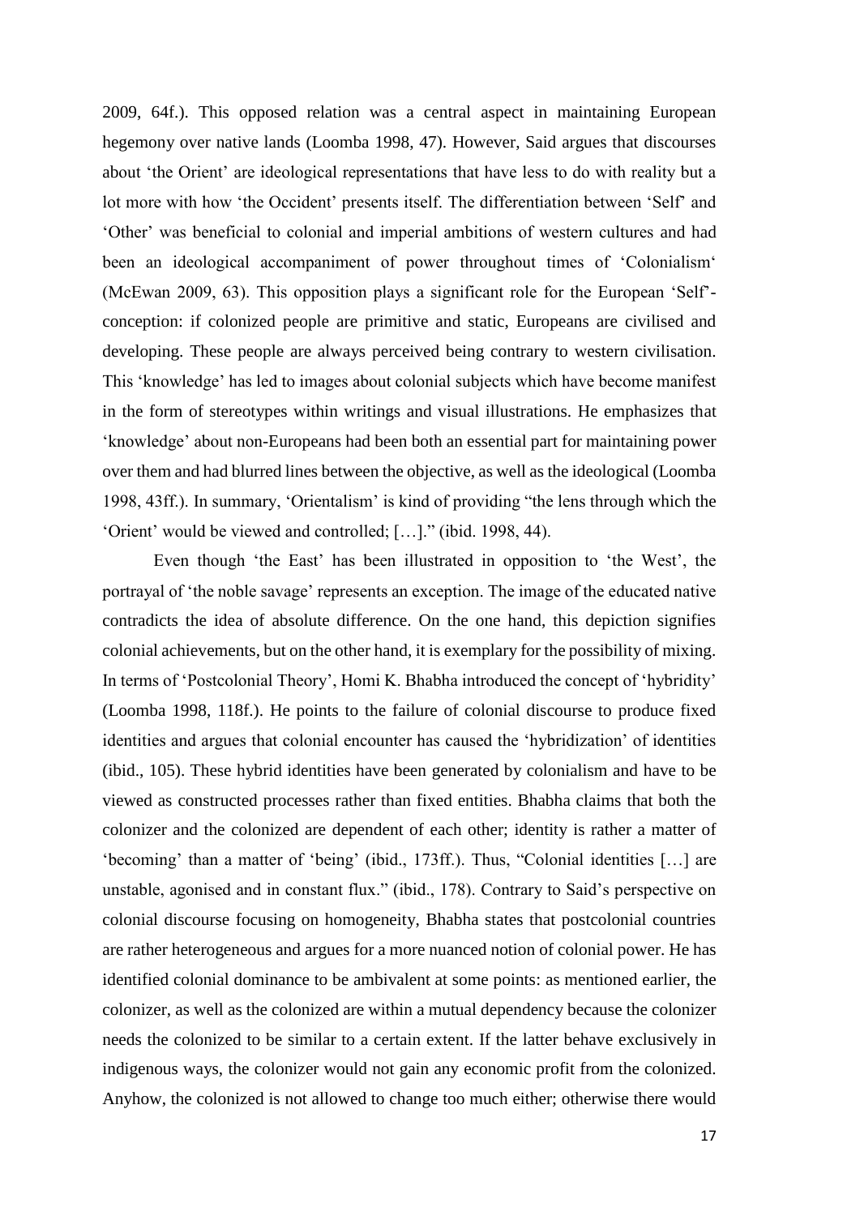2009, 64f.). This opposed relation was a central aspect in maintaining European hegemony over native lands (Loomba 1998, 47). However, Said argues that discourses about 'the Orient' are ideological representations that have less to do with reality but a lot more with how 'the Occident' presents itself. The differentiation between 'Self' and 'Other' was beneficial to colonial and imperial ambitions of western cultures and had been an ideological accompaniment of power throughout times of 'Colonialism' (McEwan 2009, 63). This opposition plays a significant role for the European 'Self'-conception: if colonized people are primitive and static, Europeans are civilised and developing. These people are always perceived being contrary to western civilisation. This 'knowledge' has led to images about colonial subjects which have become manifest in the form of stereotypes within writings and visual illustrations. He emphasizes that 'knowledge' about non-Europeans had been both an essential part for maintaining power over them and had blurred lines between the objective, as well as the ideological (Loomba 1998, 43ff.). In summary, 'Orientalism' is kind of providing "the lens through which the 'Orient' would be viewed and controlled; […]." (ibid. 1998, 44).

Even though 'the East' has been illustrated in opposition to 'the West', the portrayal of 'the noble savage' represents an exception. The image of the educated native contradicts the idea of absolute difference. On the one hand, this depiction signifies colonial achievements, but on the other hand, it is exemplary for the possibility of mixing. In terms of 'Postcolonial Theory', Homi K. Bhabha introduced the concept of 'hybridity' (Loomba 1998, 118f.). He points to the failure of colonial discourse to produce fixed identities and argues that colonial encounter has caused the 'hybridization' of identities (ibid., 105). These hybrid identities have been generated by colonialism and have to be viewed as constructed processes rather than fixed entities. Bhabha claims that both the colonizer and the colonized are dependent of each other; identity is rather a matter of 'becoming' than a matter of 'being' (ibid., 173ff.). Thus, "Colonial identities […] are unstable, agonised and in constant flux." (ibid., 178). Contrary to Said's perspective on colonial discourse focusing on homogeneity, Bhabha states that postcolonial countries are rather heterogeneous and argues for a more nuanced notion of colonial power. He has identified colonial dominance to be ambivalent at some points: as mentioned earlier, the colonizer, as well as the colonized are within a mutual dependency because the colonizer needs the colonized to be similar to a certain extent. If the latter behave exclusively in indigenous ways, the colonizer would not gain any economic profit from the colonized. Anyhow, the colonized is not allowed to change too much either; otherwise there would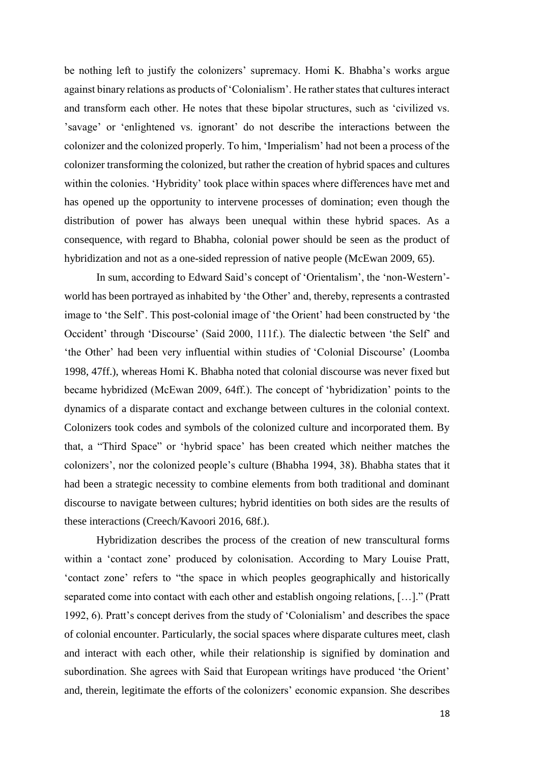be nothing left to justify the colonizers' supremacy. Homi K. Bhabha's works argue against binary relations as products of 'Colonialism'. He rather states that cultures interact and transform each other. He notes that these bipolar structures, such as 'civilized vs. 'savage' or 'enlightened vs. ignorant' do not describe the interactions between the colonizer and the colonized properly. To him, 'Imperialism' had not been a process of the colonizer transforming the colonized, but rather the creation of hybrid spaces and cultures within the colonies. 'Hybridity' took place within spaces where differences have met and has opened up the opportunity to intervene processes of domination; even though the distribution of power has always been unequal within these hybrid spaces. As a consequence, with regard to Bhabha, colonial power should be seen as the product of hybridization and not as a one-sided repression of native people (McEwan 2009, 65).

In sum, according to Edward Said's concept of 'Orientalism', the 'non-Western'-world has been portrayed as inhabited by 'the Other' and, thereby, represents a contrasted image to 'the Self'. This post-colonial image of 'the Orient' had been constructed by 'the Occident' through 'Discourse' (Said 2000, 111f.). The dialectic between 'the Self' and 'the Other' had been very influential within studies of 'Colonial Discourse' (Loomba 1998, 47ff.), whereas Homi K. Bhabha noted that colonial discourse was never fixed but became hybridized (McEwan 2009, 64ff.). The concept of 'hybridization' points to the dynamics of a disparate contact and exchange between cultures in the colonial context. Colonizers took codes and symbols of the colonized culture and incorporated them. By that, a "Third Space" or 'hybrid space' has been created which neither matches the colonizers', nor the colonized people's culture (Bhabha 1994, 38). Bhabha states that it had been a strategic necessity to combine elements from both traditional and dominant discourse to navigate between cultures; hybrid identities on both sides are the results of these interactions (Creech/Kavoori 2016, 68f.).

Hybridization describes the process of the creation of new transcultural forms within a 'contact zone' produced by colonisation. According to Mary Louise Pratt, 'contact zone' refers to "the space in which peoples geographically and historically separated come into contact with each other and establish ongoing relations, […]." (Pratt 1992, 6). Pratt's concept derives from the study of 'Colonialism' and describes the space of colonial encounter. Particularly, the social spaces where disparate cultures meet, clash and interact with each other, while their relationship is signified by domination and subordination. She agrees with Said that European writings have produced 'the Orient' and, therein, legitimate the efforts of the colonizers' economic expansion. She describes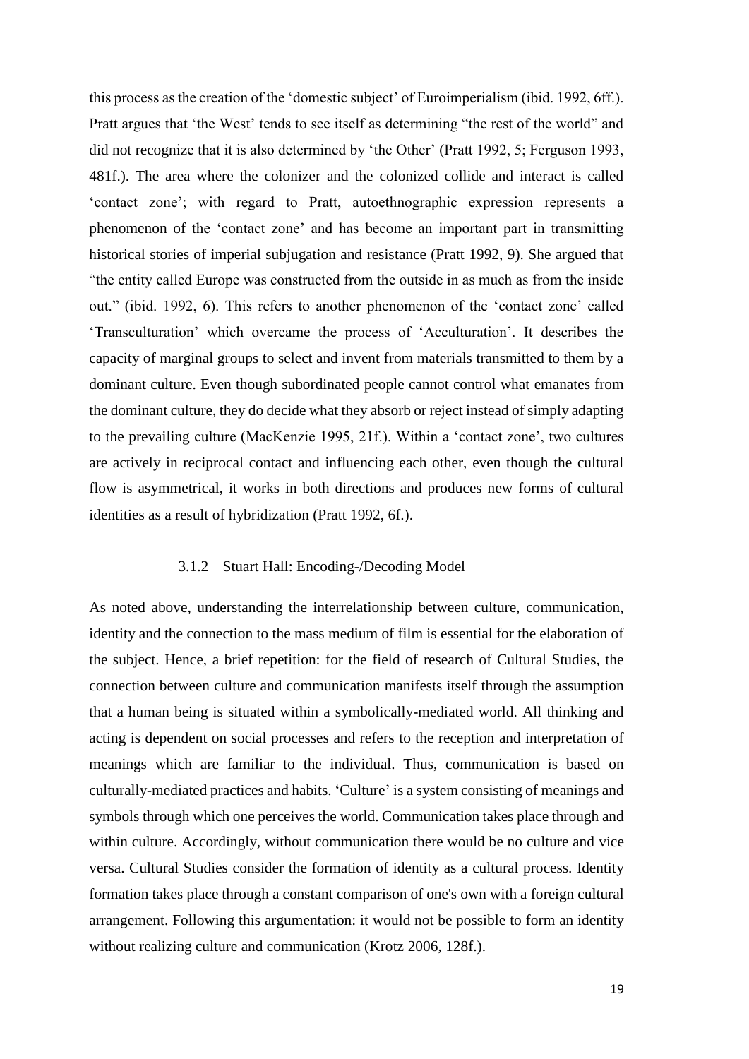this process as the creation of the 'domestic subject' of Euroimperialism (ibid. 1992, 6ff.). Pratt argues that 'the West' tends to see itself as determining "the rest of the world" and did not recognize that it is also determined by 'the Other' (Pratt 1992, 5; Ferguson 1993, 481f.). The area where the colonizer and the colonized collide and interact is called 'contact zone'; with regard to Pratt, autoethnographic expression represents a phenomenon of the 'contact zone' and has become an important part in transmitting historical stories of imperial subjugation and resistance (Pratt 1992, 9). She argued that "the entity called Europe was constructed from the outside in as much as from the inside out." (ibid. 1992, 6). This refers to another phenomenon of the 'contact zone' called 'Transculturation' which overcame the process of 'Acculturation'. It describes the capacity of marginal groups to select and invent from materials transmitted to them by a dominant culture. Even though subordinated people cannot control what emanates from the dominant culture, they do decide what they absorb or reject instead of simply adapting to the prevailing culture (MacKenzie 1995, 21f.). Within a 'contact zone', two cultures are actively in reciprocal contact and influencing each other, even though the cultural flow is asymmetrical, it works in both directions and produces new forms of cultural identities as a result of hybridization (Pratt 1992, 6f.).

### 3.1.2 Stuart Hall: Encoding-/Decoding Model

As noted above, understanding the interrelationship between culture, communication, identity and the connection to the mass medium of film is essential for the elaboration of the subject. Hence, a brief repetition: for the field of research of Cultural Studies, the connection between culture and communication manifests itself through the assumption that a human being is situated within a symbolically-mediated world. All thinking and acting is dependent on social processes and refers to the reception and interpretation of meanings which are familiar to the individual. Thus, communication is based on culturally-mediated practices and habits. 'Culture' is a system consisting of meanings and symbols through which one perceives the world. Communication takes place through and within culture. Accordingly, without communication there would be no culture and vice versa. Cultural Studies consider the formation of identity as a cultural process. Identity formation takes place through a constant comparison of one's own with a foreign cultural arrangement. Following this argumentation: it would not be possible to form an identity without realizing culture and communication (Krotz 2006, 128f.).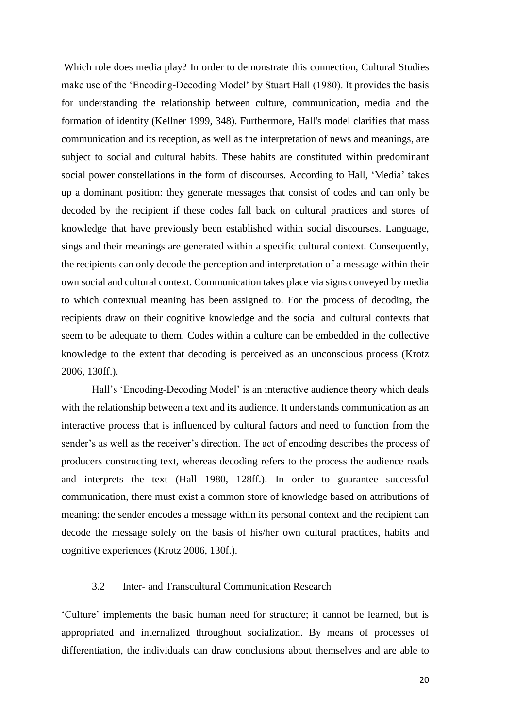Which role does media play? In order to demonstrate this connection, Cultural Studies make use of the 'Encoding-Decoding Model' by Stuart Hall (1980). It provides the basis for understanding the relationship between culture, communication, media and the formation of identity (Kellner 1999, 348). Furthermore, Hall's model clarifies that mass communication and its reception, as well as the interpretation of news and meanings, are subject to social and cultural habits. These habits are constituted within predominant social power constellations in the form of discourses. According to Hall, 'Media' takes up a dominant position: they generate messages that consist of codes and can only be decoded by the recipient if these codes fall back on cultural practices and stores of knowledge that have previously been established within social discourses. Language, sings and their meanings are generated within a specific cultural context. Consequently, the recipients can only decode the perception and interpretation of a message within their own social and cultural context. Communication takes place via signs conveyed by media to which contextual meaning has been assigned to. For the process of decoding, the recipients draw on their cognitive knowledge and the social and cultural contexts that seem to be adequate to them. Codes within a culture can be embedded in the collective knowledge to the extent that decoding is perceived as an unconscious process (Krotz 2006, 130ff.).

Hall's 'Encoding-Decoding Model' is an interactive audience theory which deals with the relationship between a text and its audience. It understands communication as an interactive process that is influenced by cultural factors and need to function from the sender's as well as the receiver's direction. The act of encoding describes the process of producers constructing text, whereas decoding refers to the process the audience reads and interprets the text (Hall 1980, 128ff.). In order to guarantee successful communication, there must exist a common store of knowledge based on attributions of meaning: the sender encodes a message within its personal context and the recipient can decode the message solely on the basis of his/her own cultural practices, habits and cognitive experiences (Krotz 2006, 130f.).

### 3.2 Inter- and Transcultural Communication Research

'Culture' implements the basic human need for structure; it cannot be learned, but is appropriated and internalized throughout socialization. By means of processes of differentiation, the individuals can draw conclusions about themselves and are able to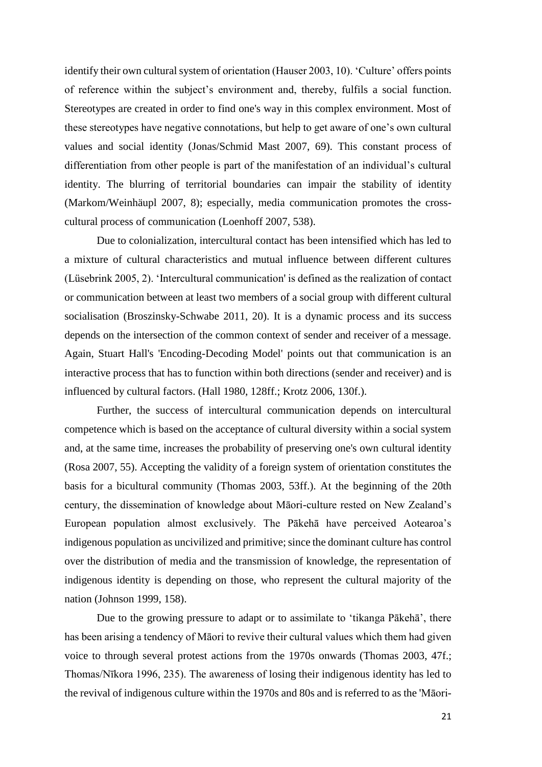identify their own cultural system of orientation (Hauser 2003, 10). 'Culture' offers points of reference within the subject's environment and, thereby, fulfils a social function. Stereotypes are created in order to find one's way in this complex environment. Most of these stereotypes have negative connotations, but help to get aware of one's own cultural values and social identity (Jonas/Schmid Mast 2007, 69). This constant process of differentiation from other people is part of the manifestation of an individual's cultural identity. The blurring of territorial boundaries can impair the stability of identity (Markom/Weinhäupl 2007, 8); especially, media communication promotes the cross-cultural process of communication (Loenhoff 2007, 538).

Due to colonialization, intercultural contact has been intensified which has led to a mixture of cultural characteristics and mutual influence between different cultures (Lüsebrink 2005, 2). 'Intercultural communication' is defined as the realization of contact or communication between at least two members of a social group with different cultural socialisation (Broszinsky-Schwabe 2011, 20). It is a dynamic process and its success depends on the intersection of the common context of sender and receiver of a message. Again, Stuart Hall's 'Encoding-Decoding Model' points out that communication is an interactive process that has to function within both directions (sender and receiver) and is influenced by cultural factors. (Hall 1980, 128ff.; Krotz 2006, 130f.).

Further, the success of intercultural communication depends on intercultural competence which is based on the acceptance of cultural diversity within a social system and, at the same time, increases the probability of preserving one's own cultural identity (Rosa 2007, 55). Accepting the validity of a foreign system of orientation constitutes the basis for a bicultural community (Thomas 2003, 53ff.). At the beginning of the 20th century, the dissemination of knowledge about Māori-culture rested on New Zealand's European population almost exclusively. The Pākehā have perceived Aotearoa's indigenous population as uncivilized and primitive; since the dominant culture has control over the distribution of media and the transmission of knowledge, the representation of indigenous identity is depending on those, who represent the cultural majority of the nation (Johnson 1999, 158).

Due to the growing pressure to adapt or to assimilate to 'tikanga Pākehā', there has been arising a tendency of Māori to revive their cultural values which them had given voice to through several protest actions from the 1970s onwards (Thomas 2003, 47f.; Thomas/Nīkora 1996, 235). The awareness of losing their indigenous identity has led to the revival of indigenous culture within the 1970s and 80s and is referred to as the 'Māori-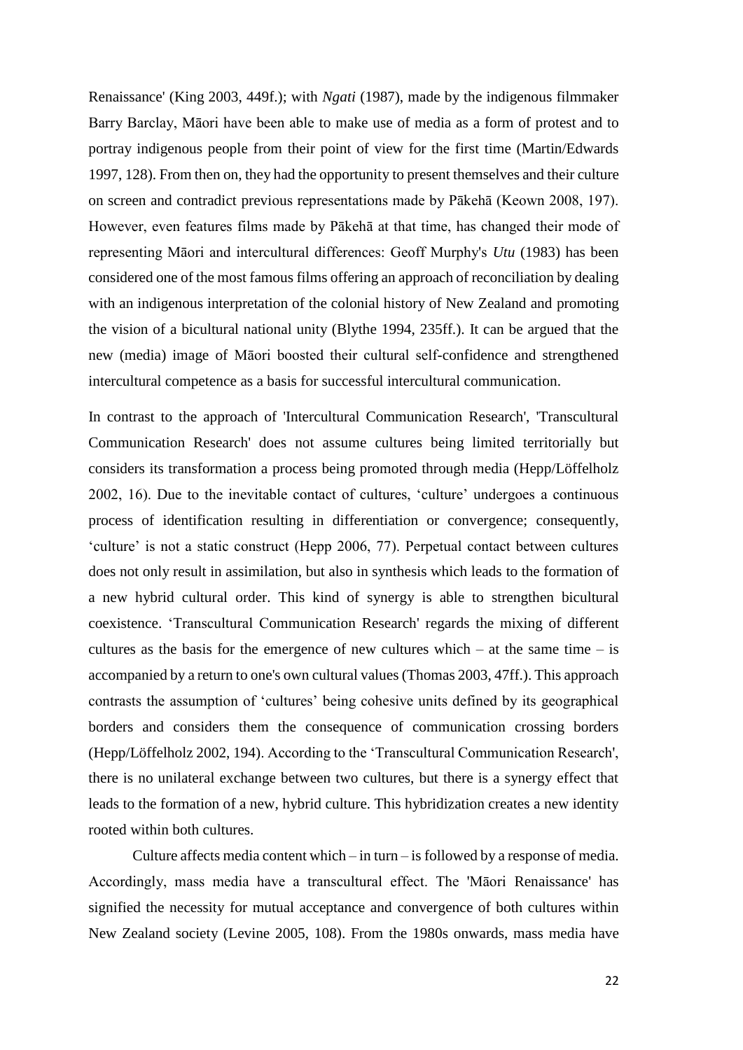Renaissance' (King 2003, 449f.); with *Ngati* (1987), made by the indigenous filmmaker Barry Barclay, Māori have been able to make use of media as a form of protest and to portray indigenous people from their point of view for the first time (Martin/Edwards 1997, 128). From then on, they had the opportunity to present themselves and their culture on screen and contradict previous representations made by Pākehā (Keown 2008, 197). However, even features films made by Pākehā at that time, has changed their mode of representing Māori and intercultural differences: Geoff Murphy's *Utu* (1983) has been considered one of the most famous films offering an approach of reconciliation by dealing with an indigenous interpretation of the colonial history of New Zealand and promoting the vision of a bicultural national unity (Blythe 1994, 235ff.). It can be argued that the new (media) image of Māori boosted their cultural self-confidence and strengthened intercultural competence as a basis for successful intercultural communication.

In contrast to the approach of 'Intercultural Communication Research', 'Transcultural Communication Research' does not assume cultures being limited territorially but considers its transformation a process being promoted through media (Hepp/Löffelholz 2002, 16). Due to the inevitable contact of cultures, 'culture' undergoes a continuous process of identification resulting in differentiation or convergence; consequently, 'culture' is not a static construct (Hepp 2006, 77). Perpetual contact between cultures does not only result in assimilation, but also in synthesis which leads to the formation of a new hybrid cultural order. This kind of synergy is able to strengthen bicultural coexistence. 'Transcultural Communication Research' regards the mixing of different cultures as the basis for the emergence of new cultures which – at the same time – is accompanied by a return to one's own cultural values (Thomas 2003, 47ff.). This approach contrasts the assumption of 'cultures' being cohesive units defined by its geographical borders and considers them the consequence of communication crossing borders (Hepp/Löffelholz 2002, 194). According to the 'Transcultural Communication Research', there is no unilateral exchange between two cultures, but there is a synergy effect that leads to the formation of a new, hybrid culture. This hybridization creates a new identity rooted within both cultures.

Culture affects media content which – in turn – is followed by a response of media. Accordingly, mass media have a transcultural effect. The 'Māori Renaissance' has signified the necessity for mutual acceptance and convergence of both cultures within New Zealand society (Levine 2005, 108). From the 1980s onwards, mass media have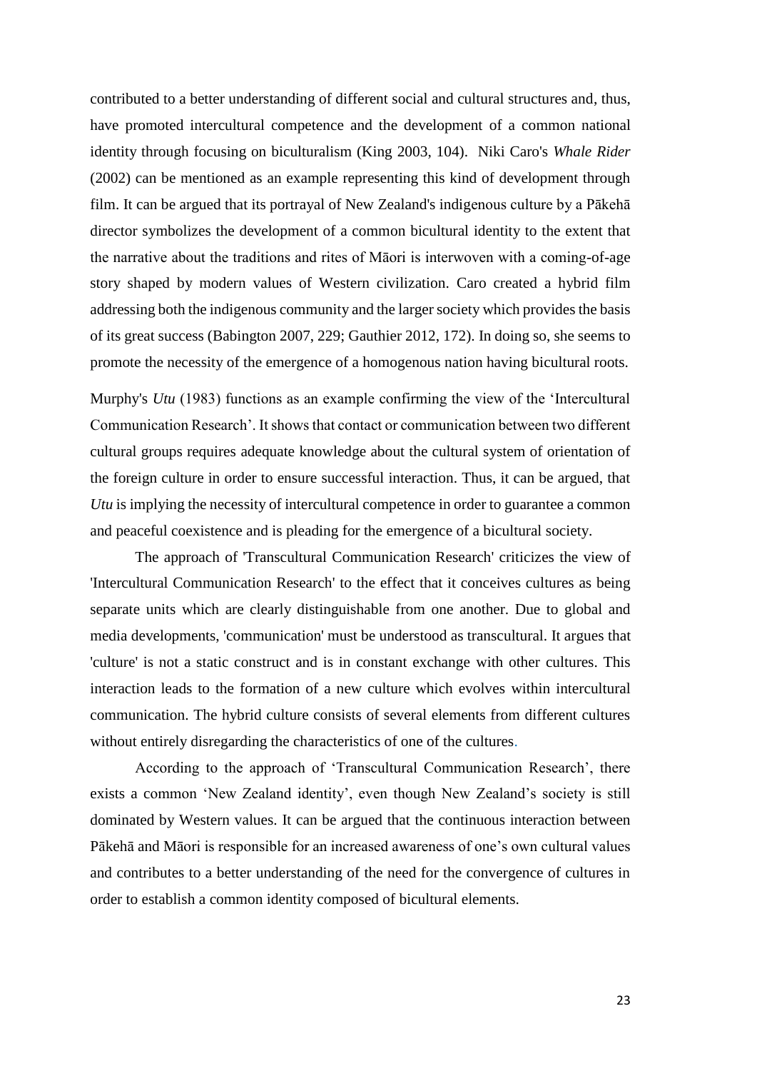contributed to a better understanding of different social and cultural structures and, thus, have promoted intercultural competence and the development of a common national identity through focusing on biculturalism (King 2003, 104). Niki Caro's *Whale Rider* (2002) can be mentioned as an example representing this kind of development through film. It can be argued that its portrayal of New Zealand's indigenous culture by a Pākehā director symbolizes the development of a common bicultural identity to the extent that the narrative about the traditions and rites of Māori is interwoven with a coming-of-age story shaped by modern values of Western civilization. Caro created a hybrid film addressing both the indigenous community and the larger society which provides the basis of its great success (Babington 2007, 229; Gauthier 2012, 172). In doing so, she seems to promote the necessity of the emergence of a homogenous nation having bicultural roots.

Murphy's *Utu* (1983) functions as an example confirming the view of the 'Intercultural Communication Research'. It shows that contact or communication between two different cultural groups requires adequate knowledge about the cultural system of orientation of the foreign culture in order to ensure successful interaction. Thus, it can be argued, that *Utu* is implying the necessity of intercultural competence in order to guarantee a common and peaceful coexistence and is pleading for the emergence of a bicultural society.

The approach of 'Transcultural Communication Research' criticizes the view of 'Intercultural Communication Research' to the effect that it conceives cultures as being separate units which are clearly distinguishable from one another. Due to global and media developments, 'communication' must be understood as transcultural. It argues that 'culture' is not a static construct and is in constant exchange with other cultures. This interaction leads to the formation of a new culture which evolves within intercultural communication. The hybrid culture consists of several elements from different cultures without entirely disregarding the characteristics of one of the cultures.

According to the approach of 'Transcultural Communication Research', there exists a common 'New Zealand identity', even though New Zealand's society is still dominated by Western values. It can be argued that the continuous interaction between Pākehā and Māori is responsible for an increased awareness of one's own cultural values and contributes to a better understanding of the need for the convergence of cultures in order to establish a common identity composed of bicultural elements.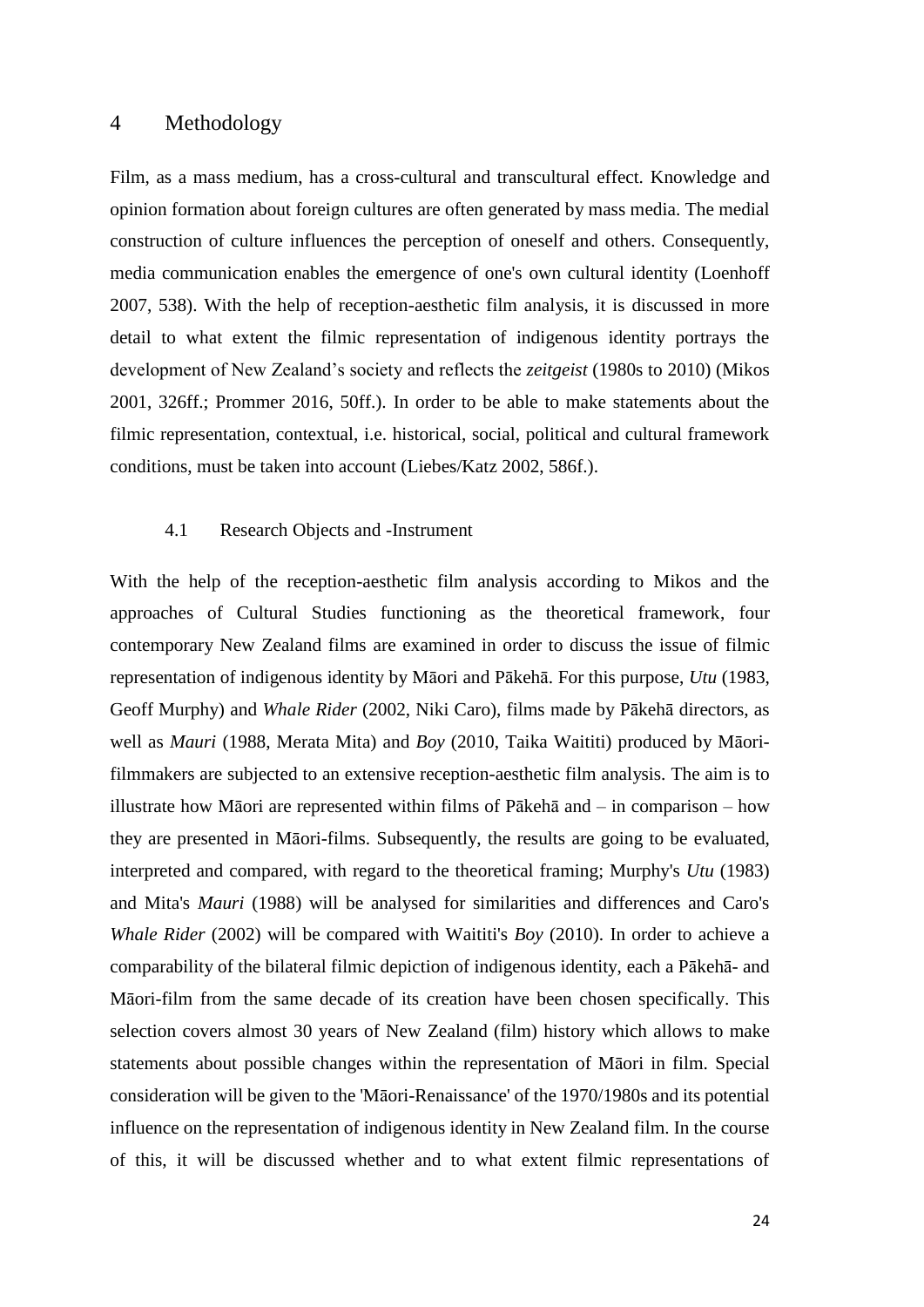# 4 Methodology

Film, as a mass medium, has a cross-cultural and transcultural effect. Knowledge and opinion formation about foreign cultures are often generated by mass media. The medial construction of culture influences the perception of oneself and others. Consequently, media communication enables the emergence of one's own cultural identity (Loenhoff 2007, 538). With the help of reception-aesthetic film analysis, it is discussed in more detail to what extent the filmic representation of indigenous identity portrays the development of New Zealand's society and reflects the *zeitgeist* (1980s to 2010) (Mikos 2001, 326ff.; Prommer 2016, 50ff.). In order to be able to make statements about the filmic representation, contextual, i.e. historical, social, political and cultural framework conditions, must be taken into account (Liebes/Katz 2002, 586f.).

## 4.1 Research Objects and -Instrument

With the help of the reception-aesthetic film analysis according to Mikos and the approaches of Cultural Studies functioning as the theoretical framework, four contemporary New Zealand films are examined in order to discuss the issue of filmic representation of indigenous identity by Māori and Pākehā. For this purpose, *Utu* (1983, Geoff Murphy) and *Whale Rider* (2002, Niki Caro), films made by Pākehā directors, as well as *Mauri* (1988, Merata Mita) and *Boy* (2010, Taika Waititi) produced by Māori-filmmakers are subjected to an extensive reception-aesthetic film analysis. The aim is to illustrate how Māori are represented within films of Pākehā and – in comparison – how they are presented in Māori-films. Subsequently, the results are going to be evaluated, interpreted and compared, with regard to the theoretical framing; Murphy's *Utu* (1983) and Mita's *Mauri* (1988) will be analysed for similarities and differences and Caro's *Whale Rider* (2002) will be compared with Waititi's *Boy* (2010). In order to achieve a comparability of the bilateral filmic depiction of indigenous identity, each a Pākehā- and Māori-film from the same decade of its creation have been chosen specifically. This selection covers almost 30 years of New Zealand (film) history which allows to make statements about possible changes within the representation of Māori in film. Special consideration will be given to the 'Māori-Renaissance' of the 1970/1980s and its potential influence on the representation of indigenous identity in New Zealand film. In the course of this, it will be discussed whether and to what extent filmic representations of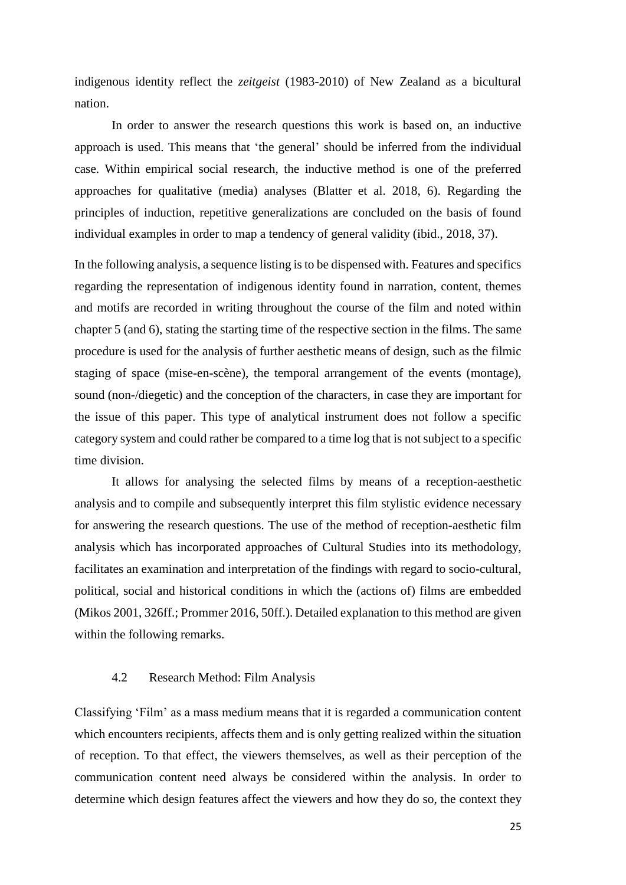indigenous identity reflect the *zeitgeist* (1983-2010) of New Zealand as a bicultural nation.

In order to answer the research questions this work is based on, an inductive approach is used. This means that 'the general' should be inferred from the individual case. Within empirical social research, the inductive method is one of the preferred approaches for qualitative (media) analyses (Blatter et al. 2018, 6). Regarding the principles of induction, repetitive generalizations are concluded on the basis of found individual examples in order to map a tendency of general validity (ibid., 2018, 37).

In the following analysis, a sequence listing is to be dispensed with. Features and specifics regarding the representation of indigenous identity found in narration, content, themes and motifs are recorded in writing throughout the course of the film and noted within chapter 5 (and 6), stating the starting time of the respective section in the films. The same procedure is used for the analysis of further aesthetic means of design, such as the filmic staging of space (mise-en-scène), the temporal arrangement of the events (montage), sound (non-/diegetic) and the conception of the characters, in case they are important for the issue of this paper. This type of analytical instrument does not follow a specific category system and could rather be compared to a time log that is not subject to a specific time division.

It allows for analysing the selected films by means of a reception-aesthetic analysis and to compile and subsequently interpret this film stylistic evidence necessary for answering the research questions. The use of the method of reception-aesthetic film analysis which has incorporated approaches of Cultural Studies into its methodology, facilitates an examination and interpretation of the findings with regard to socio-cultural, political, social and historical conditions in which the (actions of) films are embedded (Mikos 2001, 326ff.; Prommer 2016, 50ff.). Detailed explanation to this method are given within the following remarks.

## 4.2 Research Method: Film Analysis

Classifying 'Film' as a mass medium means that it is regarded a communication content which encounters recipients, affects them and is only getting realized within the situation of reception. To that effect, the viewers themselves, as well as their perception of the communication content need always be considered within the analysis. In order to determine which design features affect the viewers and how they do so, the context they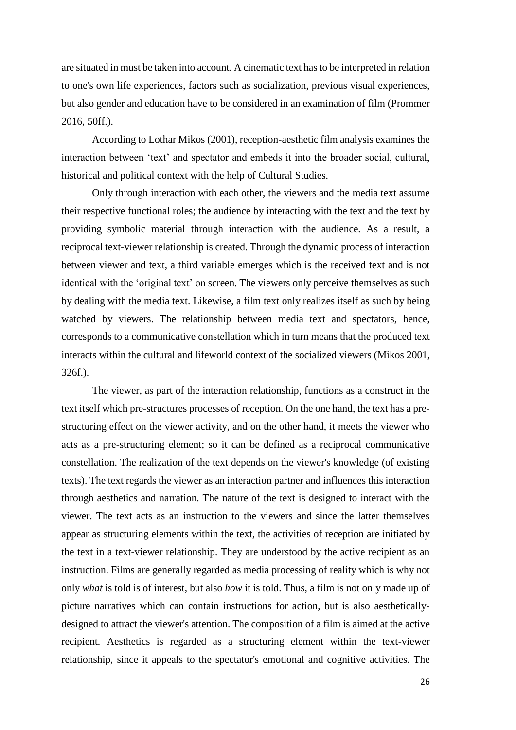are situated in must be taken into account. A cinematic text has to be interpreted in relation to one's own life experiences, factors such as socialization, previous visual experiences, but also gender and education have to be considered in an examination of film (Prommer 2016, 50ff.).

According to Lothar Mikos (2001), reception-aesthetic film analysis examines the interaction between 'text' and spectator and embeds it into the broader social, cultural, historical and political context with the help of Cultural Studies.

Only through interaction with each other, the viewers and the media text assume their respective functional roles; the audience by interacting with the text and the text by providing symbolic material through interaction with the audience. As a result, a reciprocal text-viewer relationship is created. Through the dynamic process of interaction between viewer and text, a third variable emerges which is the received text and is not identical with the 'original text' on screen. The viewers only perceive themselves as such by dealing with the media text. Likewise, a film text only realizes itself as such by being watched by viewers. The relationship between media text and spectators, hence, corresponds to a communicative constellation which in turn means that the produced text interacts within the cultural and lifeworld context of the socialized viewers (Mikos 2001, 326f.).

The viewer, as part of the interaction relationship, functions as a construct in the text itself which pre-structures processes of reception. On the one hand, the text has a pre-structuring effect on the viewer activity, and on the other hand, it meets the viewer who acts as a pre-structuring element; so it can be defined as a reciprocal communicative constellation. The realization of the text depends on the viewer's knowledge (of existing texts). The text regards the viewer as an interaction partner and influences this interaction through aesthetics and narration. The nature of the text is designed to interact with the viewer. The text acts as an instruction to the viewers and since the latter themselves appear as structuring elements within the text, the activities of reception are initiated by the text in a text-viewer relationship. They are understood by the active recipient as an instruction. Films are generally regarded as media processing of reality which is why not only *what* is told is of interest, but also *how* it is told. Thus, a film is not only made up of picture narratives which can contain instructions for action, but is also aesthetically-designed to attract the viewer's attention. The composition of a film is aimed at the active recipient. Aesthetics is regarded as a structuring element within the text-viewer relationship, since it appeals to the spectator's emotional and cognitive activities. The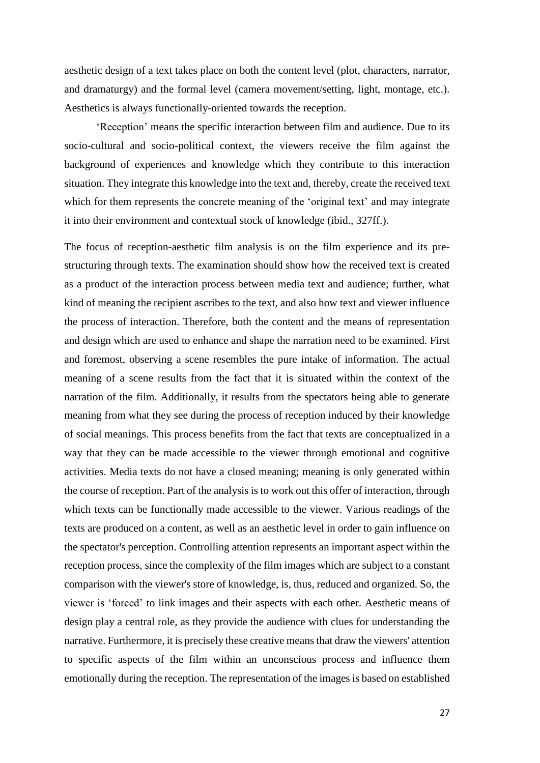aesthetic design of a text takes place on both the content level (plot, characters, narrator, and dramaturgy) and the formal level (camera movement/setting, light, montage, etc.). Aesthetics is always functionally-oriented towards the reception.

'Reception' means the specific interaction between film and audience. Due to its socio-cultural and socio-political context, the viewers receive the film against the background of experiences and knowledge which they contribute to this interaction situation. They integrate this knowledge into the text and, thereby, create the received text which for them represents the concrete meaning of the 'original text' and may integrate it into their environment and contextual stock of knowledge (ibid., 327ff.).

The focus of reception-aesthetic film analysis is on the film experience and its pre-structuring through texts. The examination should show how the received text is created as a product of the interaction process between media text and audience; further, what kind of meaning the recipient ascribes to the text, and also how text and viewer influence the process of interaction. Therefore, both the content and the means of representation and design which are used to enhance and shape the narration need to be examined. First and foremost, observing a scene resembles the pure intake of information. The actual meaning of a scene results from the fact that it is situated within the context of the narration of the film. Additionally, it results from the spectators being able to generate meaning from what they see during the process of reception induced by their knowledge of social meanings. This process benefits from the fact that texts are conceptualized in a way that they can be made accessible to the viewer through emotional and cognitive activities. Media texts do not have a closed meaning; meaning is only generated within the course of reception. Part of the analysis is to work out this offer of interaction, through which texts can be functionally made accessible to the viewer. Various readings of the texts are produced on a content, as well as an aesthetic level in order to gain influence on the spectator's perception. Controlling attention represents an important aspect within the reception process, since the complexity of the film images which are subject to a constant comparison with the viewer's store of knowledge, is, thus, reduced and organized. So, the viewer is 'forced' to link images and their aspects with each other. Aesthetic means of design play a central role, as they provide the audience with clues for understanding the narrative. Furthermore, it is precisely these creative means that draw the viewers' attention to specific aspects of the film within an unconscious process and influence them emotionally during the reception. The representation of the images is based on established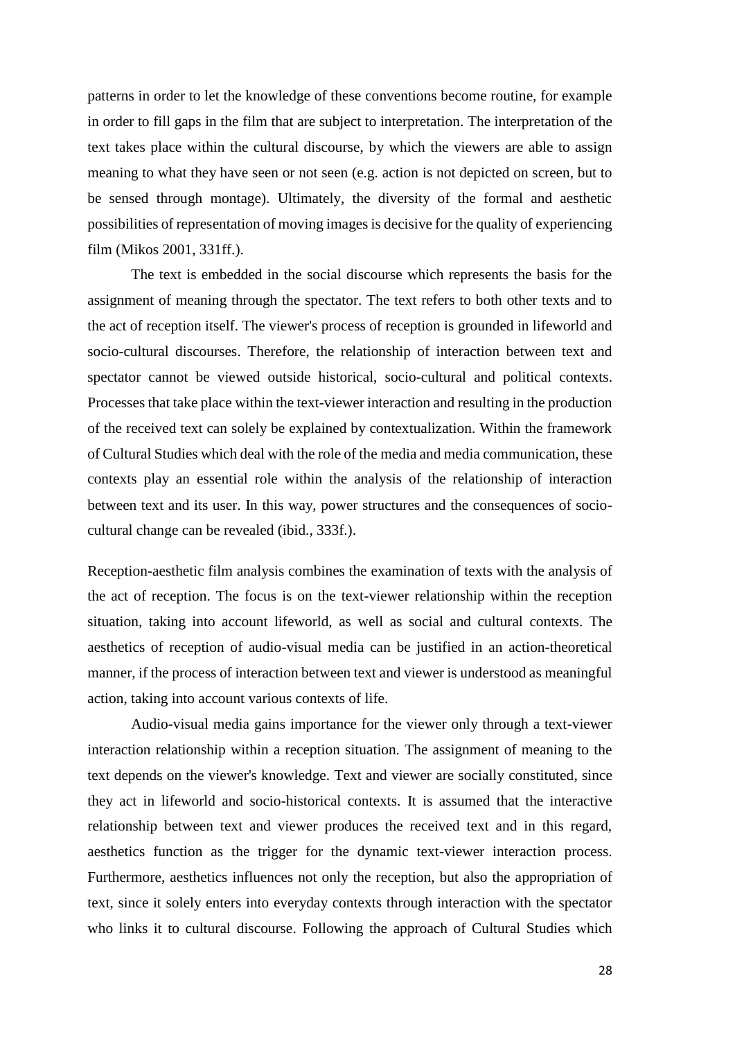patterns in order to let the knowledge of these conventions become routine, for example in order to fill gaps in the film that are subject to interpretation. The interpretation of the text takes place within the cultural discourse, by which the viewers are able to assign meaning to what they have seen or not seen (e.g. action is not depicted on screen, but to be sensed through montage). Ultimately, the diversity of the formal and aesthetic possibilities of representation of moving images is decisive for the quality of experiencing film (Mikos 2001, 331ff.).

The text is embedded in the social discourse which represents the basis for the assignment of meaning through the spectator. The text refers to both other texts and to the act of reception itself. The viewer's process of reception is grounded in lifeworld and socio-cultural discourses. Therefore, the relationship of interaction between text and spectator cannot be viewed outside historical, socio-cultural and political contexts. Processes that take place within the text-viewer interaction and resulting in the production of the received text can solely be explained by contextualization. Within the framework of Cultural Studies which deal with the role of the media and media communication, these contexts play an essential role within the analysis of the relationship of interaction between text and its user. In this way, power structures and the consequences of socio-cultural change can be revealed (ibid., 333f.).

Reception-aesthetic film analysis combines the examination of texts with the analysis of the act of reception. The focus is on the text-viewer relationship within the reception situation, taking into account lifeworld, as well as social and cultural contexts. The aesthetics of reception of audio-visual media can be justified in an action-theoretical manner, if the process of interaction between text and viewer is understood as meaningful action, taking into account various contexts of life.

Audio-visual media gains importance for the viewer only through a text-viewer interaction relationship within a reception situation. The assignment of meaning to the text depends on the viewer's knowledge. Text and viewer are socially constituted, since they act in lifeworld and socio-historical contexts. It is assumed that the interactive relationship between text and viewer produces the received text and in this regard, aesthetics function as the trigger for the dynamic text-viewer interaction process. Furthermore, aesthetics influences not only the reception, but also the appropriation of text, since it solely enters into everyday contexts through interaction with the spectator who links it to cultural discourse. Following the approach of Cultural Studies which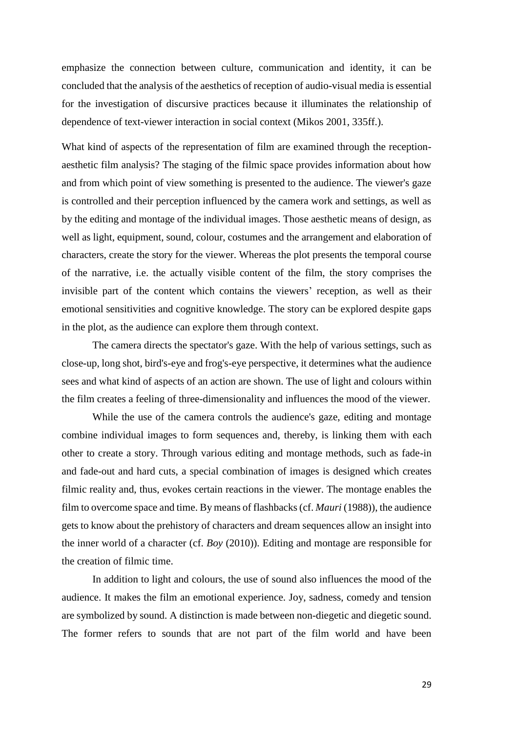emphasize the connection between culture, communication and identity, it can be concluded that the analysis of the aesthetics of reception of audio-visual media is essential for the investigation of discursive practices because it illuminates the relationship of dependence of text-viewer interaction in social context (Mikos 2001, 335ff.).

What kind of aspects of the representation of film are examined through the reception-aesthetic film analysis? The staging of the filmic space provides information about how and from which point of view something is presented to the audience. The viewer's gaze is controlled and their perception influenced by the camera work and settings, as well as by the editing and montage of the individual images. Those aesthetic means of design, as well as light, equipment, sound, colour, costumes and the arrangement and elaboration of characters, create the story for the viewer. Whereas the plot presents the temporal course of the narrative, i.e. the actually visible content of the film, the story comprises the invisible part of the content which contains the viewers' reception, as well as their emotional sensitivities and cognitive knowledge. The story can be explored despite gaps in the plot, as the audience can explore them through context.

The camera directs the spectator's gaze. With the help of various settings, such as close-up, long shot, bird's-eye and frog's-eye perspective, it determines what the audience sees and what kind of aspects of an action are shown. The use of light and colours within the film creates a feeling of three-dimensionality and influences the mood of the viewer.

While the use of the camera controls the audience's gaze, editing and montage combine individual images to form sequences and, thereby, is linking them with each other to create a story. Through various editing and montage methods, such as fade-in and fade-out and hard cuts, a special combination of images is designed which creates filmic reality and, thus, evokes certain reactions in the viewer. The montage enables the film to overcome space and time. By means of flashbacks (cf. *Mauri* (1988)), the audience gets to know about the prehistory of characters and dream sequences allow an insight into the inner world of a character (cf. *Boy* (2010)). Editing and montage are responsible for the creation of filmic time.

In addition to light and colours, the use of sound also influences the mood of the audience. It makes the film an emotional experience. Joy, sadness, comedy and tension are symbolized by sound. A distinction is made between non-diegetic and diegetic sound. The former refers to sounds that are not part of the film world and have been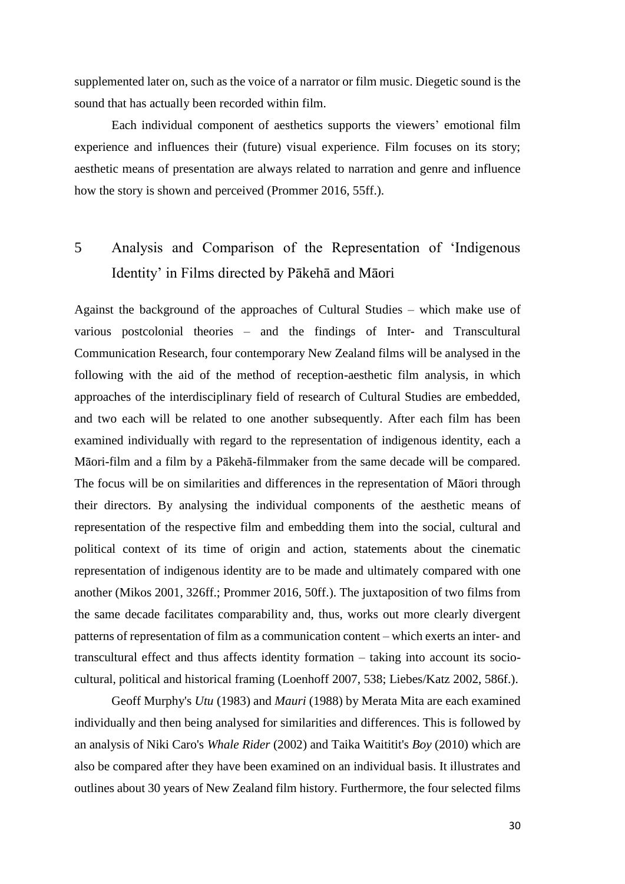supplemented later on, such as the voice of a narrator or film music. Diegetic sound is the sound that has actually been recorded within film.

Each individual component of aesthetics supports the viewers' emotional film experience and influences their (future) visual experience. Film focuses on its story; aesthetic means of presentation are always related to narration and genre and influence how the story is shown and perceived (Prommer 2016, 55ff.).

# 5 Analysis and Comparison of the Representation of 'Indigenous Identity' in Films directed by Pākehā and Māori

Against the background of the approaches of Cultural Studies – which make use of various postcolonial theories – and the findings of Inter- and Transcultural Communication Research, four contemporary New Zealand films will be analysed in the following with the aid of the method of reception-aesthetic film analysis, in which approaches of the interdisciplinary field of research of Cultural Studies are embedded, and two each will be related to one another subsequently. After each film has been examined individually with regard to the representation of indigenous identity, each a Māori-film and a film by a Pākehā-filmmaker from the same decade will be compared. The focus will be on similarities and differences in the representation of Māori through their directors. By analysing the individual components of the aesthetic means of representation of the respective film and embedding them into the social, cultural and political context of its time of origin and action, statements about the cinematic representation of indigenous identity are to be made and ultimately compared with one another (Mikos 2001, 326ff.; Prommer 2016, 50ff.). The juxtaposition of two films from the same decade facilitates comparability and, thus, works out more clearly divergent patterns of representation of film as a communication content – which exerts an inter- and transcultural effect and thus affects identity formation – taking into account its socio-cultural, political and historical framing (Loenhoff 2007, 538; Liebes/Katz 2002, 586f.).

Geoff Murphy's *Utu* (1983) and *Mauri* (1988) by Merata Mita are each examined individually and then being analysed for similarities and differences. This is followed by an analysis of Niki Caro's *Whale Rider* (2002) and Taika Waititit's *Boy* (2010) which are also be compared after they have been examined on an individual basis. It illustrates and outlines about 30 years of New Zealand film history. Furthermore, the four selected films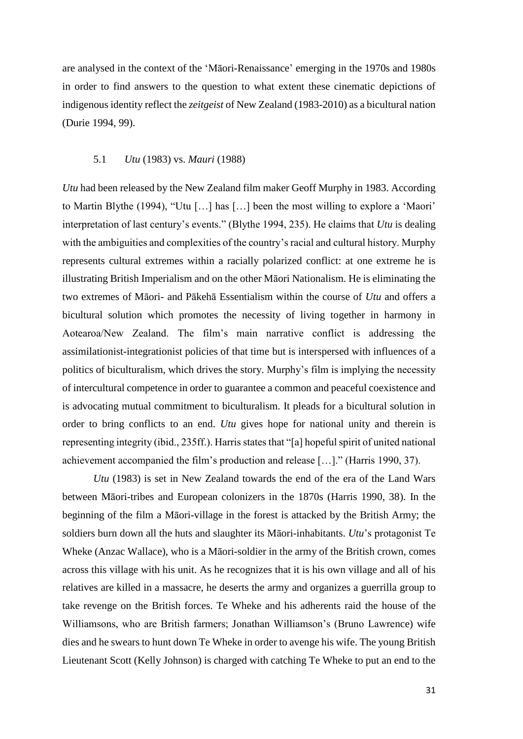are analysed in the context of the 'Māori-Renaissance' emerging in the 1970s and 1980s in order to find answers to the question to what extent these cinematic depictions of indigenous identity reflect the *zeitgeist* of New Zealand (1983-2010) as a bicultural nation (Durie 1994, 99).

## 5.1 *Utu* (1983) vs. *Mauri* (1988)

*Utu* had been released by the New Zealand film maker Geoff Murphy in 1983. According to Martin Blythe (1994), "Utu […] has […] been the most willing to explore a 'Maori' interpretation of last century's events." (Blythe 1994, 235). He claims that *Utu* is dealing with the ambiguities and complexities of the country's racial and cultural history. Murphy represents cultural extremes within a racially polarized conflict: at one extreme he is illustrating British Imperialism and on the other Māori Nationalism. He is eliminating the two extremes of Māori- and Pākehā Essentialism within the course of *Utu* and offers a bicultural solution which promotes the necessity of living together in harmony in Aotearoa/New Zealand. The film's main narrative conflict is addressing the assimilationist-integrationist policies of that time but is interspersed with influences of a politics of biculturalism, which drives the story. Murphy's film is implying the necessity of intercultural competence in order to guarantee a common and peaceful coexistence and is advocating mutual commitment to biculturalism. It pleads for a bicultural solution in order to bring conflicts to an end. *Utu* gives hope for national unity and therein is representing integrity (ibid., 235ff.). Harris states that "[a] hopeful spirit of united national achievement accompanied the film's production and release […]." (Harris 1990, 37).

*Utu* (1983) is set in New Zealand towards the end of the era of the Land Wars between Māori-tribes and European colonizers in the 1870s (Harris 1990, 38). In the beginning of the film a Māori-village in the forest is attacked by the British Army; the soldiers burn down all the huts and slaughter its Māori-inhabitants. *Utu*'s protagonist Te Wheke (Anzac Wallace), who is a Māori-soldier in the army of the British crown, comes across this village with his unit. As he recognizes that it is his own village and all of his relatives are killed in a massacre, he deserts the army and organizes a guerrilla group to take revenge on the British forces. Te Wheke and his adherents raid the house of the Williamsons, who are British farmers; Jonathan Williamson's (Bruno Lawrence) wife dies and he swears to hunt down Te Wheke in order to avenge his wife. The young British Lieutenant Scott (Kelly Johnson) is charged with catching Te Wheke to put an end to the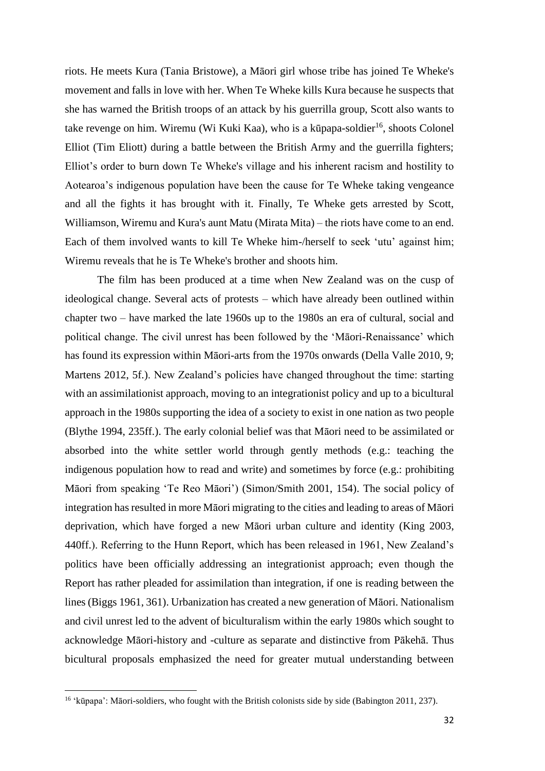riots. He meets Kura (Tania Bristowe), a Māori girl whose tribe has joined Te Wheke's movement and falls in love with her. When Te Wheke kills Kura because he suspects that she has warned the British troops of an attack by his guerrilla group, Scott also wants to take revenge on him. Wiremu (Wi Kuki Kaa), who is a kūpapa-soldier[16], shoots Colonel Elliot (Tim Eliott) during a battle between the British Army and the guerrilla fighters; Elliot's order to burn down Te Wheke's village and his inherent racism and hostility to Aotearoa's indigenous population have been the cause for Te Wheke taking vengeance and all the fights it has brought with it. Finally, Te Wheke gets arrested by Scott, Williamson, Wiremu and Kura's aunt Matu (Mirata Mita) – the riots have come to an end. Each of them involved wants to kill Te Wheke him-/herself to seek 'utu' against him; Wiremu reveals that he is Te Wheke's brother and shoots him.

The film has been produced at a time when New Zealand was on the cusp of ideological change. Several acts of protests – which have already been outlined within chapter two – have marked the late 1960s up to the 1980s an era of cultural, social and political change. The civil unrest has been followed by the 'Māori-Renaissance' which has found its expression within Māori-arts from the 1970s onwards (Della Valle 2010, 9; Martens 2012, 5f.). New Zealand's policies have changed throughout the time: starting with an assimilationist approach, moving to an integrationist policy and up to a bicultural approach in the 1980s supporting the idea of a society to exist in one nation as two people (Blythe 1994, 235ff.). The early colonial belief was that Māori need to be assimilated or absorbed into the white settler world through gently methods (e.g.: teaching the indigenous population how to read and write) and sometimes by force (e.g.: prohibiting Māori from speaking 'Te Reo Māori') (Simon/Smith 2001, 154). The social policy of integration has resulted in more Māori migrating to the cities and leading to areas of Māori deprivation, which have forged a new Māori urban culture and identity (King 2003, 440ff.). Referring to the Hunn Report, which has been released in 1961, New Zealand's politics have been officially addressing an integrationist approach; even though the Report has rather pleaded for assimilation than integration, if one is reading between the lines (Biggs 1961, 361). Urbanization has created a new generation of Māori. Nationalism and civil unrest led to the advent of biculturalism within the early 1980s which sought to acknowledge Māori-history and -culture as separate and distinctive from Pākehā. Thus bicultural proposals emphasized the need for greater mutual understanding between

[16] 'kūpapa': Māori-soldiers, who fought with the British colonists side by side (Babington 2011, 237).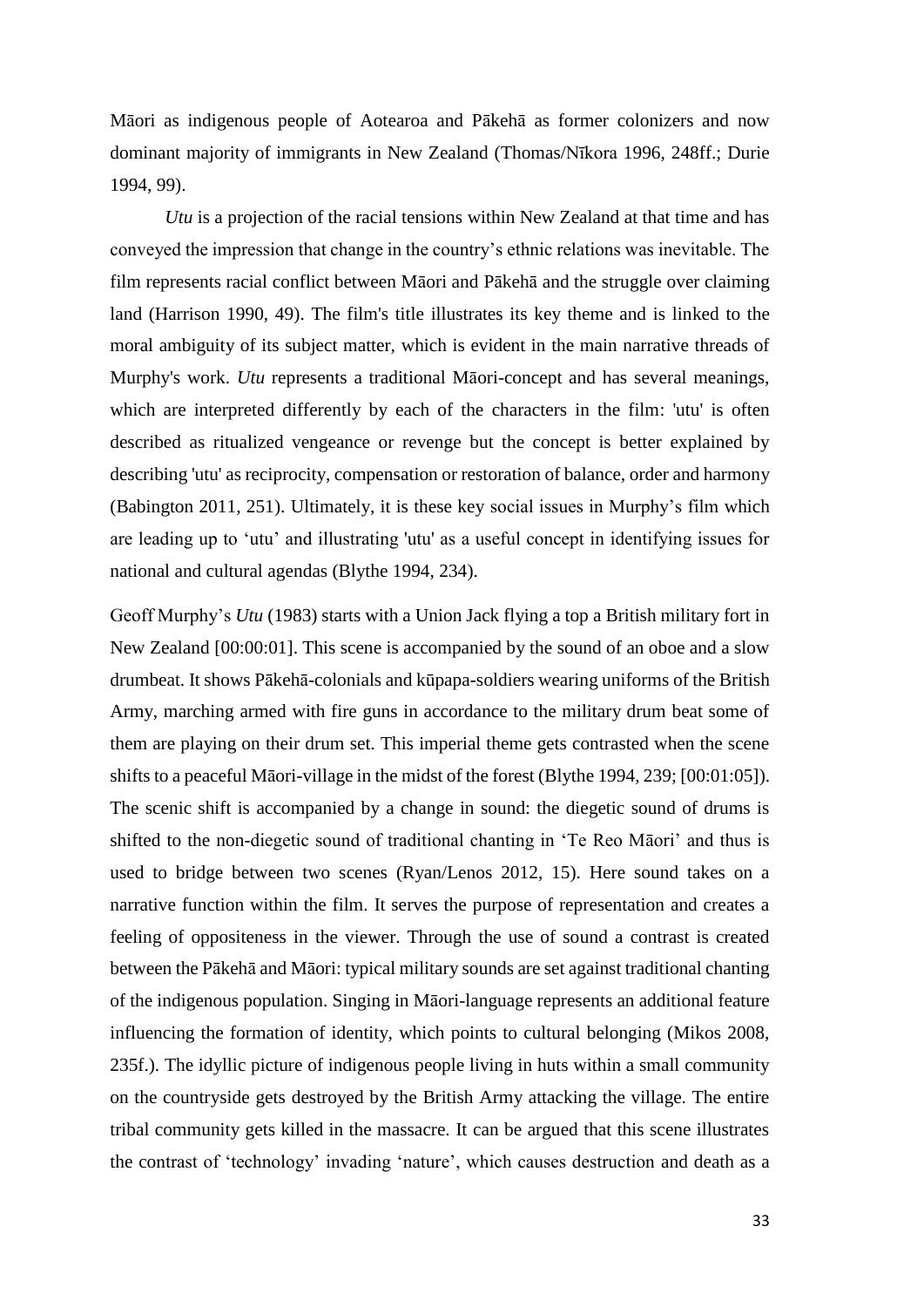Māori as indigenous people of Aotearoa and Pākehā as former colonizers and now dominant majority of immigrants in New Zealand (Thomas/Nīkora 1996, 248ff.; Durie 1994, 99).

*Utu* is a projection of the racial tensions within New Zealand at that time and has conveyed the impression that change in the country's ethnic relations was inevitable. The film represents racial conflict between Māori and Pākehā and the struggle over claiming land (Harrison 1990, 49). The film's title illustrates its key theme and is linked to the moral ambiguity of its subject matter, which is evident in the main narrative threads of Murphy's work. *Utu* represents a traditional Māori-concept and has several meanings, which are interpreted differently by each of the characters in the film: 'utu' is often described as ritualized vengeance or revenge but the concept is better explained by describing 'utu' as reciprocity, compensation or restoration of balance, order and harmony (Babington 2011, 251). Ultimately, it is these key social issues in Murphy's film which are leading up to 'utu' and illustrating 'utu' as a useful concept in identifying issues for national and cultural agendas (Blythe 1994, 234).

Geoff Murphy's *Utu* (1983) starts with a Union Jack flying a top a British military fort in New Zealand [00:00:01]. This scene is accompanied by the sound of an oboe and a slow drumbeat. It shows Pākehā-colonials and kūpapa-soldiers wearing uniforms of the British Army, marching armed with fire guns in accordance to the military drum beat some of them are playing on their drum set. This imperial theme gets contrasted when the scene shifts to a peaceful Māori-village in the midst of the forest (Blythe 1994, 239; [00:01:05]). The scenic shift is accompanied by a change in sound: the diegetic sound of drums is shifted to the non-diegetic sound of traditional chanting in 'Te Reo Māori' and thus is used to bridge between two scenes (Ryan/Lenos 2012, 15). Here sound takes on a narrative function within the film. It serves the purpose of representation and creates a feeling of oppositeness in the viewer. Through the use of sound a contrast is created between the Pākehā and Māori: typical military sounds are set against traditional chanting of the indigenous population. Singing in Māori-language represents an additional feature influencing the formation of identity, which points to cultural belonging (Mikos 2008, 235f.). The idyllic picture of indigenous people living in huts within a small community on the countryside gets destroyed by the British Army attacking the village. The entire tribal community gets killed in the massacre. It can be argued that this scene illustrates the contrast of 'technology' invading 'nature', which causes destruction and death as a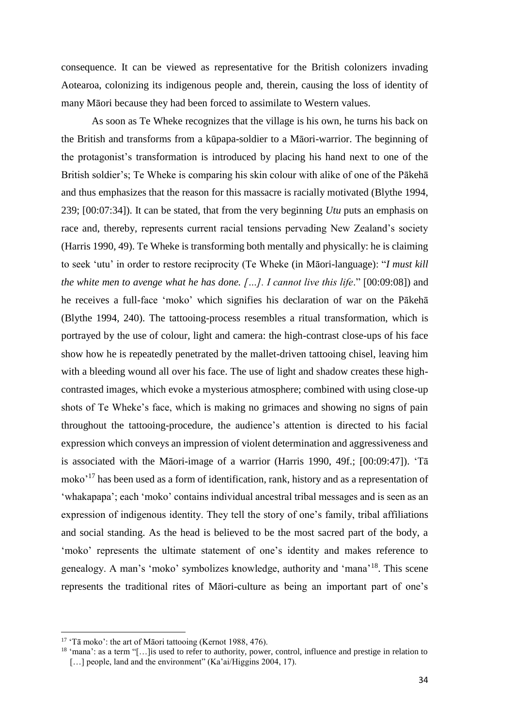consequence. It can be viewed as representative for the British colonizers invading Aotearoa, colonizing its indigenous people and, therein, causing the loss of identity of many Māori because they had been forced to assimilate to Western values.

As soon as Te Wheke recognizes that the village is his own, he turns his back on the British and transforms from a kūpapa-soldier to a Māori-warrior. The beginning of the protagonist's transformation is introduced by placing his hand next to one of the British soldier's; Te Wheke is comparing his skin colour with alike of one of the Pākehā and thus emphasizes that the reason for this massacre is racially motivated (Blythe 1994, 239; [00:07:34]). It can be stated, that from the very beginning *Utu* puts an emphasis on race and, thereby, represents current racial tensions pervading New Zealand's society (Harris 1990, 49). Te Wheke is transforming both mentally and physically: he is claiming to seek 'utu' in order to restore reciprocity (Te Wheke (in Māori-language): "*I must kill the white men to avenge what he has done. […]. I cannot live this life*." [00:09:08]) and he receives a full-face 'moko' which signifies his declaration of war on the Pākehā (Blythe 1994, 240). The tattooing-process resembles a ritual transformation, which is portrayed by the use of colour, light and camera: the high-contrast close-ups of his face show how he is repeatedly penetrated by the mallet-driven tattooing chisel, leaving him with a bleeding wound all over his face. The use of light and shadow creates these high-contrasted images, which evoke a mysterious atmosphere; combined with using close-up shots of Te Wheke's face, which is making no grimaces and showing no signs of pain throughout the tattooing-procedure, the audience's attention is directed to his facial expression which conveys an impression of violent determination and aggressiveness and is associated with the Māori-image of a warrior (Harris 1990, 49f.; [00:09:47]). 'Tā moko'[17] has been used as a form of identification, rank, history and as a representation of 'whakapapa'; each 'moko' contains individual ancestral tribal messages and is seen as an expression of indigenous identity. They tell the story of one's family, tribal affiliations and social standing. As the head is believed to be the most sacred part of the body, a 'moko' represents the ultimate statement of one's identity and makes reference to genealogy. A man's 'moko' symbolizes knowledge, authority and 'mana'[18]. This scene represents the traditional rites of Māori-culture as being an important part of one's

---

[17] 'Tā moko': the art of Māori tattooing (Kernot 1988, 476).

[18] 'mana': as a term "[…]is used to refer to authority, power, control, influence and prestige in relation to […] people, land and the environment" (Ka'ai/Higgins 2004, 17).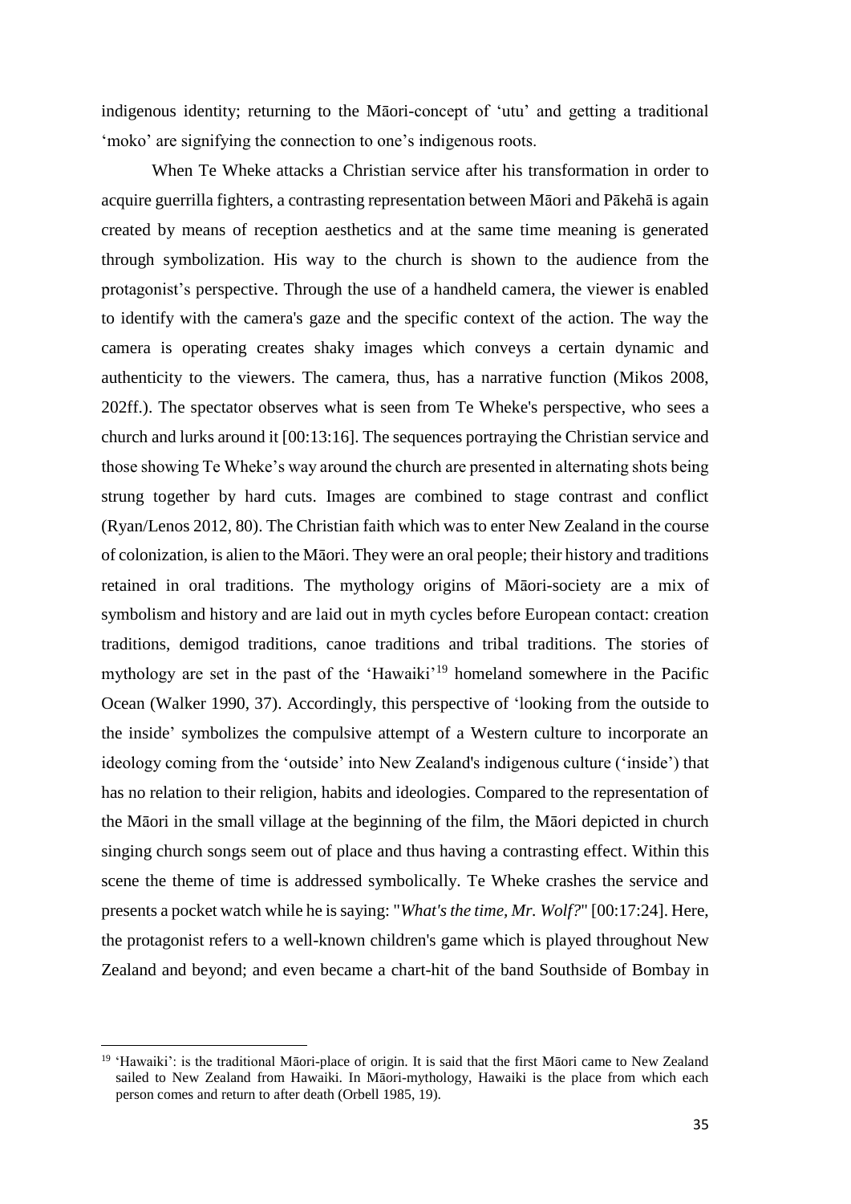indigenous identity; returning to the Māori-concept of 'utu' and getting a traditional 'moko' are signifying the connection to one's indigenous roots.

When Te Wheke attacks a Christian service after his transformation in order to acquire guerrilla fighters, a contrasting representation between Māori and Pākehā is again created by means of reception aesthetics and at the same time meaning is generated through symbolization. His way to the church is shown to the audience from the protagonist's perspective. Through the use of a handheld camera, the viewer is enabled to identify with the camera's gaze and the specific context of the action. The way the camera is operating creates shaky images which conveys a certain dynamic and authenticity to the viewers. The camera, thus, has a narrative function (Mikos 2008, 202ff.). The spectator observes what is seen from Te Wheke's perspective, who sees a church and lurks around it [00:13:16]. The sequences portraying the Christian service and those showing Te Wheke's way around the church are presented in alternating shots being strung together by hard cuts. Images are combined to stage contrast and conflict (Ryan/Lenos 2012, 80). The Christian faith which was to enter New Zealand in the course of colonization, is alien to the Māori. They were an oral people; their history and traditions retained in oral traditions. The mythology origins of Māori-society are a mix of symbolism and history and are laid out in myth cycles before European contact: creation traditions, demigod traditions, canoe traditions and tribal traditions. The stories of mythology are set in the past of the 'Hawaiki'[19] homeland somewhere in the Pacific Ocean (Walker 1990, 37). Accordingly, this perspective of 'looking from the outside to the inside' symbolizes the compulsive attempt of a Western culture to incorporate an ideology coming from the 'outside' into New Zealand's indigenous culture ('inside') that has no relation to their religion, habits and ideologies. Compared to the representation of the Māori in the small village at the beginning of the film, the Māori depicted in church singing church songs seem out of place and thus having a contrasting effect. Within this scene the theme of time is addressed symbolically. Te Wheke crashes the service and presents a pocket watch while he is saying: "*What's the time, Mr. Wolf?*" [00:17:24]. Here, the protagonist refers to a well-known children's game which is played throughout New Zealand and beyond; and even became a chart-hit of the band Southside of Bombay in

[19] 'Hawaiki': is the traditional Māori-place of origin. It is said that the first Māori came to New Zealand sailed to New Zealand from Hawaiki. In Māori-mythology, Hawaiki is the place from which each person comes and return to after death (Orbell 1985, 19).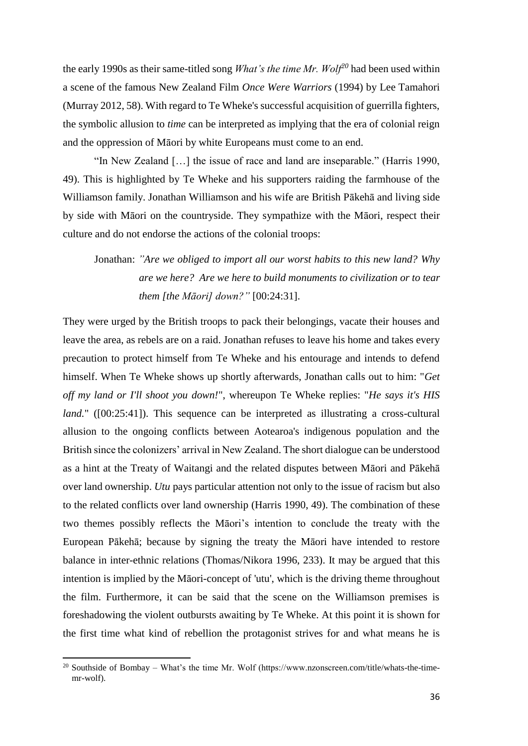the early 1990s as their same-titled song *What's the time Mr. Wolf*[20] had been used within a scene of the famous New Zealand Film *Once Were Warriors* (1994) by Lee Tamahori (Murray 2012, 58). With regard to Te Wheke's successful acquisition of guerrilla fighters, the symbolic allusion to *time* can be interpreted as implying that the era of colonial reign and the oppression of Māori by white Europeans must come to an end.

"In New Zealand […] the issue of race and land are inseparable." (Harris 1990, 49). This is highlighted by Te Wheke and his supporters raiding the farmhouse of the Williamson family. Jonathan Williamson and his wife are British Pākehā and living side by side with Māori on the countryside. They sympathize with the Māori, respect their culture and do not endorse the actions of the colonial troops:

> Jonathan: *"Are we obliged to import all our worst habits to this new land? Why are we here? Are we here to build monuments to civilization or to tear them [the Māori] down?"* [00:24:31].

They were urged by the British troops to pack their belongings, vacate their houses and leave the area, as rebels are on a raid. Jonathan refuses to leave his home and takes every precaution to protect himself from Te Wheke and his entourage and intends to defend himself. When Te Wheke shows up shortly afterwards, Jonathan calls out to him: "*Get off my land or I'll shoot you down!*", whereupon Te Wheke replies: "*He says it's HIS land.*" ([00:25:41]). This sequence can be interpreted as illustrating a cross-cultural allusion to the ongoing conflicts between Aotearoa's indigenous population and the British since the colonizers' arrival in New Zealand. The short dialogue can be understood as a hint at the Treaty of Waitangi and the related disputes between Māori and Pākehā over land ownership. *Utu* pays particular attention not only to the issue of racism but also to the related conflicts over land ownership (Harris 1990, 49). The combination of these two themes possibly reflects the Māori's intention to conclude the treaty with the European Pākehā; because by signing the treaty the Māori have intended to restore balance in inter-ethnic relations (Thomas/Nikora 1996, 233). It may be argued that this intention is implied by the Māori-concept of 'utu', which is the driving theme throughout the film. Furthermore, it can be said that the scene on the Williamson premises is foreshadowing the violent outbursts awaiting by Te Wheke. At this point it is shown for the first time what kind of rebellion the protagonist strives for and what means he is

---

[20] Southside of Bombay – What's the time Mr. Wolf (https://www.nzonscreen.com/title/whats-the-time-mr-wolf).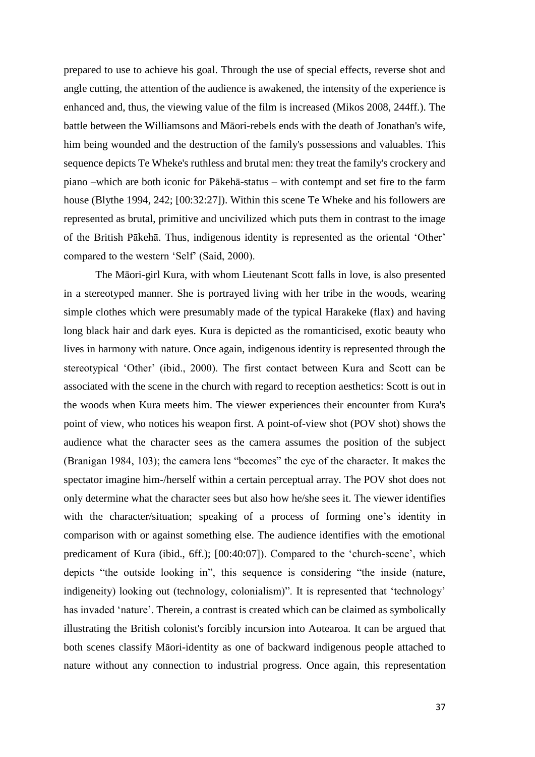prepared to use to achieve his goal. Through the use of special effects, reverse shot and angle cutting, the attention of the audience is awakened, the intensity of the experience is enhanced and, thus, the viewing value of the film is increased (Mikos 2008, 244ff.). The battle between the Williamsons and Māori-rebels ends with the death of Jonathan's wife, him being wounded and the destruction of the family's possessions and valuables. This sequence depicts Te Wheke's ruthless and brutal men: they treat the family's crockery and piano –which are both iconic for Pākehā-status – with contempt and set fire to the farm house (Blythe 1994, 242; [00:32:27]). Within this scene Te Wheke and his followers are represented as brutal, primitive and uncivilized which puts them in contrast to the image of the British Pākehā. Thus, indigenous identity is represented as the oriental 'Other' compared to the western 'Self' (Said, 2000).

The Māori-girl Kura, with whom Lieutenant Scott falls in love, is also presented in a stereotyped manner. She is portrayed living with her tribe in the woods, wearing simple clothes which were presumably made of the typical Harakeke (flax) and having long black hair and dark eyes. Kura is depicted as the romanticised, exotic beauty who lives in harmony with nature. Once again, indigenous identity is represented through the stereotypical 'Other' (ibid., 2000). The first contact between Kura and Scott can be associated with the scene in the church with regard to reception aesthetics: Scott is out in the woods when Kura meets him. The viewer experiences their encounter from Kura's point of view, who notices his weapon first. A point-of-view shot (POV shot) shows the audience what the character sees as the camera assumes the position of the subject (Branigan 1984, 103); the camera lens "becomes" the eye of the character. It makes the spectator imagine him-/herself within a certain perceptual array. The POV shot does not only determine what the character sees but also how he/she sees it. The viewer identifies with the character/situation; speaking of a process of forming one's identity in comparison with or against something else. The audience identifies with the emotional predicament of Kura (ibid., 6ff.); [00:40:07]). Compared to the 'church-scene', which depicts "the outside looking in", this sequence is considering "the inside (nature, indigeneity) looking out (technology, colonialism)". It is represented that 'technology' has invaded 'nature'. Therein, a contrast is created which can be claimed as symbolically illustrating the British colonist's forcibly incursion into Aotearoa. It can be argued that both scenes classify Māori-identity as one of backward indigenous people attached to nature without any connection to industrial progress. Once again, this representation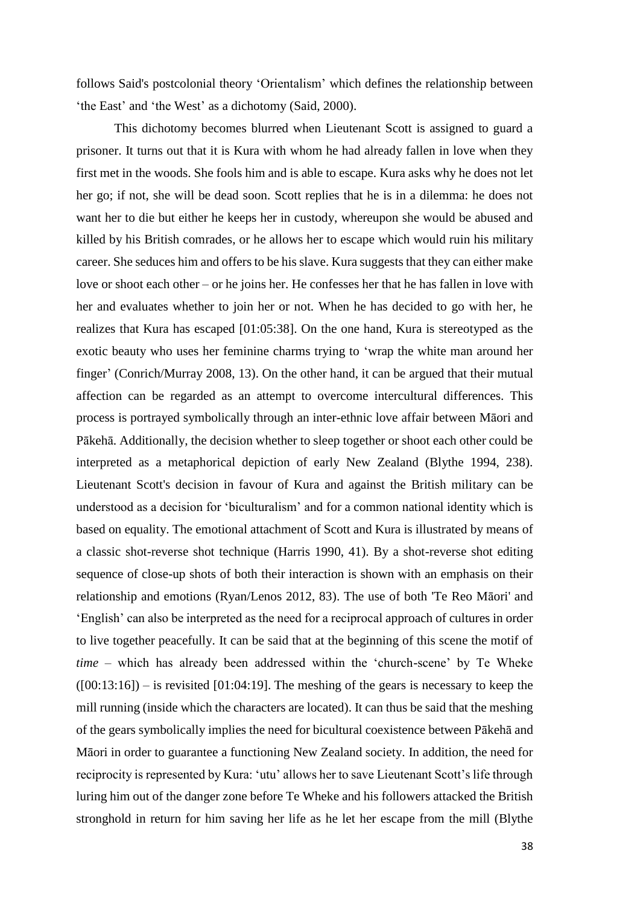follows Said's postcolonial theory ‘Orientalism’ which defines the relationship between ‘the East’ and ‘the West’ as a dichotomy (Said, 2000).

This dichotomy becomes blurred when Lieutenant Scott is assigned to guard a prisoner. It turns out that it is Kura with whom he had already fallen in love when they first met in the woods. She fools him and is able to escape. Kura asks why he does not let her go; if not, she will be dead soon. Scott replies that he is in a dilemma: he does not want her to die but either he keeps her in custody, whereupon she would be abused and killed by his British comrades, or he allows her to escape which would ruin his military career. She seduces him and offers to be his slave. Kura suggests that they can either make love or shoot each other – or he joins her. He confesses her that he has fallen in love with her and evaluates whether to join her or not. When he has decided to go with her, he realizes that Kura has escaped [01:05:38]. On the one hand, Kura is stereotyped as the exotic beauty who uses her feminine charms trying to ‘wrap the white man around her finger’ (Conrich/Murray 2008, 13). On the other hand, it can be argued that their mutual affection can be regarded as an attempt to overcome intercultural differences. This process is portrayed symbolically through an inter-ethnic love affair between Māori and Pākehā. Additionally, the decision whether to sleep together or shoot each other could be interpreted as a metaphorical depiction of early New Zealand (Blythe 1994, 238). Lieutenant Scott's decision in favour of Kura and against the British military can be understood as a decision for ‘biculturalism’ and for a common national identity which is based on equality. The emotional attachment of Scott and Kura is illustrated by means of a classic shot-reverse shot technique (Harris 1990, 41). By a shot-reverse shot editing sequence of close-up shots of both their interaction is shown with an emphasis on their relationship and emotions (Ryan/Lenos 2012, 83). The use of both 'Te Reo Māori' and ‘English’ can also be interpreted as the need for a reciprocal approach of cultures in order to live together peacefully. It can be said that at the beginning of this scene the motif of *time* – which has already been addressed within the ‘church-scene’ by Te Wheke ([00:13:16]) – is revisited [01:04:19]. The meshing of the gears is necessary to keep the mill running (inside which the characters are located). It can thus be said that the meshing of the gears symbolically implies the need for bicultural coexistence between Pākehā and Māori in order to guarantee a functioning New Zealand society. In addition, the need for reciprocity is represented by Kura: ‘utu’ allows her to save Lieutenant Scott’s life through luring him out of the danger zone before Te Wheke and his followers attacked the British stronghold in return for him saving her life as he let her escape from the mill (Blythe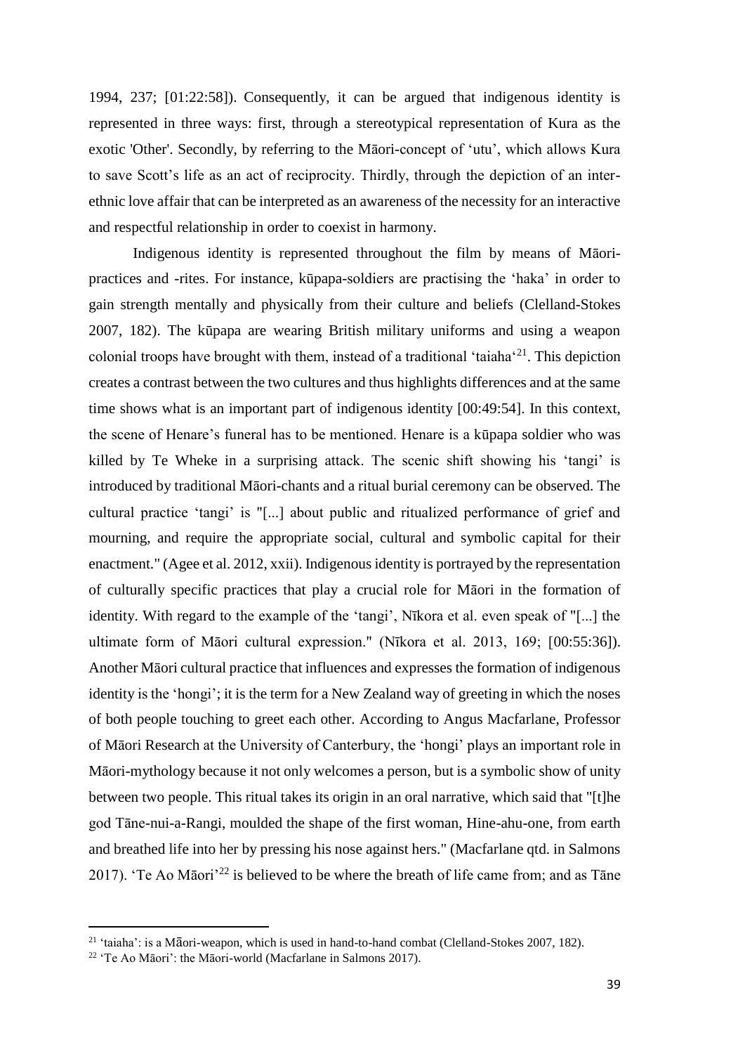1994, 237; [01:22:58]). Consequently, it can be argued that indigenous identity is represented in three ways: first, through a stereotypical representation of Kura as the exotic 'Other'. Secondly, by referring to the Māori-concept of 'utu', which allows Kura to save Scott's life as an act of reciprocity. Thirdly, through the depiction of an inter-ethnic love affair that can be interpreted as an awareness of the necessity for an interactive and respectful relationship in order to coexist in harmony.

Indigenous identity is represented throughout the film by means of Māori-practices and -rites. For instance, kūpapa-soldiers are practising the 'haka' in order to gain strength mentally and physically from their culture and beliefs (Clelland-Stokes 2007, 182). The kūpapa are wearing British military uniforms and using a weapon colonial troops have brought with them, instead of a traditional 'taiaha'[21]. This depiction creates a contrast between the two cultures and thus highlights differences and at the same time shows what is an important part of indigenous identity [00:49:54]. In this context, the scene of Henare's funeral has to be mentioned. Henare is a kūpapa soldier who was killed by Te Wheke in a surprising attack. The scenic shift showing his 'tangi' is introduced by traditional Māori-chants and a ritual burial ceremony can be observed. The cultural practice 'tangi' is "[...] about public and ritualized performance of grief and mourning, and require the appropriate social, cultural and symbolic capital for their enactment." (Agee et al. 2012, xxii). Indigenous identity is portrayed by the representation of culturally specific practices that play a crucial role for Māori in the formation of identity. With regard to the example of the 'tangi', Nīkora et al. even speak of "[...] the ultimate form of Māori cultural expression." (Nīkora et al. 2013, 169; [00:55:36]). Another Māori cultural practice that influences and expresses the formation of indigenous identity is the 'hongi'; it is the term for a New Zealand way of greeting in which the noses of both people touching to greet each other. According to Angus Macfarlane, Professor of Māori Research at the University of Canterbury, the 'hongi' plays an important role in Māori-mythology because it not only welcomes a person, but is a symbolic show of unity between two people. This ritual takes its origin in an oral narrative, which said that "[t]he god Tāne-nui-a-Rangi, moulded the shape of the first woman, Hine-ahu-one, from earth and breathed life into her by pressing his nose against hers." (Macfarlane qtd. in Salmons 2017). 'Te Ao Māori'[22] is believed to be where the breath of life came from; and as Tāne

[21] 'taiaha': is a Māori-weapon, which is used in hand-to-hand combat (Clelland-Stokes 2007, 182).

[22] 'Te Ao Māori': the Māori-world (Macfarlane in Salmons 2017).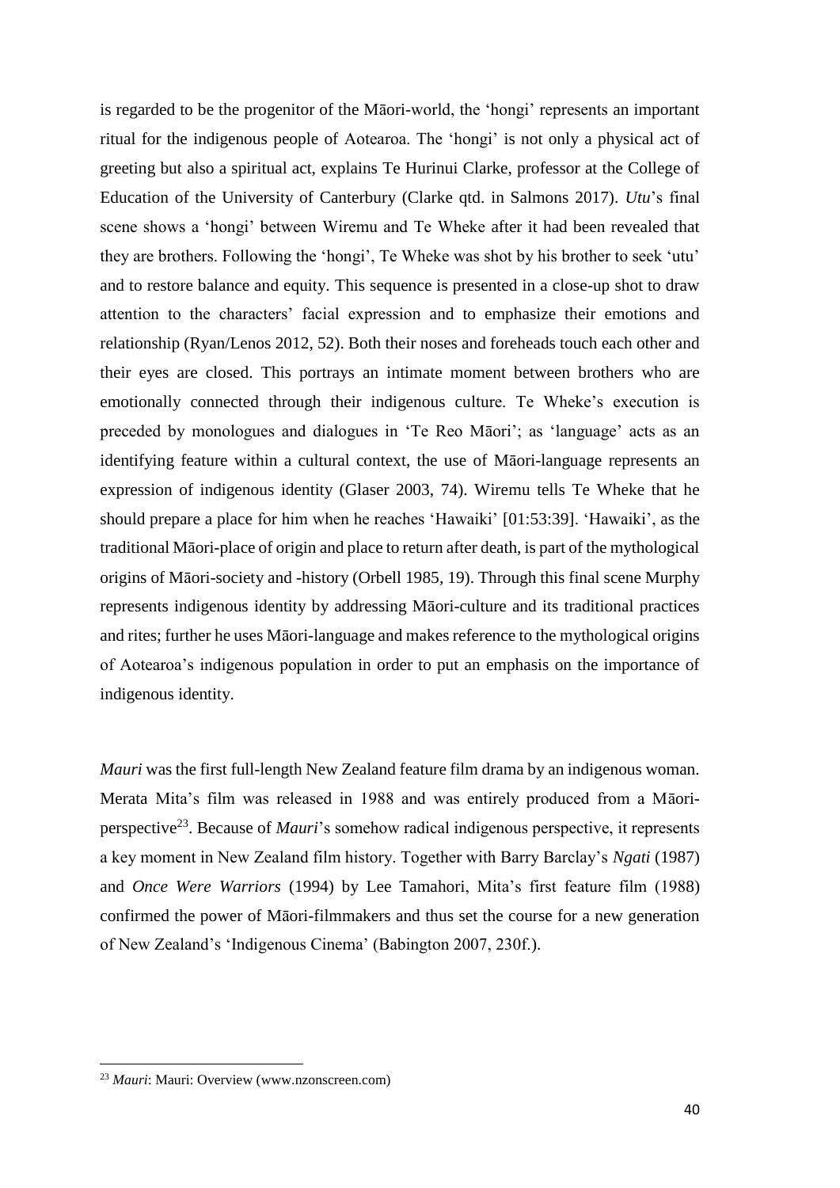is regarded to be the progenitor of the Māori-world, the 'hongi' represents an important ritual for the indigenous people of Aotearoa. The 'hongi' is not only a physical act of greeting but also a spiritual act, explains Te Hurinui Clarke, professor at the College of Education of the University of Canterbury (Clarke qtd. in Salmons 2017). *Utu*'s final scene shows a 'hongi' between Wiremu and Te Wheke after it had been revealed that they are brothers. Following the 'hongi', Te Wheke was shot by his brother to seek 'utu' and to restore balance and equity. This sequence is presented in a close-up shot to draw attention to the characters' facial expression and to emphasize their emotions and relationship (Ryan/Lenos 2012, 52). Both their noses and foreheads touch each other and their eyes are closed. This portrays an intimate moment between brothers who are emotionally connected through their indigenous culture. Te Wheke's execution is preceded by monologues and dialogues in 'Te Reo Māori'; as 'language' acts as an identifying feature within a cultural context, the use of Māori-language represents an expression of indigenous identity (Glaser 2003, 74). Wiremu tells Te Wheke that he should prepare a place for him when he reaches 'Hawaiki' [01:53:39]. 'Hawaiki', as the traditional Māori-place of origin and place to return after death, is part of the mythological origins of Māori-society and -history (Orbell 1985, 19). Through this final scene Murphy represents indigenous identity by addressing Māori-culture and its traditional practices and rites; further he uses Māori-language and makes reference to the mythological origins of Aotearoa's indigenous population in order to put an emphasis on the importance of indigenous identity.

*Mauri* was the first full-length New Zealand feature film drama by an indigenous woman. Merata Mita's film was released in 1988 and was entirely produced from a Māori-perspective[23]. Because of *Mauri*'s somehow radical indigenous perspective, it represents a key moment in New Zealand film history. Together with Barry Barclay's *Ngati* (1987) and *Once Were Warriors* (1994) by Lee Tamahori, Mita's first feature film (1988) confirmed the power of Māori-filmmakers and thus set the course for a new generation of New Zealand's 'Indigenous Cinema' (Babington 2007, 230f.).

[23] *Mauri*: Mauri: Overview (www.nzonscreen.com)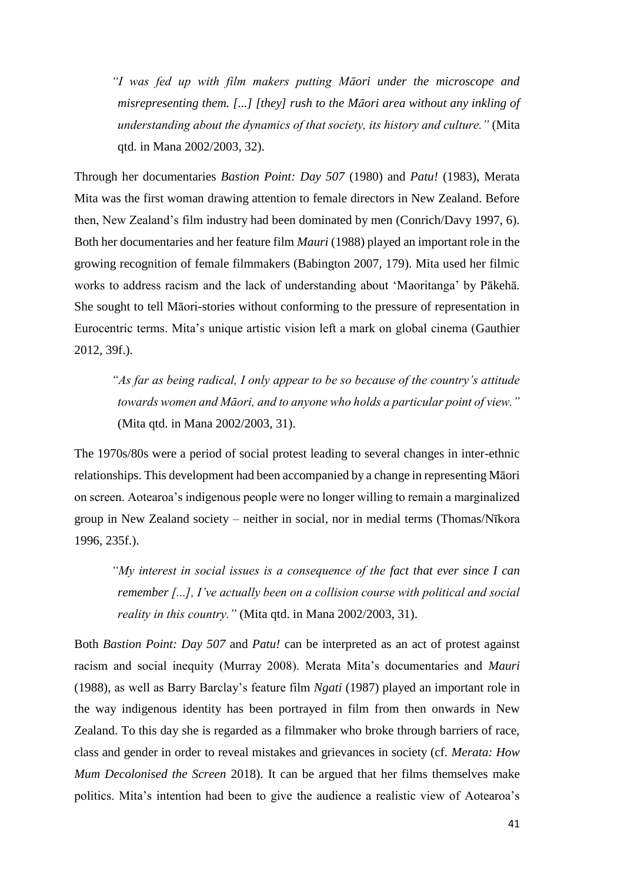> *"I was fed up with film makers putting Māori under the microscope and misrepresenting them. [...] [they] rush to the Māori area without any inkling of understanding about the dynamics of that society, its history and culture."* (Mita qtd. in Mana 2002/2003, 32).

Through her documentaries *Bastion Point: Day 507* (1980) and *Patu!* (1983), Merata Mita was the first woman drawing attention to female directors in New Zealand. Before then, New Zealand's film industry had been dominated by men (Conrich/Davy 1997, 6). Both her documentaries and her feature film *Mauri* (1988) played an important role in the growing recognition of female filmmakers (Babington 2007, 179). Mita used her filmic works to address racism and the lack of understanding about 'Maoritanga' by Pākehā. She sought to tell Māori-stories without conforming to the pressure of representation in Eurocentric terms. Mita's unique artistic vision left a mark on global cinema (Gauthier 2012, 39f.).

> *"As far as being radical, I only appear to be so because of the country's attitude towards women and Māori, and to anyone who holds a particular point of view."* (Mita qtd. in Mana 2002/2003, 31).

The 1970s/80s were a period of social protest leading to several changes in inter-ethnic relationships. This development had been accompanied by a change in representing Māori on screen. Aotearoa's indigenous people were no longer willing to remain a marginalized group in New Zealand society – neither in social, nor in medial terms (Thomas/Nīkora 1996, 235f.).

> *"My interest in social issues is a consequence of the fact that ever since I can remember [...], I've actually been on a collision course with political and social reality in this country."* (Mita qtd. in Mana 2002/2003, 31).

Both *Bastion Point: Day 507* and *Patu!* can be interpreted as an act of protest against racism and social inequity (Murray 2008). Merata Mita's documentaries and *Mauri* (1988), as well as Barry Barclay's feature film *Ngati* (1987) played an important role in the way indigenous identity has been portrayed in film from then onwards in New Zealand. To this day she is regarded as a filmmaker who broke through barriers of race, class and gender in order to reveal mistakes and grievances in society (cf. *Merata: How Mum Decolonised the Screen* 2018). It can be argued that her films themselves make politics. Mita's intention had been to give the audience a realistic view of Aotearoa's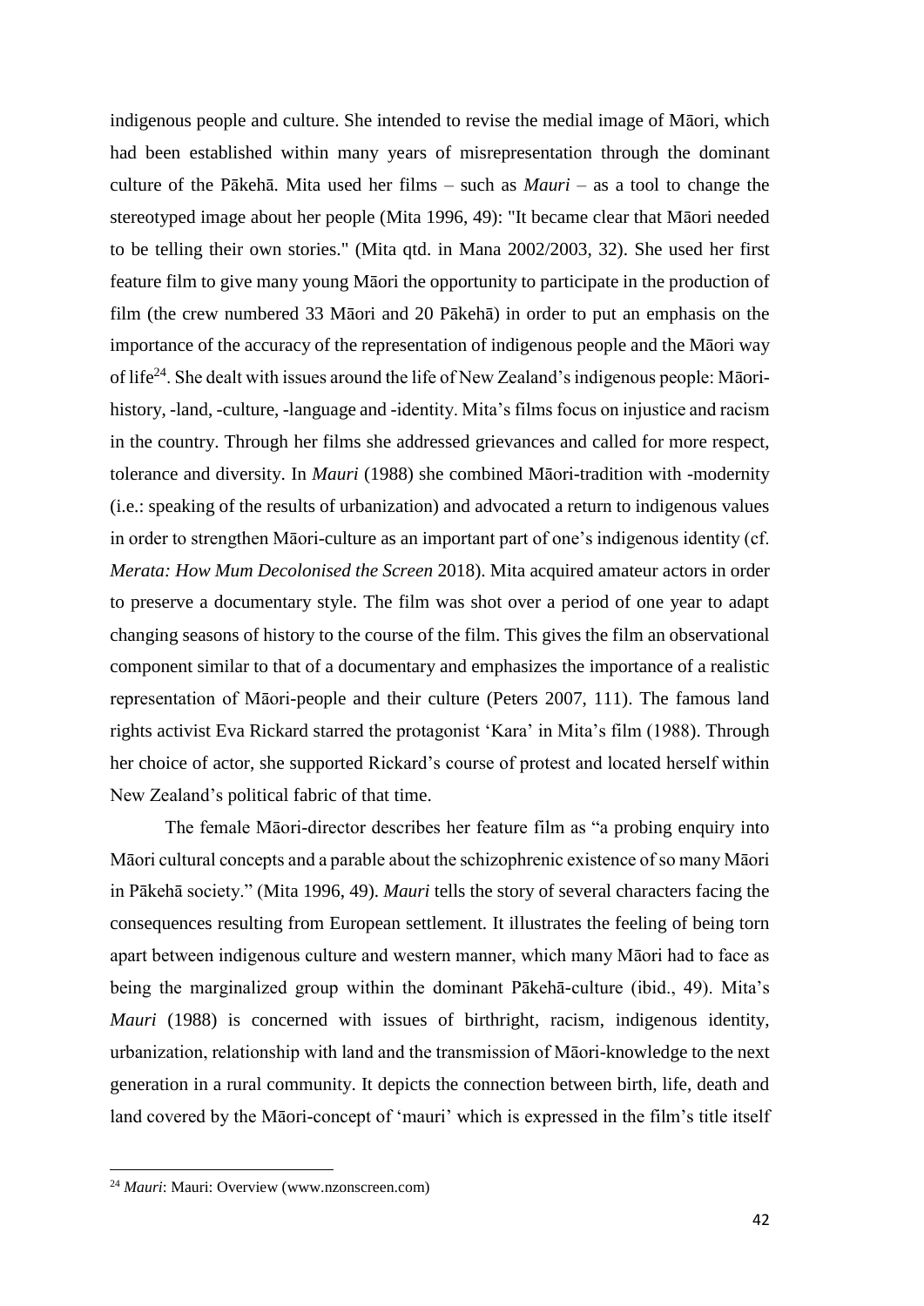indigenous people and culture. She intended to revise the medial image of Māori, which had been established within many years of misrepresentation through the dominant culture of the Pākehā. Mita used her films – such as *Mauri* – as a tool to change the stereotyped image about her people (Mita 1996, 49): "It became clear that Māori needed to be telling their own stories." (Mita qtd. in Mana 2002/2003, 32). She used her first feature film to give many young Māori the opportunity to participate in the production of film (the crew numbered 33 Māori and 20 Pākehā) in order to put an emphasis on the importance of the accuracy of the representation of indigenous people and the Māori way of life[24]. She dealt with issues around the life of New Zealand's indigenous people: Māori-history, -land, -culture, -language and -identity. Mita's films focus on injustice and racism in the country. Through her films she addressed grievances and called for more respect, tolerance and diversity. In *Mauri* (1988) she combined Māori-tradition with -modernity (i.e.: speaking of the results of urbanization) and advocated a return to indigenous values in order to strengthen Māori-culture as an important part of one's indigenous identity (cf. *Merata: How Mum Decolonised the Screen* 2018). Mita acquired amateur actors in order to preserve a documentary style. The film was shot over a period of one year to adapt changing seasons of history to the course of the film. This gives the film an observational component similar to that of a documentary and emphasizes the importance of a realistic representation of Māori-people and their culture (Peters 2007, 111). The famous land rights activist Eva Rickard starred the protagonist 'Kara' in Mita's film (1988). Through her choice of actor, she supported Rickard's course of protest and located herself within New Zealand's political fabric of that time.

The female Māori-director describes her feature film as "a probing enquiry into Māori cultural concepts and a parable about the schizophrenic existence of so many Māori in Pākehā society." (Mita 1996, 49). *Mauri* tells the story of several characters facing the consequences resulting from European settlement. It illustrates the feeling of being torn apart between indigenous culture and western manner, which many Māori had to face as being the marginalized group within the dominant Pākehā-culture (ibid., 49). Mita's *Mauri* (1988) is concerned with issues of birthright, racism, indigenous identity, urbanization, relationship with land and the transmission of Māori-knowledge to the next generation in a rural community. It depicts the connection between birth, life, death and land covered by the Māori-concept of 'mauri' which is expressed in the film's title itself

[24] *Mauri*: Mauri: Overview (www.nzonscreen.com)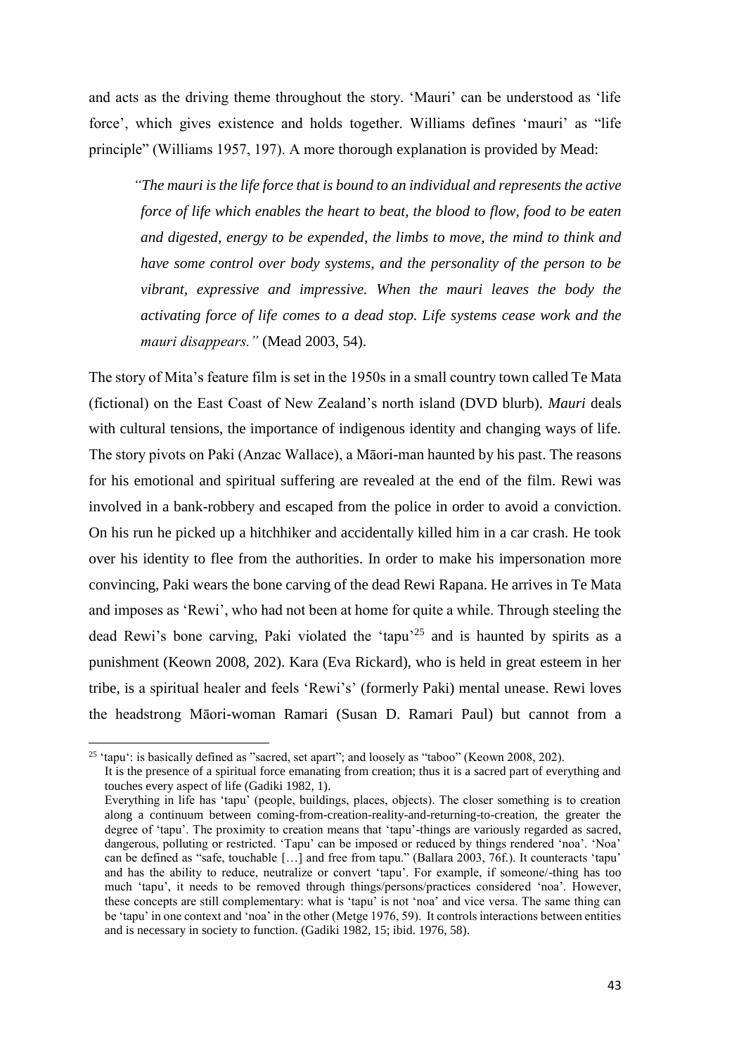and acts as the driving theme throughout the story. 'Mauri' can be understood as 'life force', which gives existence and holds together. Williams defines 'mauri' as "life principle" (Williams 1957, 197). A more thorough explanation is provided by Mead:

> *"The mauri is the life force that is bound to an individual and represents the active force of life which enables the heart to beat, the blood to flow, food to be eaten and digested, energy to be expended, the limbs to move, the mind to think and have some control over body systems, and the personality of the person to be vibrant, expressive and impressive. When the mauri leaves the body the activating force of life comes to a dead stop. Life systems cease work and the mauri disappears."* (Mead 2003, 54).

The story of Mita's feature film is set in the 1950s in a small country town called Te Mata (fictional) on the East Coast of New Zealand's north island (DVD blurb). *Mauri* deals with cultural tensions, the importance of indigenous identity and changing ways of life. The story pivots on Paki (Anzac Wallace), a Māori-man haunted by his past. The reasons for his emotional and spiritual suffering are revealed at the end of the film. Rewi was involved in a bank-robbery and escaped from the police in order to avoid a conviction. On his run he picked up a hitchhiker and accidentally killed him in a car crash. He took over his identity to flee from the authorities. In order to make his impersonation more convincing, Paki wears the bone carving of the dead Rewi Rapana. He arrives in Te Mata and imposes as 'Rewi', who had not been at home for quite a while. Through steeling the dead Rewi's bone carving, Paki violated the 'tapu'[25] and is haunted by spirits as a punishment (Keown 2008, 202). Kara (Eva Rickard), who is held in great esteem in her tribe, is a spiritual healer and feels 'Rewi's' (formerly Paki) mental unease. Rewi loves the headstrong Māori-woman Ramari (Susan D. Ramari Paul) but cannot from a

---

[25] 'tapu': is basically defined as "sacred, set apart"; and loosely as "taboo" (Keown 2008, 202).
It is the presence of a spiritual force emanating from creation; thus it is a sacred part of everything and touches every aspect of life (Gadiki 1982, 1).
Everything in life has 'tapu' (people, buildings, places, objects). The closer something is to creation along a continuum between coming-from-creation-reality-and-returning-to-creation, the greater the degree of 'tapu'. The proximity to creation means that 'tapu'-things are variously regarded as sacred, dangerous, polluting or restricted. 'Tapu' can be imposed or reduced by things rendered 'noa'. 'Noa' can be defined as "safe, touchable […] and free from tapu." (Ballara 2003, 76f.). It counteracts 'tapu' and has the ability to reduce, neutralize or convert 'tapu'. For example, if someone/-thing has too much 'tapu', it needs to be removed through things/persons/practices considered 'noa'. However, these concepts are still complementary: what is 'tapu' is not 'noa' and vice versa. The same thing can be 'tapu' in one context and 'noa' in the other (Metge 1976, 59). It controls interactions between entities and is necessary in society to function. (Gadiki 1982, 15; ibid. 1976, 58).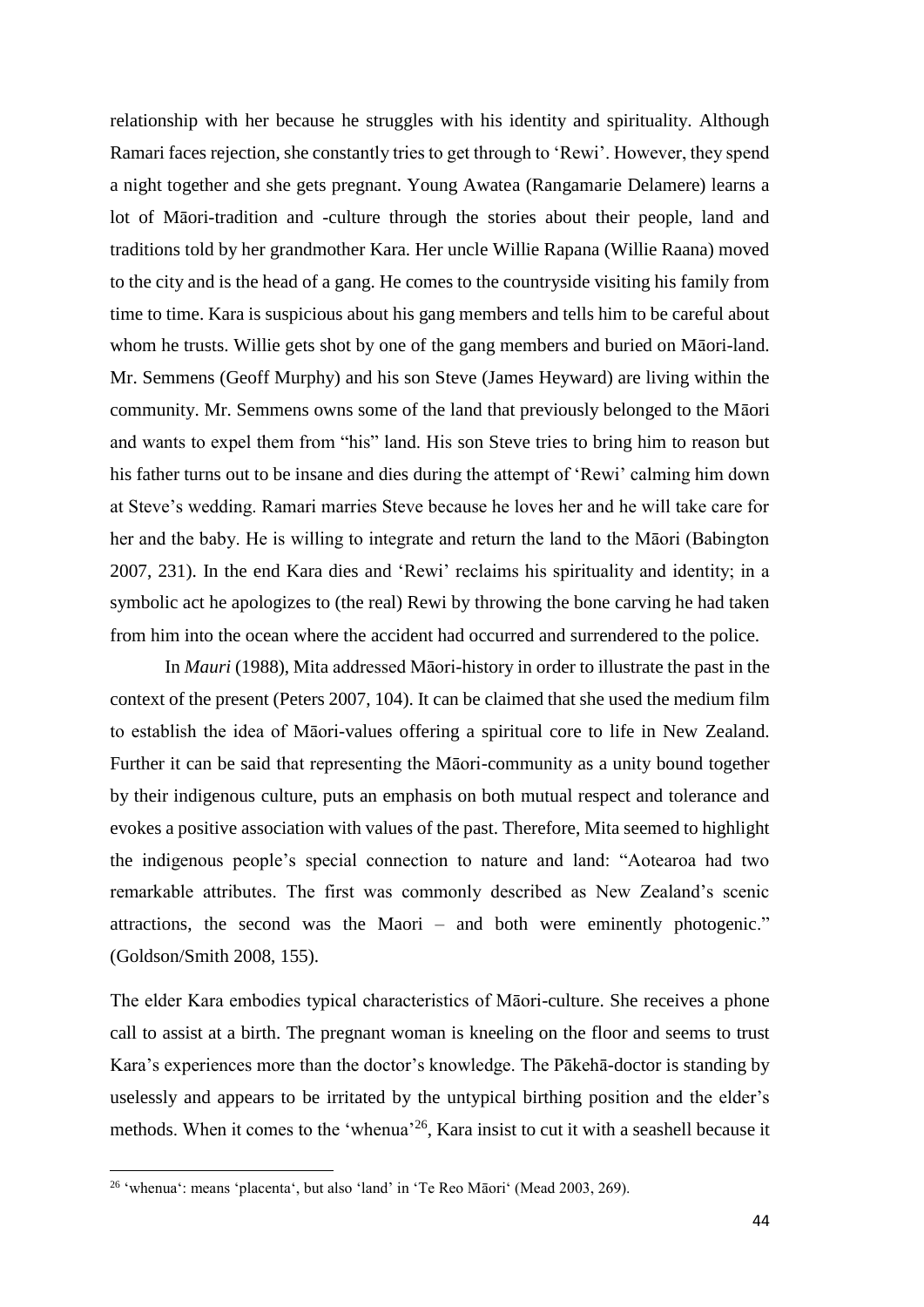relationship with her because he struggles with his identity and spirituality. Although Ramari faces rejection, she constantly tries to get through to 'Rewi'. However, they spend a night together and she gets pregnant. Young Awatea (Rangamarie Delamere) learns a lot of Māori-tradition and -culture through the stories about their people, land and traditions told by her grandmother Kara. Her uncle Willie Rapana (Willie Raana) moved to the city and is the head of a gang. He comes to the countryside visiting his family from time to time. Kara is suspicious about his gang members and tells him to be careful about whom he trusts. Willie gets shot by one of the gang members and buried on Māori-land. Mr. Semmens (Geoff Murphy) and his son Steve (James Heyward) are living within the community. Mr. Semmens owns some of the land that previously belonged to the Māori and wants to expel them from "his" land. His son Steve tries to bring him to reason but his father turns out to be insane and dies during the attempt of 'Rewi' calming him down at Steve's wedding. Ramari marries Steve because he loves her and he will take care for her and the baby. He is willing to integrate and return the land to the Māori (Babington 2007, 231). In the end Kara dies and 'Rewi' reclaims his spirituality and identity; in a symbolic act he apologizes to (the real) Rewi by throwing the bone carving he had taken from him into the ocean where the accident had occurred and surrendered to the police.

In *Mauri* (1988), Mita addressed Māori-history in order to illustrate the past in the context of the present (Peters 2007, 104). It can be claimed that she used the medium film to establish the idea of Māori-values offering a spiritual core to life in New Zealand. Further it can be said that representing the Māori-community as a unity bound together by their indigenous culture, puts an emphasis on both mutual respect and tolerance and evokes a positive association with values of the past. Therefore, Mita seemed to highlight the indigenous people's special connection to nature and land: "Aotearoa had two remarkable attributes. The first was commonly described as New Zealand's scenic attractions, the second was the Maori – and both were eminently photogenic." (Goldson/Smith 2008, 155).

The elder Kara embodies typical characteristics of Māori-culture. She receives a phone call to assist at a birth. The pregnant woman is kneeling on the floor and seems to trust Kara's experiences more than the doctor's knowledge. The Pākehā-doctor is standing by uselessly and appears to be irritated by the untypical birthing position and the elder's methods. When it comes to the 'whenua'[26], Kara insist to cut it with a seashell because it

---

[26] 'whenua': means 'placenta', but also 'land' in 'Te Reo Māori' (Mead 2003, 269).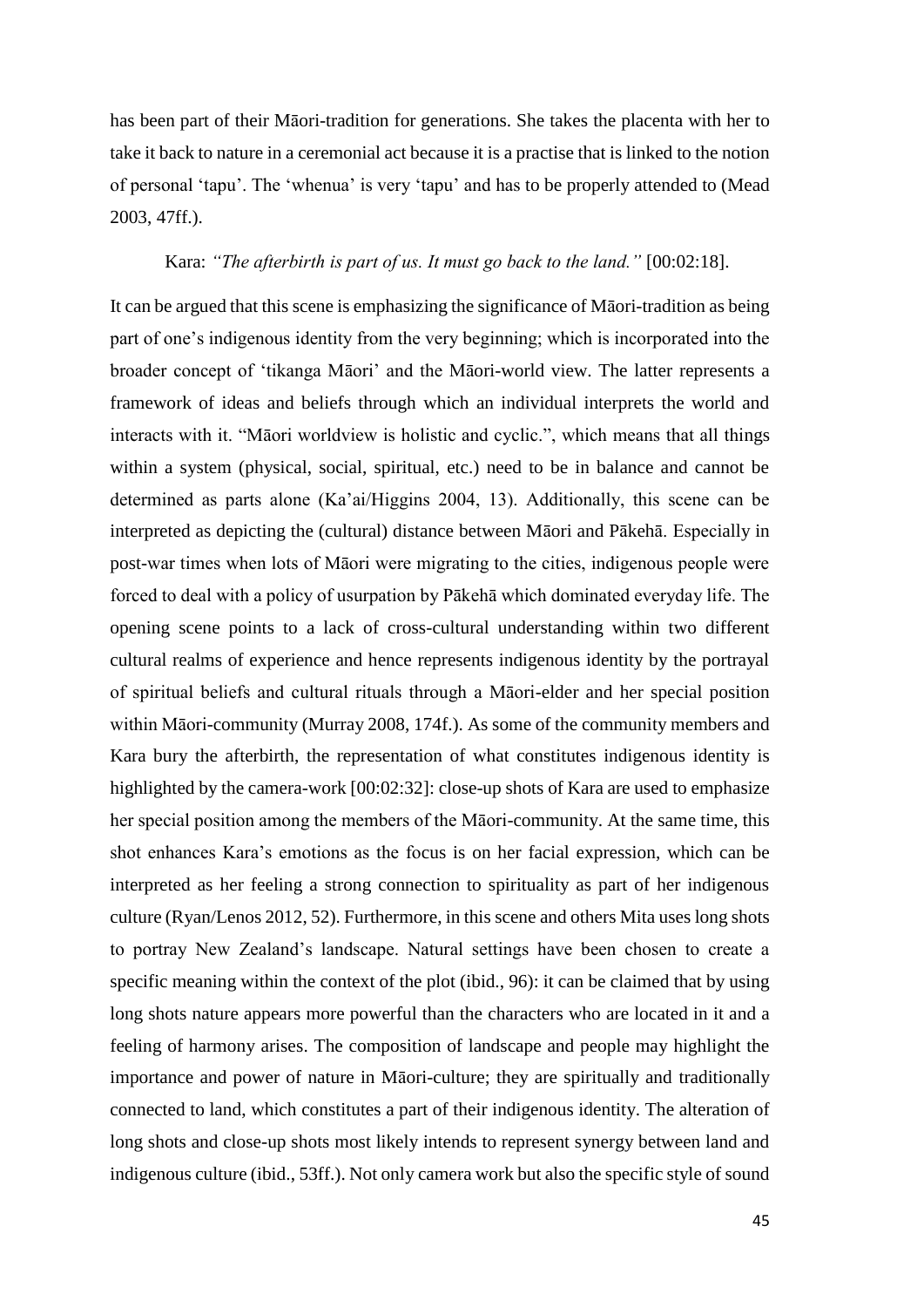has been part of their Māori-tradition for generations. She takes the placenta with her to take it back to nature in a ceremonial act because it is a practise that is linked to the notion of personal 'tapu'. The 'whenua' is very 'tapu' and has to be properly attended to (Mead 2003, 47ff.).

Kara: *"The afterbirth is part of us. It must go back to the land."* [00:02:18].

It can be argued that this scene is emphasizing the significance of Māori-tradition as being part of one's indigenous identity from the very beginning; which is incorporated into the broader concept of 'tikanga Māori' and the Māori-world view. The latter represents a framework of ideas and beliefs through which an individual interprets the world and interacts with it. "Māori worldview is holistic and cyclic.", which means that all things within a system (physical, social, spiritual, etc.) need to be in balance and cannot be determined as parts alone (Ka'ai/Higgins 2004, 13). Additionally, this scene can be interpreted as depicting the (cultural) distance between Māori and Pākehā. Especially in post-war times when lots of Māori were migrating to the cities, indigenous people were forced to deal with a policy of usurpation by Pākehā which dominated everyday life. The opening scene points to a lack of cross-cultural understanding within two different cultural realms of experience and hence represents indigenous identity by the portrayal of spiritual beliefs and cultural rituals through a Māori-elder and her special position within Māori-community (Murray 2008, 174f.). As some of the community members and Kara bury the afterbirth, the representation of what constitutes indigenous identity is highlighted by the camera-work [00:02:32]: close-up shots of Kara are used to emphasize her special position among the members of the Māori-community. At the same time, this shot enhances Kara's emotions as the focus is on her facial expression, which can be interpreted as her feeling a strong connection to spirituality as part of her indigenous culture (Ryan/Lenos 2012, 52). Furthermore, in this scene and others Mita uses long shots to portray New Zealand's landscape. Natural settings have been chosen to create a specific meaning within the context of the plot (ibid., 96): it can be claimed that by using long shots nature appears more powerful than the characters who are located in it and a feeling of harmony arises. The composition of landscape and people may highlight the importance and power of nature in Māori-culture; they are spiritually and traditionally connected to land, which constitutes a part of their indigenous identity. The alteration of long shots and close-up shots most likely intends to represent synergy between land and indigenous culture (ibid., 53ff.). Not only camera work but also the specific style of sound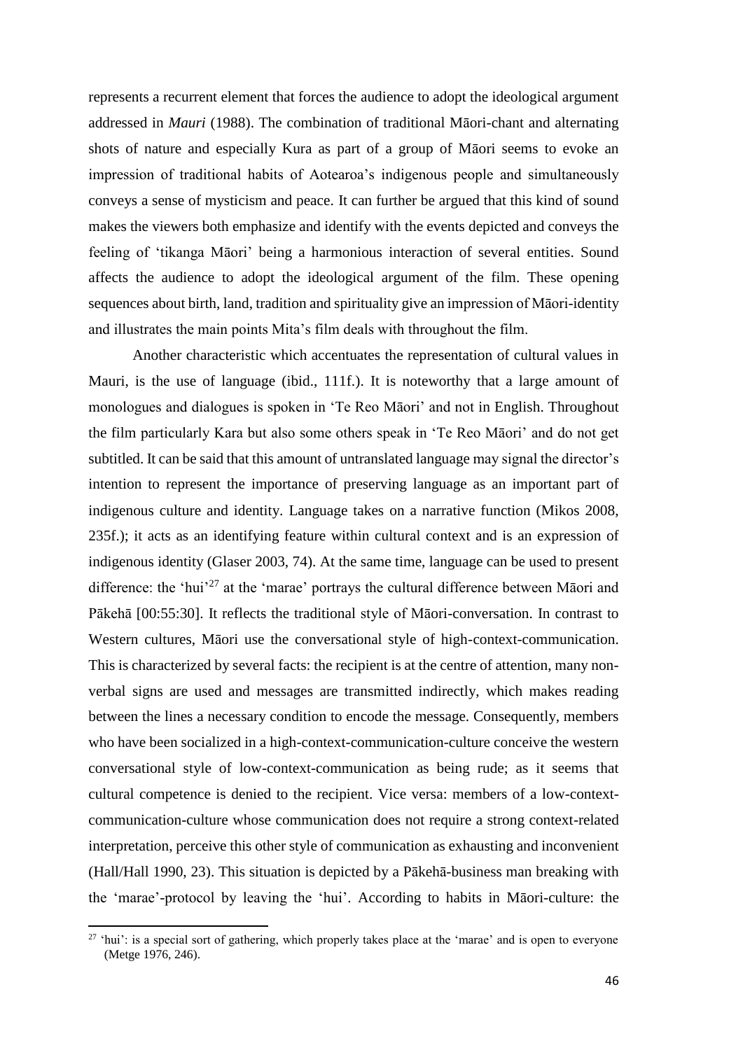represents a recurrent element that forces the audience to adopt the ideological argument addressed in *Mauri* (1988). The combination of traditional Māori-chant and alternating shots of nature and especially Kura as part of a group of Māori seems to evoke an impression of traditional habits of Aotearoa's indigenous people and simultaneously conveys a sense of mysticism and peace. It can further be argued that this kind of sound makes the viewers both emphasize and identify with the events depicted and conveys the feeling of 'tikanga Māori' being a harmonious interaction of several entities. Sound affects the audience to adopt the ideological argument of the film. These opening sequences about birth, land, tradition and spirituality give an impression of Māori-identity and illustrates the main points Mita's film deals with throughout the film.

Another characteristic which accentuates the representation of cultural values in Mauri, is the use of language (ibid., 111f.). It is noteworthy that a large amount of monologues and dialogues is spoken in 'Te Reo Māori' and not in English. Throughout the film particularly Kara but also some others speak in 'Te Reo Māori' and do not get subtitled. It can be said that this amount of untranslated language may signal the director's intention to represent the importance of preserving language as an important part of indigenous culture and identity. Language takes on a narrative function (Mikos 2008, 235f.); it acts as an identifying feature within cultural context and is an expression of indigenous identity (Glaser 2003, 74). At the same time, language can be used to present difference: the 'hui'[27] at the 'marae' portrays the cultural difference between Māori and Pākehā [00:55:30]. It reflects the traditional style of Māori-conversation. In contrast to Western cultures, Māori use the conversational style of high-context-communication. This is characterized by several facts: the recipient is at the centre of attention, many non-verbal signs are used and messages are transmitted indirectly, which makes reading between the lines a necessary condition to encode the message. Consequently, members who have been socialized in a high-context-communication-culture conceive the western conversational style of low-context-communication as being rude; as it seems that cultural competence is denied to the recipient. Vice versa: members of a low-context-communication-culture whose communication does not require a strong context-related interpretation, perceive this other style of communication as exhausting and inconvenient (Hall/Hall 1990, 23). This situation is depicted by a Pākehā-business man breaking with the 'marae'-protocol by leaving the 'hui'. According to habits in Māori-culture: the

[27] 'hui': is a special sort of gathering, which properly takes place at the 'marae' and is open to everyone (Metge 1976, 246).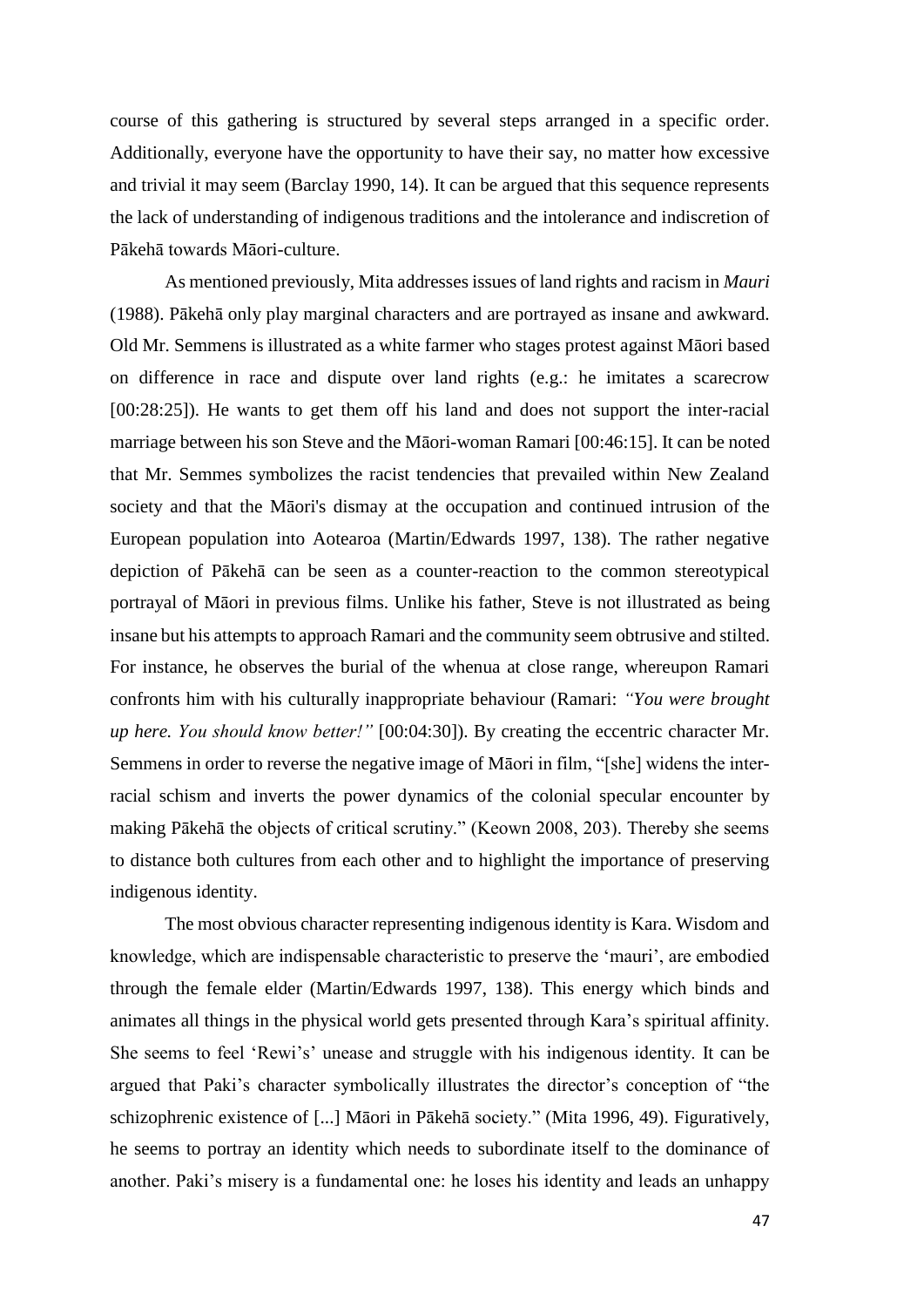course of this gathering is structured by several steps arranged in a specific order. Additionally, everyone have the opportunity to have their say, no matter how excessive and trivial it may seem (Barclay 1990, 14). It can be argued that this sequence represents the lack of understanding of indigenous traditions and the intolerance and indiscretion of Pākehā towards Māori-culture.

As mentioned previously, Mita addresses issues of land rights and racism in *Mauri* (1988). Pākehā only play marginal characters and are portrayed as insane and awkward. Old Mr. Semmens is illustrated as a white farmer who stages protest against Māori based on difference in race and dispute over land rights (e.g.: he imitates a scarecrow [00:28:25]). He wants to get them off his land and does not support the inter-racial marriage between his son Steve and the Māori-woman Ramari [00:46:15]. It can be noted that Mr. Semmes symbolizes the racist tendencies that prevailed within New Zealand society and that the Māori's dismay at the occupation and continued intrusion of the European population into Aotearoa (Martin/Edwards 1997, 138). The rather negative depiction of Pākehā can be seen as a counter-reaction to the common stereotypical portrayal of Māori in previous films. Unlike his father, Steve is not illustrated as being insane but his attempts to approach Ramari and the community seem obtrusive and stilted. For instance, he observes the burial of the whenua at close range, whereupon Ramari confronts him with his culturally inappropriate behaviour (Ramari: *"You were brought up here. You should know better!"* [00:04:30]). By creating the eccentric character Mr. Semmens in order to reverse the negative image of Māori in film, "[she] widens the inter-racial schism and inverts the power dynamics of the colonial specular encounter by making Pākehā the objects of critical scrutiny." (Keown 2008, 203). Thereby she seems to distance both cultures from each other and to highlight the importance of preserving indigenous identity.

The most obvious character representing indigenous identity is Kara. Wisdom and knowledge, which are indispensable characteristic to preserve the 'mauri', are embodied through the female elder (Martin/Edwards 1997, 138). This energy which binds and animates all things in the physical world gets presented through Kara's spiritual affinity. She seems to feel 'Rewi's' unease and struggle with his indigenous identity. It can be argued that Paki's character symbolically illustrates the director's conception of "the schizophrenic existence of [...] Māori in Pākehā society." (Mita 1996, 49). Figuratively, he seems to portray an identity which needs to subordinate itself to the dominance of another. Paki's misery is a fundamental one: he loses his identity and leads an unhappy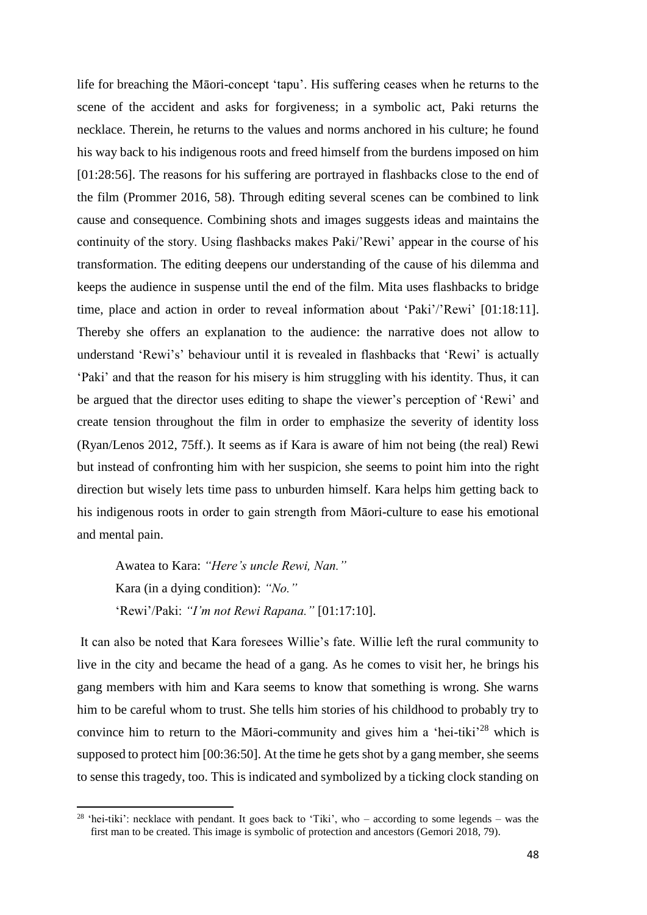life for breaching the Māori-concept 'tapu'. His suffering ceases when he returns to the scene of the accident and asks for forgiveness; in a symbolic act, Paki returns the necklace. Therein, he returns to the values and norms anchored in his culture; he found his way back to his indigenous roots and freed himself from the burdens imposed on him [01:28:56]. The reasons for his suffering are portrayed in flashbacks close to the end of the film (Prommer 2016, 58). Through editing several scenes can be combined to link cause and consequence. Combining shots and images suggests ideas and maintains the continuity of the story. Using flashbacks makes Paki/'Rewi' appear in the course of his transformation. The editing deepens our understanding of the cause of his dilemma and keeps the audience in suspense until the end of the film. Mita uses flashbacks to bridge time, place and action in order to reveal information about 'Paki'/'Rewi' [01:18:11]. Thereby she offers an explanation to the audience: the narrative does not allow to understand 'Rewi's' behaviour until it is revealed in flashbacks that 'Rewi' is actually 'Paki' and that the reason for his misery is him struggling with his identity. Thus, it can be argued that the director uses editing to shape the viewer's perception of 'Rewi' and create tension throughout the film in order to emphasize the severity of identity loss (Ryan/Lenos 2012, 75ff.). It seems as if Kara is aware of him not being (the real) Rewi but instead of confronting him with her suspicion, she seems to point him into the right direction but wisely lets time pass to unburden himself. Kara helps him getting back to his indigenous roots in order to gain strength from Māori-culture to ease his emotional and mental pain.

> Awatea to Kara: *"Here's uncle Rewi, Nan."*
> Kara (in a dying condition): *"No."*
> 'Rewi'/Paki: *"I'm not Rewi Rapana."* [01:17:10].

It can also be noted that Kara foresees Willie's fate. Willie left the rural community to live in the city and became the head of a gang. As he comes to visit her, he brings his gang members with him and Kara seems to know that something is wrong. She warns him to be careful whom to trust. She tells him stories of his childhood to probably try to convince him to return to the Māori-community and gives him a 'hei-tiki'[28] which is supposed to protect him [00:36:50]. At the time he gets shot by a gang member, she seems to sense this tragedy, too. This is indicated and symbolized by a ticking clock standing on

---

[28] 'hei-tiki': necklace with pendant. It goes back to 'Tiki', who – according to some legends – was the first man to be created. This image is symbolic of protection and ancestors (Gemori 2018, 79).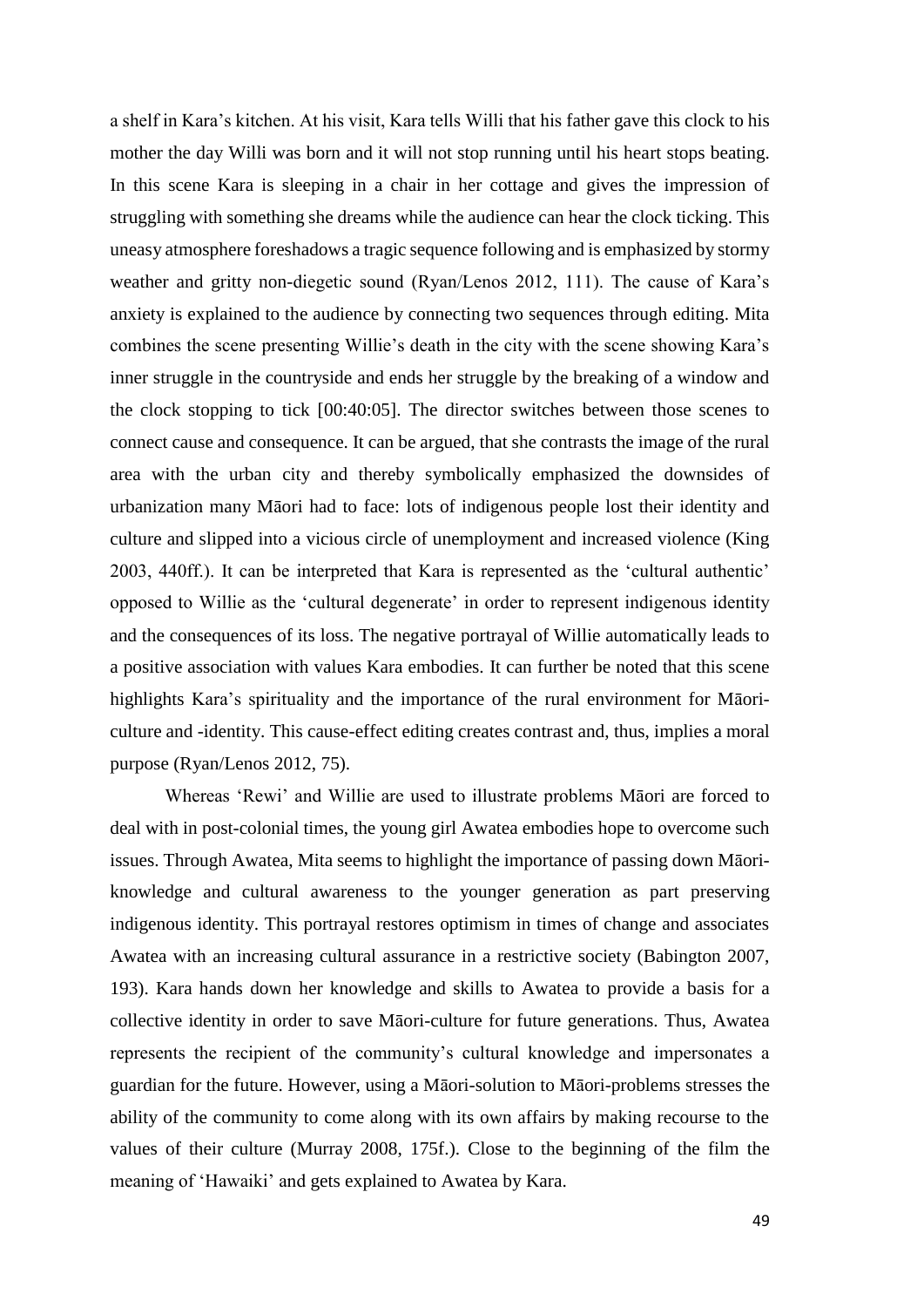a shelf in Kara's kitchen. At his visit, Kara tells Willi that his father gave this clock to his mother the day Willi was born and it will not stop running until his heart stops beating. In this scene Kara is sleeping in a chair in her cottage and gives the impression of struggling with something she dreams while the audience can hear the clock ticking. This uneasy atmosphere foreshadows a tragic sequence following and is emphasized by stormy weather and gritty non-diegetic sound (Ryan/Lenos 2012, 111). The cause of Kara's anxiety is explained to the audience by connecting two sequences through editing. Mita combines the scene presenting Willie's death in the city with the scene showing Kara's inner struggle in the countryside and ends her struggle by the breaking of a window and the clock stopping to tick [00:40:05]. The director switches between those scenes to connect cause and consequence. It can be argued, that she contrasts the image of the rural area with the urban city and thereby symbolically emphasized the downsides of urbanization many Māori had to face: lots of indigenous people lost their identity and culture and slipped into a vicious circle of unemployment and increased violence (King 2003, 440ff.). It can be interpreted that Kara is represented as the 'cultural authentic' opposed to Willie as the 'cultural degenerate' in order to represent indigenous identity and the consequences of its loss. The negative portrayal of Willie automatically leads to a positive association with values Kara embodies. It can further be noted that this scene highlights Kara's spirituality and the importance of the rural environment for Māori-culture and -identity. This cause-effect editing creates contrast and, thus, implies a moral purpose (Ryan/Lenos 2012, 75).

Whereas 'Rewi' and Willie are used to illustrate problems Māori are forced to deal with in post-colonial times, the young girl Awatea embodies hope to overcome such issues. Through Awatea, Mita seems to highlight the importance of passing down Māori-knowledge and cultural awareness to the younger generation as part preserving indigenous identity. This portrayal restores optimism in times of change and associates Awatea with an increasing cultural assurance in a restrictive society (Babington 2007, 193). Kara hands down her knowledge and skills to Awatea to provide a basis for a collective identity in order to save Māori-culture for future generations. Thus, Awatea represents the recipient of the community's cultural knowledge and impersonates a guardian for the future. However, using a Māori-solution to Māori-problems stresses the ability of the community to come along with its own affairs by making recourse to the values of their culture (Murray 2008, 175f.). Close to the beginning of the film the meaning of 'Hawaiki' and gets explained to Awatea by Kara.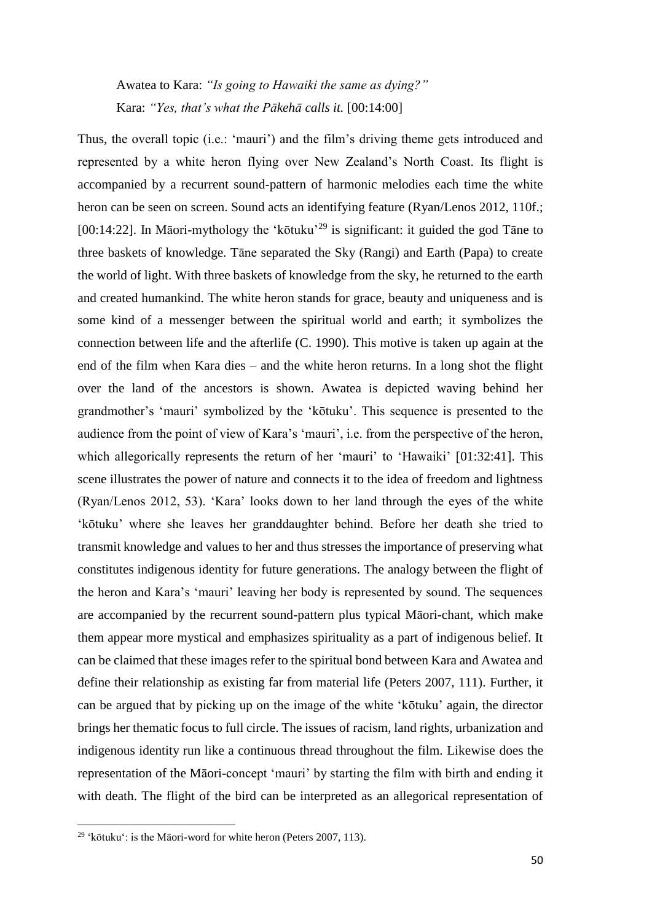Awatea to Kara: *"Is going to Hawaiki the same as dying?"*
Kara: *"Yes, that's what the Pākehā calls it.* [00:14:00]

Thus, the overall topic (i.e.: 'mauri') and the film's driving theme gets introduced and represented by a white heron flying over New Zealand's North Coast. Its flight is accompanied by a recurrent sound-pattern of harmonic melodies each time the white heron can be seen on screen. Sound acts an identifying feature (Ryan/Lenos 2012, 110f.; [00:14:22]. In Māori-mythology the 'kōtuku'[29] is significant: it guided the god Tāne to three baskets of knowledge. Tāne separated the Sky (Rangi) and Earth (Papa) to create the world of light. With three baskets of knowledge from the sky, he returned to the earth and created humankind. The white heron stands for grace, beauty and uniqueness and is some kind of a messenger between the spiritual world and earth; it symbolizes the connection between life and the afterlife (C. 1990). This motive is taken up again at the end of the film when Kara dies – and the white heron returns. In a long shot the flight over the land of the ancestors is shown. Awatea is depicted waving behind her grandmother's 'mauri' symbolized by the 'kōtuku'. This sequence is presented to the audience from the point of view of Kara's 'mauri', i.e. from the perspective of the heron, which allegorically represents the return of her 'mauri' to 'Hawaiki' [01:32:41]. This scene illustrates the power of nature and connects it to the idea of freedom and lightness (Ryan/Lenos 2012, 53). 'Kara' looks down to her land through the eyes of the white 'kōtuku' where she leaves her granddaughter behind. Before her death she tried to transmit knowledge and values to her and thus stresses the importance of preserving what constitutes indigenous identity for future generations. The analogy between the flight of the heron and Kara's 'mauri' leaving her body is represented by sound. The sequences are accompanied by the recurrent sound-pattern plus typical Māori-chant, which make them appear more mystical and emphasizes spirituality as a part of indigenous belief. It can be claimed that these images refer to the spiritual bond between Kara and Awatea and define their relationship as existing far from material life (Peters 2007, 111). Further, it can be argued that by picking up on the image of the white 'kōtuku' again, the director brings her thematic focus to full circle. The issues of racism, land rights, urbanization and indigenous identity run like a continuous thread throughout the film. Likewise does the representation of the Māori-concept 'mauri' by starting the film with birth and ending it with death. The flight of the bird can be interpreted as an allegorical representation of

---

[29] 'kōtuku': is the Māori-word for white heron (Peters 2007, 113).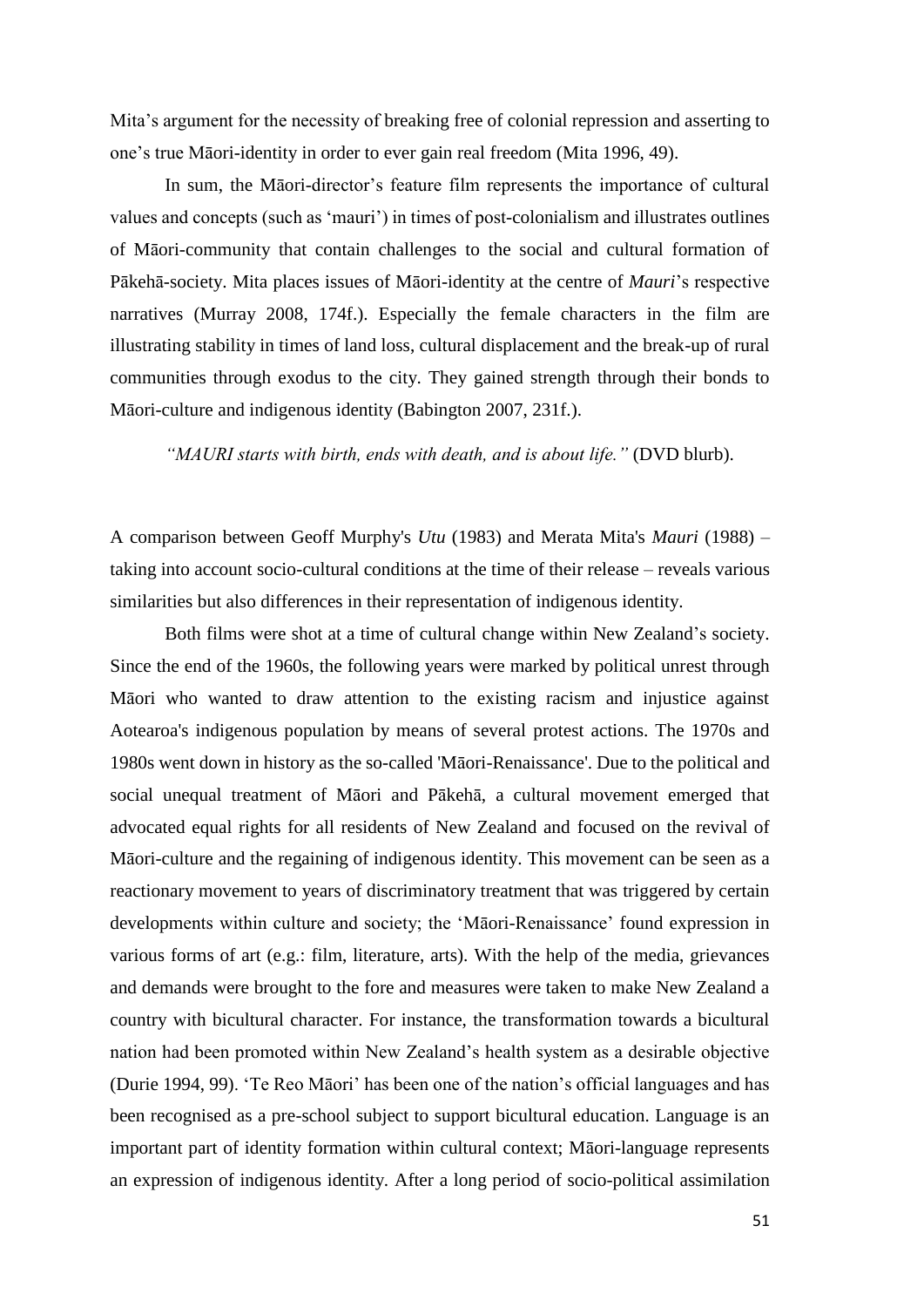Mita's argument for the necessity of breaking free of colonial repression and asserting to one's true Māori-identity in order to ever gain real freedom (Mita 1996, 49).

In sum, the Māori-director's feature film represents the importance of cultural values and concepts (such as 'mauri') in times of post-colonialism and illustrates outlines of Māori-community that contain challenges to the social and cultural formation of Pākehā-society. Mita places issues of Māori-identity at the centre of *Mauri*'s respective narratives (Murray 2008, 174f.). Especially the female characters in the film are illustrating stability in times of land loss, cultural displacement and the break-up of rural communities through exodus to the city. They gained strength through their bonds to Māori-culture and indigenous identity (Babington 2007, 231f.).

*"MAURI starts with birth, ends with death, and is about life."* (DVD blurb).

A comparison between Geoff Murphy's *Utu* (1983) and Merata Mita's *Mauri* (1988) – taking into account socio-cultural conditions at the time of their release – reveals various similarities but also differences in their representation of indigenous identity.

Both films were shot at a time of cultural change within New Zealand's society. Since the end of the 1960s, the following years were marked by political unrest through Māori who wanted to draw attention to the existing racism and injustice against Aotearoa's indigenous population by means of several protest actions. The 1970s and 1980s went down in history as the so-called 'Māori-Renaissance'. Due to the political and social unequal treatment of Māori and Pākehā, a cultural movement emerged that advocated equal rights for all residents of New Zealand and focused on the revival of Māori-culture and the regaining of indigenous identity. This movement can be seen as a reactionary movement to years of discriminatory treatment that was triggered by certain developments within culture and society; the 'Māori-Renaissance' found expression in various forms of art (e.g.: film, literature, arts). With the help of the media, grievances and demands were brought to the fore and measures were taken to make New Zealand a country with bicultural character. For instance, the transformation towards a bicultural nation had been promoted within New Zealand's health system as a desirable objective (Durie 1994, 99). 'Te Reo Māori' has been one of the nation's official languages and has been recognised as a pre-school subject to support bicultural education. Language is an important part of identity formation within cultural context; Māori-language represents an expression of indigenous identity. After a long period of socio-political assimilation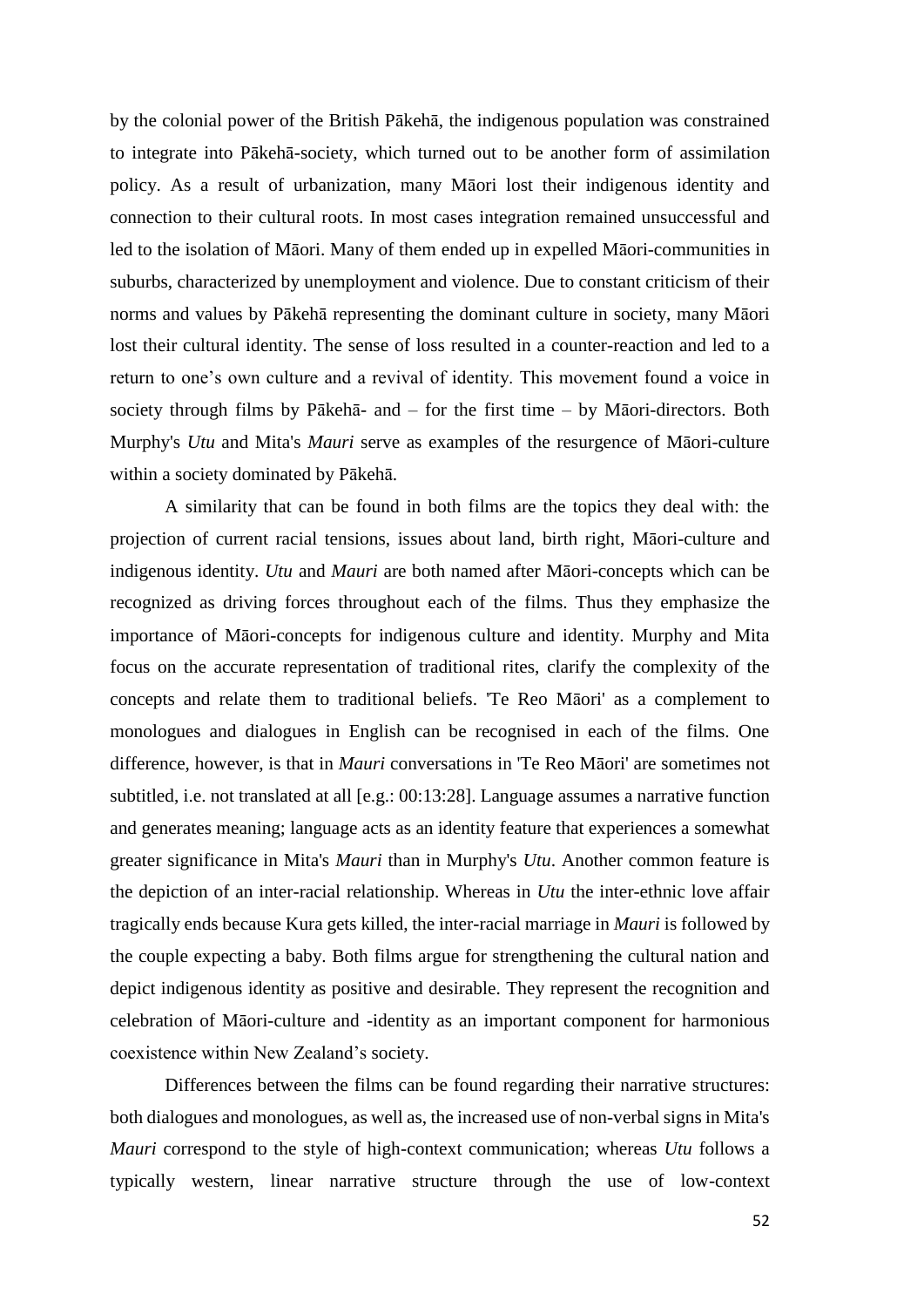by the colonial power of the British Pākehā, the indigenous population was constrained to integrate into Pākehā-society, which turned out to be another form of assimilation policy. As a result of urbanization, many Māori lost their indigenous identity and connection to their cultural roots. In most cases integration remained unsuccessful and led to the isolation of Māori. Many of them ended up in expelled Māori-communities in suburbs, characterized by unemployment and violence. Due to constant criticism of their norms and values by Pākehā representing the dominant culture in society, many Māori lost their cultural identity. The sense of loss resulted in a counter-reaction and led to a return to one's own culture and a revival of identity. This movement found a voice in society through films by Pākehā- and – for the first time – by Māori-directors. Both Murphy's *Utu* and Mita's *Mauri* serve as examples of the resurgence of Māori-culture within a society dominated by Pākehā.

A similarity that can be found in both films are the topics they deal with: the projection of current racial tensions, issues about land, birth right, Māori-culture and indigenous identity. *Utu* and *Mauri* are both named after Māori-concepts which can be recognized as driving forces throughout each of the films. Thus they emphasize the importance of Māori-concepts for indigenous culture and identity. Murphy and Mita focus on the accurate representation of traditional rites, clarify the complexity of the concepts and relate them to traditional beliefs. 'Te Reo Māori' as a complement to monologues and dialogues in English can be recognised in each of the films. One difference, however, is that in *Mauri* conversations in 'Te Reo Māori' are sometimes not subtitled, i.e. not translated at all [e.g.: 00:13:28]. Language assumes a narrative function and generates meaning; language acts as an identity feature that experiences a somewhat greater significance in Mita's *Mauri* than in Murphy's *Utu*. Another common feature is the depiction of an inter-racial relationship. Whereas in *Utu* the inter-ethnic love affair tragically ends because Kura gets killed, the inter-racial marriage in *Mauri* is followed by the couple expecting a baby. Both films argue for strengthening the cultural nation and depict indigenous identity as positive and desirable. They represent the recognition and celebration of Māori-culture and -identity as an important component for harmonious coexistence within New Zealand's society.

Differences between the films can be found regarding their narrative structures: both dialogues and monologues, as well as, the increased use of non-verbal signs in Mita's *Mauri* correspond to the style of high-context communication; whereas *Utu* follows a typically western, linear narrative structure through the use of low-context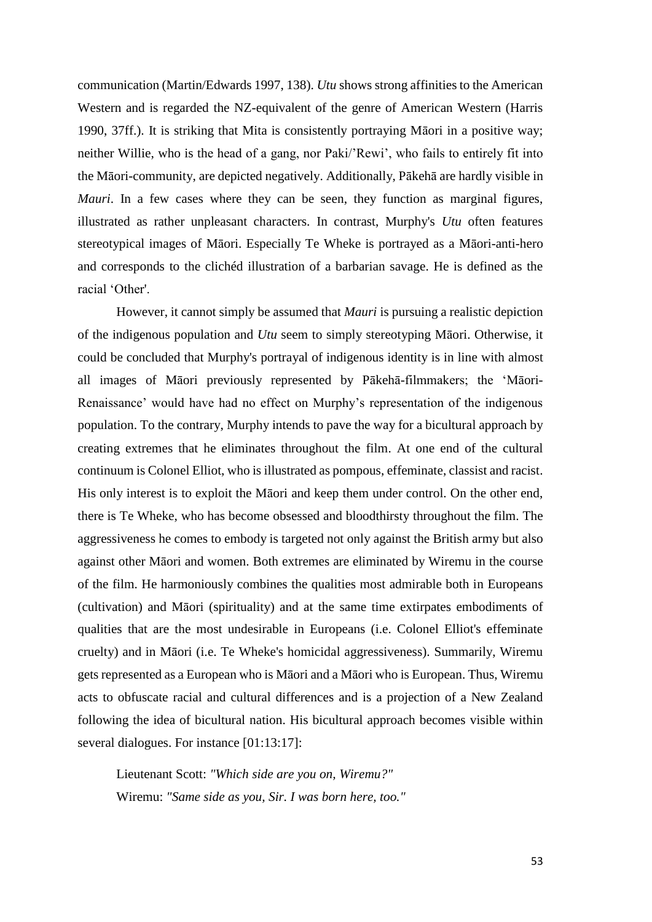communication (Martin/Edwards 1997, 138). *Utu* shows strong affinities to the American Western and is regarded the NZ-equivalent of the genre of American Western (Harris 1990, 37ff.). It is striking that Mita is consistently portraying Māori in a positive way; neither Willie, who is the head of a gang, nor Paki/'Rewi', who fails to entirely fit into the Māori-community, are depicted negatively. Additionally, Pākehā are hardly visible in *Mauri*. In a few cases where they can be seen, they function as marginal figures, illustrated as rather unpleasant characters. In contrast, Murphy's *Utu* often features stereotypical images of Māori. Especially Te Wheke is portrayed as a Māori-anti-hero and corresponds to the clichéd illustration of a barbarian savage. He is defined as the racial 'Other'.

However, it cannot simply be assumed that *Mauri* is pursuing a realistic depiction of the indigenous population and *Utu* seem to simply stereotyping Māori. Otherwise, it could be concluded that Murphy's portrayal of indigenous identity is in line with almost all images of Māori previously represented by Pākehā-filmmakers; the 'Māori-Renaissance' would have had no effect on Murphy's representation of the indigenous population. To the contrary, Murphy intends to pave the way for a bicultural approach by creating extremes that he eliminates throughout the film. At one end of the cultural continuum is Colonel Elliot, who is illustrated as pompous, effeminate, classist and racist. His only interest is to exploit the Māori and keep them under control. On the other end, there is Te Wheke, who has become obsessed and bloodthirsty throughout the film. The aggressiveness he comes to embody is targeted not only against the British army but also against other Māori and women. Both extremes are eliminated by Wiremu in the course of the film. He harmoniously combines the qualities most admirable both in Europeans (cultivation) and Māori (spirituality) and at the same time extirpates embodiments of qualities that are the most undesirable in Europeans (i.e. Colonel Elliot's effeminate cruelty) and in Māori (i.e. Te Wheke's homicidal aggressiveness). Summarily, Wiremu gets represented as a European who is Māori and a Māori who is European. Thus, Wiremu acts to obfuscate racial and cultural differences and is a projection of a New Zealand following the idea of bicultural nation. His bicultural approach becomes visible within several dialogues. For instance [01:13:17]:

> Lieutenant Scott: *"Which side are you on, Wiremu?"*
> Wiremu: *"Same side as you, Sir. I was born here, too."*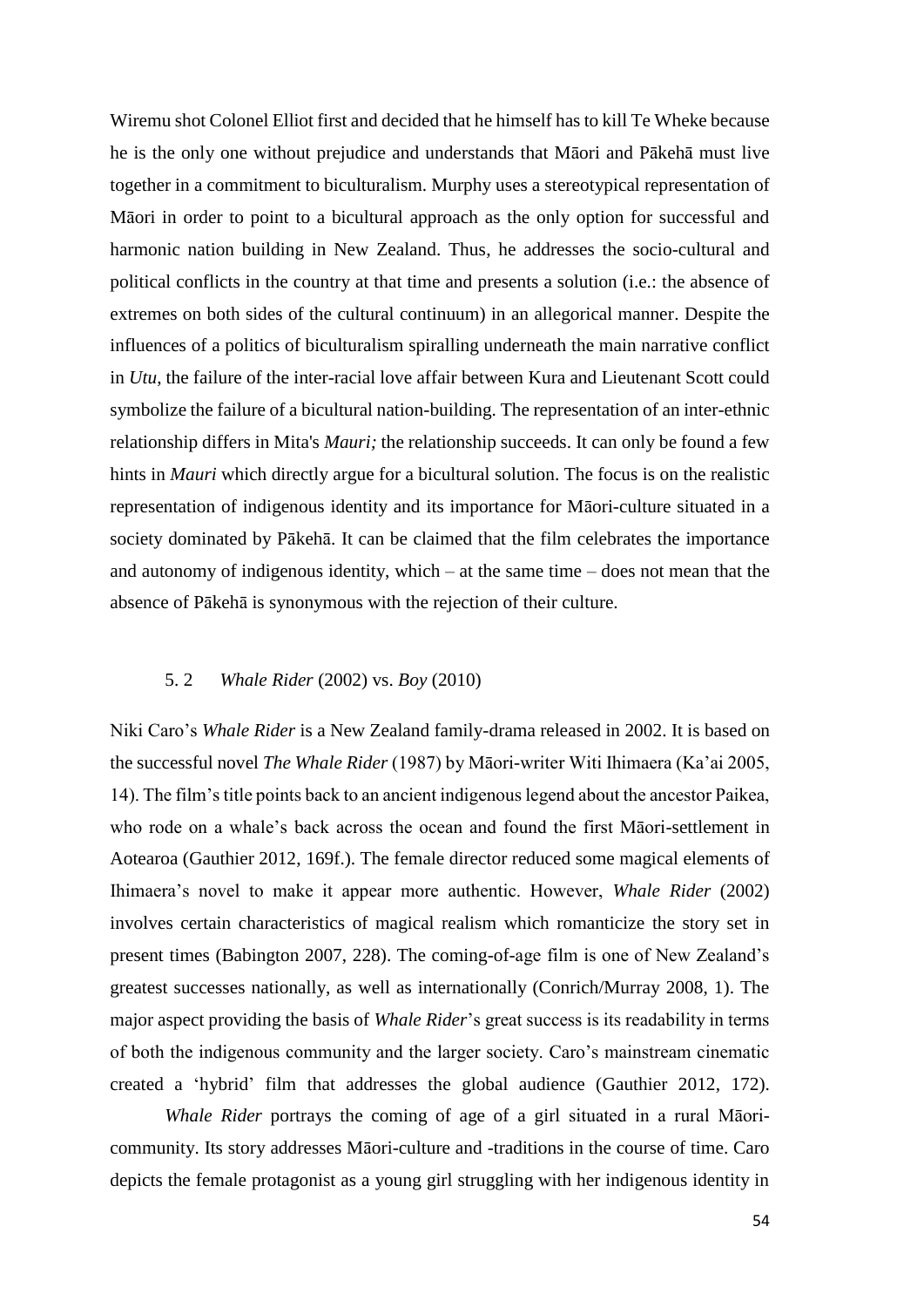Wiremu shot Colonel Elliot first and decided that he himself has to kill Te Wheke because he is the only one without prejudice and understands that Māori and Pākehā must live together in a commitment to biculturalism. Murphy uses a stereotypical representation of Māori in order to point to a bicultural approach as the only option for successful and harmonic nation building in New Zealand. Thus, he addresses the socio-cultural and political conflicts in the country at that time and presents a solution (i.e.: the absence of extremes on both sides of the cultural continuum) in an allegorical manner. Despite the influences of a politics of biculturalism spiralling underneath the main narrative conflict in *Utu*, the failure of the inter-racial love affair between Kura and Lieutenant Scott could symbolize the failure of a bicultural nation-building. The representation of an inter-ethnic relationship differs in Mita's *Mauri;* the relationship succeeds. It can only be found a few hints in *Mauri* which directly argue for a bicultural solution. The focus is on the realistic representation of indigenous identity and its importance for Māori-culture situated in a society dominated by Pākehā. It can be claimed that the film celebrates the importance and autonomy of indigenous identity, which – at the same time – does not mean that the absence of Pākehā is synonymous with the rejection of their culture.

### 5. 2 *Whale Rider* (2002) vs. *Boy* (2010)

Niki Caro's *Whale Rider* is a New Zealand family-drama released in 2002. It is based on the successful novel *The Whale Rider* (1987) by Māori-writer Witi Ihimaera (Ka'ai 2005, 14). The film's title points back to an ancient indigenous legend about the ancestor Paikea, who rode on a whale's back across the ocean and found the first Māori-settlement in Aotearoa (Gauthier 2012, 169f.). The female director reduced some magical elements of Ihimaera's novel to make it appear more authentic. However, *Whale Rider* (2002) involves certain characteristics of magical realism which romanticize the story set in present times (Babington 2007, 228). The coming-of-age film is one of New Zealand's greatest successes nationally, as well as internationally (Conrich/Murray 2008, 1). The major aspect providing the basis of *Whale Rider*'s great success is its readability in terms of both the indigenous community and the larger society. Caro's mainstream cinematic created a 'hybrid' film that addresses the global audience (Gauthier 2012, 172).

*Whale Rider* portrays the coming of age of a girl situated in a rural Māori-community. Its story addresses Māori-culture and -traditions in the course of time. Caro depicts the female protagonist as a young girl struggling with her indigenous identity in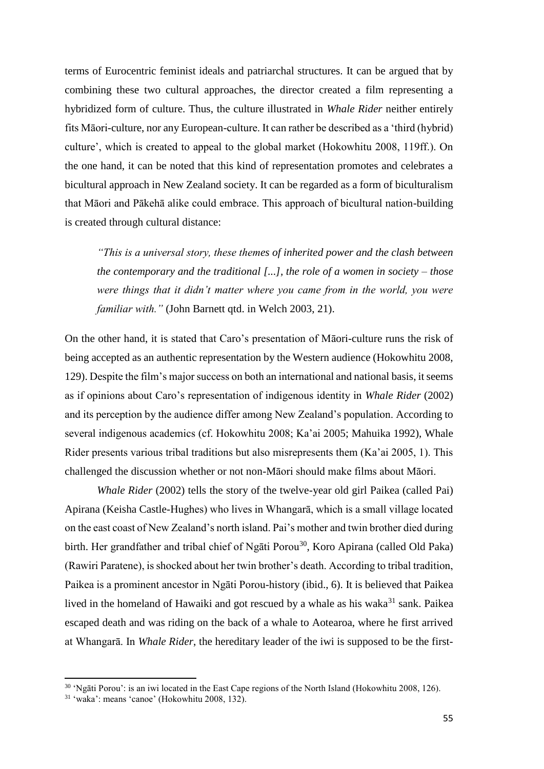terms of Eurocentric feminist ideals and patriarchal structures. It can be argued that by combining these two cultural approaches, the director created a film representing a hybridized form of culture. Thus, the culture illustrated in *Whale Rider* neither entirely fits Māori-culture, nor any European-culture. It can rather be described as a 'third (hybrid) culture', which is created to appeal to the global market (Hokowhitu 2008, 119ff.). On the one hand, it can be noted that this kind of representation promotes and celebrates a bicultural approach in New Zealand society. It can be regarded as a form of biculturalism that Māori and Pākehā alike could embrace. This approach of bicultural nation-building is created through cultural distance:

> *"This is a universal story, these themes of inherited power and the clash between the contemporary and the traditional [...], the role of a women in society – those were things that it didn't matter where you came from in the world, you were familiar with."* (John Barnett qtd. in Welch 2003, 21).

On the other hand, it is stated that Caro's presentation of Māori-culture runs the risk of being accepted as an authentic representation by the Western audience (Hokowhitu 2008, 129). Despite the film's major success on both an international and national basis, it seems as if opinions about Caro's representation of indigenous identity in *Whale Rider* (2002) and its perception by the audience differ among New Zealand's population. According to several indigenous academics (cf. Hokowhitu 2008; Ka'ai 2005; Mahuika 1992), Whale Rider presents various tribal traditions but also misrepresents them (Ka'ai 2005, 1). This challenged the discussion whether or not non-Māori should make films about Māori.

*Whale Rider* (2002) tells the story of the twelve-year old girl Paikea (called Pai) Apirana (Keisha Castle-Hughes) who lives in Whangarā, which is a small village located on the east coast of New Zealand's north island. Pai's mother and twin brother died during birth. Her grandfather and tribal chief of Ngāti Porou[30], Koro Apirana (called Old Paka) (Rawiri Paratene), is shocked about her twin brother's death. According to tribal tradition, Paikea is a prominent ancestor in Ngāti Porou-history (ibid., 6). It is believed that Paikea lived in the homeland of Hawaiki and got rescued by a whale as his waka[31] sank. Paikea escaped death and was riding on the back of a whale to Aotearoa, where he first arrived at Whangarā. In *Whale Rider*, the hereditary leader of the iwi is supposed to be the first-

---

[30] 'Ngāti Porou': is an iwi located in the East Cape regions of the North Island (Hokowhitu 2008, 126).

[31] 'waka': means 'canoe' (Hokowhitu 2008, 132).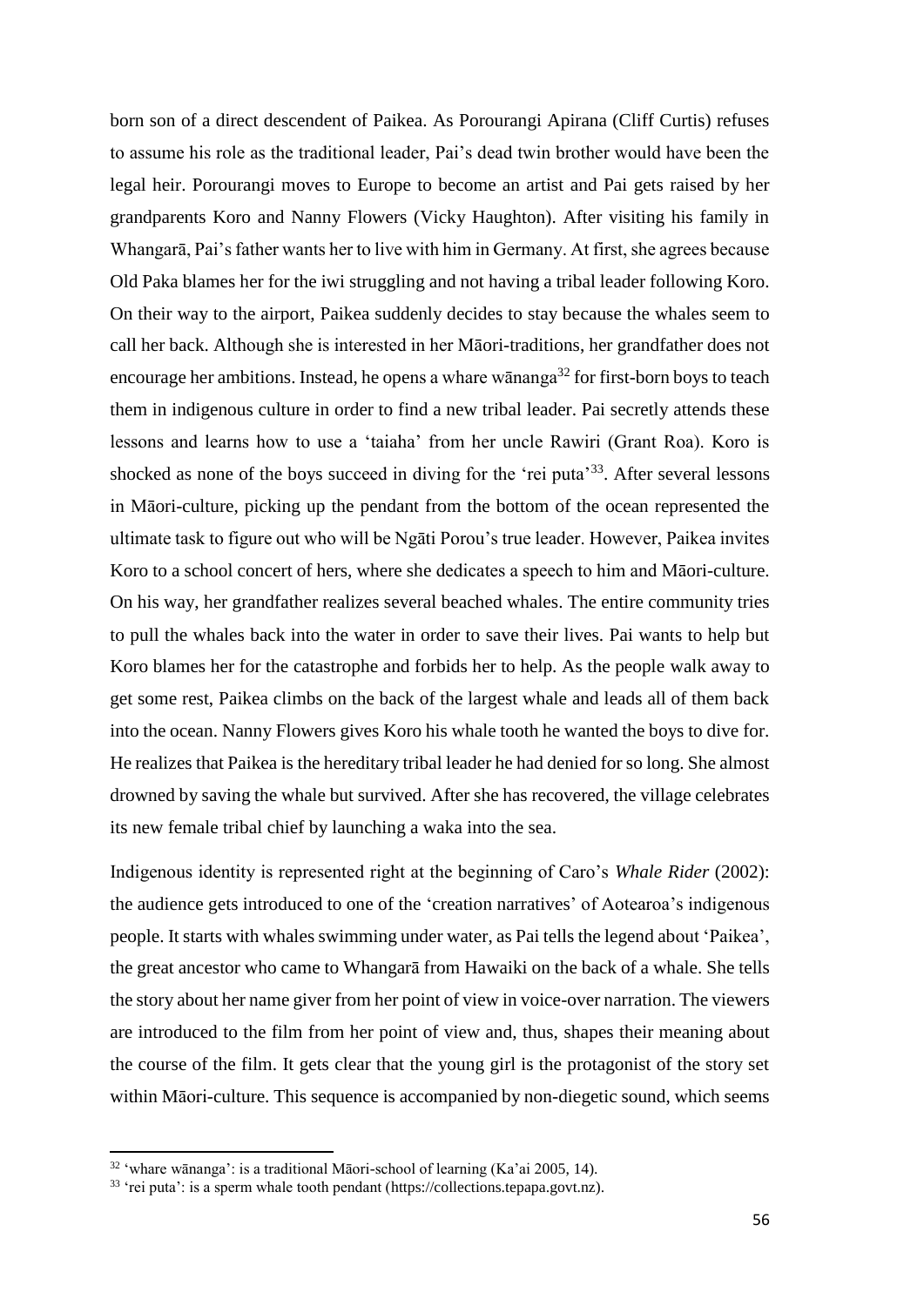born son of a direct descendent of Paikea. As Porourangi Apirana (Cliff Curtis) refuses to assume his role as the traditional leader, Pai's dead twin brother would have been the legal heir. Porourangi moves to Europe to become an artist and Pai gets raised by her grandparents Koro and Nanny Flowers (Vicky Haughton). After visiting his family in Whangarā, Pai's father wants her to live with him in Germany. At first, she agrees because Old Paka blames her for the iwi struggling and not having a tribal leader following Koro. On their way to the airport, Paikea suddenly decides to stay because the whales seem to call her back. Although she is interested in her Māori-traditions, her grandfather does not encourage her ambitions. Instead, he opens a whare wānanga[32] for first-born boys to teach them in indigenous culture in order to find a new tribal leader. Pai secretly attends these lessons and learns how to use a 'taiaha' from her uncle Rawiri (Grant Roa). Koro is shocked as none of the boys succeed in diving for the 'rei puta'[33]. After several lessons in Māori-culture, picking up the pendant from the bottom of the ocean represented the ultimate task to figure out who will be Ngāti Porou's true leader. However, Paikea invites Koro to a school concert of hers, where she dedicates a speech to him and Māori-culture. On his way, her grandfather realizes several beached whales. The entire community tries to pull the whales back into the water in order to save their lives. Pai wants to help but Koro blames her for the catastrophe and forbids her to help. As the people walk away to get some rest, Paikea climbs on the back of the largest whale and leads all of them back into the ocean. Nanny Flowers gives Koro his whale tooth he wanted the boys to dive for. He realizes that Paikea is the hereditary tribal leader he had denied for so long. She almost drowned by saving the whale but survived. After she has recovered, the village celebrates its new female tribal chief by launching a waka into the sea.

Indigenous identity is represented right at the beginning of Caro's *Whale Rider* (2002): the audience gets introduced to one of the 'creation narratives' of Aotearoa's indigenous people. It starts with whales swimming under water, as Pai tells the legend about 'Paikea', the great ancestor who came to Whangarā from Hawaiki on the back of a whale. She tells the story about her name giver from her point of view in voice-over narration. The viewers are introduced to the film from her point of view and, thus, shapes their meaning about the course of the film. It gets clear that the young girl is the protagonist of the story set within Māori-culture. This sequence is accompanied by non-diegetic sound, which seems

[32] 'whare wānanga': is a traditional Māori-school of learning (Ka'ai 2005, 14).

[33] 'rei puta': is a sperm whale tooth pendant (https://collections.tepapa.govt.nz).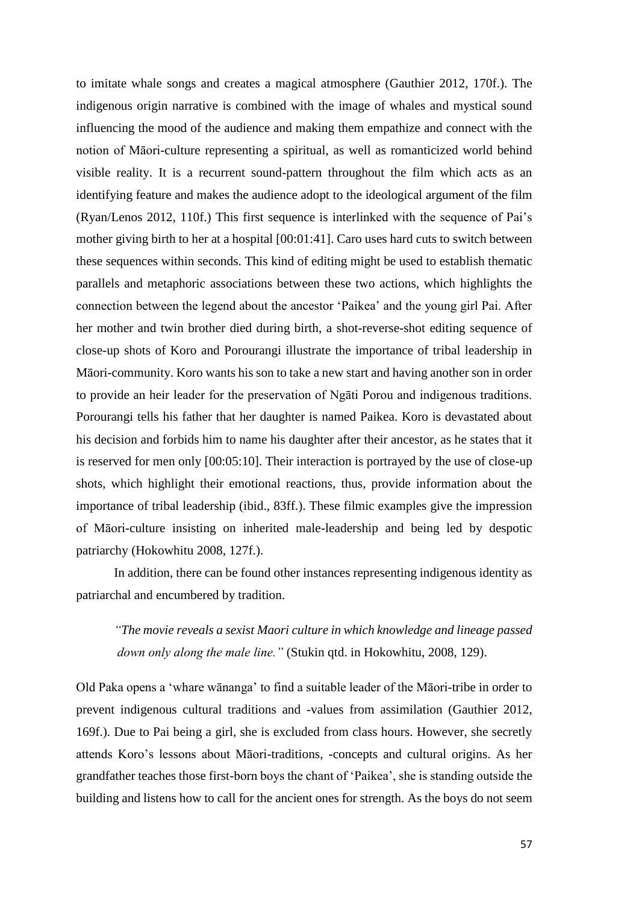to imitate whale songs and creates a magical atmosphere (Gauthier 2012, 170f.). The indigenous origin narrative is combined with the image of whales and mystical sound influencing the mood of the audience and making them empathize and connect with the notion of Māori-culture representing a spiritual, as well as romanticized world behind visible reality. It is a recurrent sound-pattern throughout the film which acts as an identifying feature and makes the audience adopt to the ideological argument of the film (Ryan/Lenos 2012, 110f.) This first sequence is interlinked with the sequence of Pai's mother giving birth to her at a hospital [00:01:41]. Caro uses hard cuts to switch between these sequences within seconds. This kind of editing might be used to establish thematic parallels and metaphoric associations between these two actions, which highlights the connection between the legend about the ancestor 'Paikea' and the young girl Pai. After her mother and twin brother died during birth, a shot-reverse-shot editing sequence of close-up shots of Koro and Porourangi illustrate the importance of tribal leadership in Māori-community. Koro wants his son to take a new start and having another son in order to provide an heir leader for the preservation of Ngāti Porou and indigenous traditions. Porourangi tells his father that her daughter is named Paikea. Koro is devastated about his decision and forbids him to name his daughter after their ancestor, as he states that it is reserved for men only [00:05:10]. Their interaction is portrayed by the use of close-up shots, which highlight their emotional reactions, thus, provide information about the importance of tribal leadership (ibid., 83ff.). These filmic examples give the impression of Māori-culture insisting on inherited male-leadership and being led by despotic patriarchy (Hokowhitu 2008, 127f.).

In addition, there can be found other instances representing indigenous identity as patriarchal and encumbered by tradition.

> *"The movie reveals a sexist Maori culture in which knowledge and lineage passed down only along the male line."* (Stukin qtd. in Hokowhitu, 2008, 129).

Old Paka opens a 'whare wānanga' to find a suitable leader of the Māori-tribe in order to prevent indigenous cultural traditions and -values from assimilation (Gauthier 2012, 169f.). Due to Pai being a girl, she is excluded from class hours. However, she secretly attends Koro's lessons about Māori-traditions, -concepts and cultural origins. As her grandfather teaches those first-born boys the chant of 'Paikea', she is standing outside the building and listens how to call for the ancient ones for strength. As the boys do not seem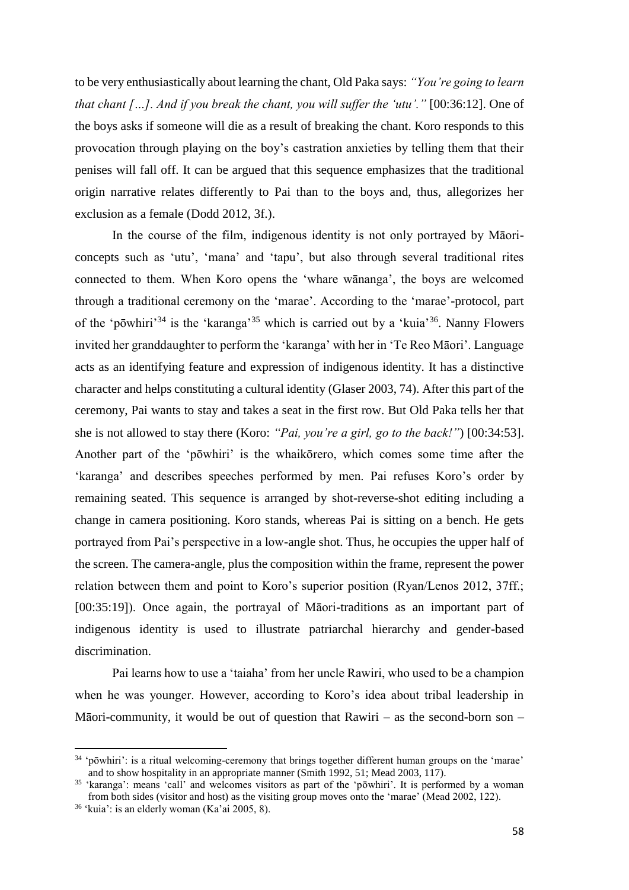to be very enthusiastically about learning the chant, Old Paka says: *"You're going to learn that chant […]. And if you break the chant, you will suffer the 'utu'."* [00:36:12]. One of the boys asks if someone will die as a result of breaking the chant. Koro responds to this provocation through playing on the boy's castration anxieties by telling them that their penises will fall off. It can be argued that this sequence emphasizes that the traditional origin narrative relates differently to Pai than to the boys and, thus, allegorizes her exclusion as a female (Dodd 2012, 3f.).

In the course of the film, indigenous identity is not only portrayed by Māori-concepts such as 'utu', 'mana' and 'tapu', but also through several traditional rites connected to them. When Koro opens the 'whare wānanga', the boys are welcomed through a traditional ceremony on the 'marae'. According to the 'marae'-protocol, part of the 'pōwhiri'[34] is the 'karanga'[35] which is carried out by a 'kuia'[36]. Nanny Flowers invited her granddaughter to perform the 'karanga' with her in 'Te Reo Māori'. Language acts as an identifying feature and expression of indigenous identity. It has a distinctive character and helps constituting a cultural identity (Glaser 2003, 74). After this part of the ceremony, Pai wants to stay and takes a seat in the first row. But Old Paka tells her that she is not allowed to stay there (Koro: *"Pai, you're a girl, go to the back!"*) [00:34:53]. Another part of the 'pōwhiri' is the whaikōrero, which comes some time after the 'karanga' and describes speeches performed by men. Pai refuses Koro's order by remaining seated. This sequence is arranged by shot-reverse-shot editing including a change in camera positioning. Koro stands, whereas Pai is sitting on a bench. He gets portrayed from Pai's perspective in a low-angle shot. Thus, he occupies the upper half of the screen. The camera-angle, plus the composition within the frame, represent the power relation between them and point to Koro's superior position (Ryan/Lenos 2012, 37ff.; [00:35:19]). Once again, the portrayal of Māori-traditions as an important part of indigenous identity is used to illustrate patriarchal hierarchy and gender-based discrimination.

Pai learns how to use a 'taiaha' from her uncle Rawiri, who used to be a champion when he was younger. However, according to Koro's idea about tribal leadership in Māori-community, it would be out of question that Rawiri – as the second-born son –

---

[34] 'pōwhiri': is a ritual welcoming-ceremony that brings together different human groups on the 'marae' and to show hospitality in an appropriate manner (Smith 1992, 51; Mead 2003, 117).

[35] 'karanga': means 'call' and welcomes visitors as part of the 'pōwhiri'. It is performed by a woman from both sides (visitor and host) as the visiting group moves onto the 'marae' (Mead 2002, 122).

[36] 'kuia': is an elderly woman (Ka'ai 2005, 8).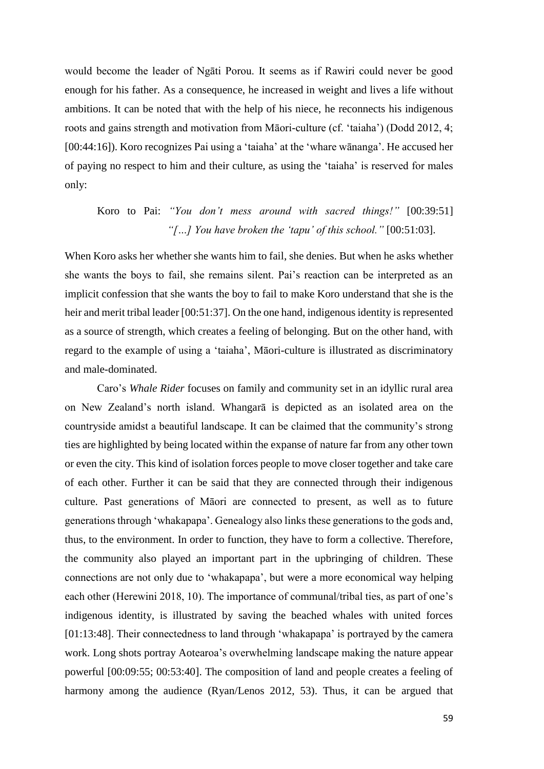would become the leader of Ngāti Porou. It seems as if Rawiri could never be good enough for his father. As a consequence, he increased in weight and lives a life without ambitions. It can be noted that with the help of his niece, he reconnects his indigenous roots and gains strength and motivation from Māori-culture (cf. 'taiaha') (Dodd 2012, 4; [00:44:16]). Koro recognizes Pai using a 'taiaha' at the 'whare wānanga'. He accused her of paying no respect to him and their culture, as using the 'taiaha' is reserved for males only:

> Koro to Pai: *"You don't mess around with sacred things!"* [00:39:51]
> *"[…] You have broken the 'tapu' of this school."* [00:51:03].

When Koro asks her whether she wants him to fail, she denies. But when he asks whether she wants the boys to fail, she remains silent. Pai's reaction can be interpreted as an implicit confession that she wants the boy to fail to make Koro understand that she is the heir and merit tribal leader [00:51:37]. On the one hand, indigenous identity is represented as a source of strength, which creates a feeling of belonging. But on the other hand, with regard to the example of using a 'taiaha', Māori-culture is illustrated as discriminatory and male-dominated.

Caro's *Whale Rider* focuses on family and community set in an idyllic rural area on New Zealand's north island. Whangarā is depicted as an isolated area on the countryside amidst a beautiful landscape. It can be claimed that the community's strong ties are highlighted by being located within the expanse of nature far from any other town or even the city. This kind of isolation forces people to move closer together and take care of each other. Further it can be said that they are connected through their indigenous culture. Past generations of Māori are connected to present, as well as to future generations through 'whakapapa'. Genealogy also links these generations to the gods and, thus, to the environment. In order to function, they have to form a collective. Therefore, the community also played an important part in the upbringing of children. These connections are not only due to 'whakapapa', but were a more economical way helping each other (Herewini 2018, 10). The importance of communal/tribal ties, as part of one's indigenous identity, is illustrated by saving the beached whales with united forces [01:13:48]. Their connectedness to land through 'whakapapa' is portrayed by the camera work. Long shots portray Aotearoa's overwhelming landscape making the nature appear powerful [00:09:55; 00:53:40]. The composition of land and people creates a feeling of harmony among the audience (Ryan/Lenos 2012, 53). Thus, it can be argued that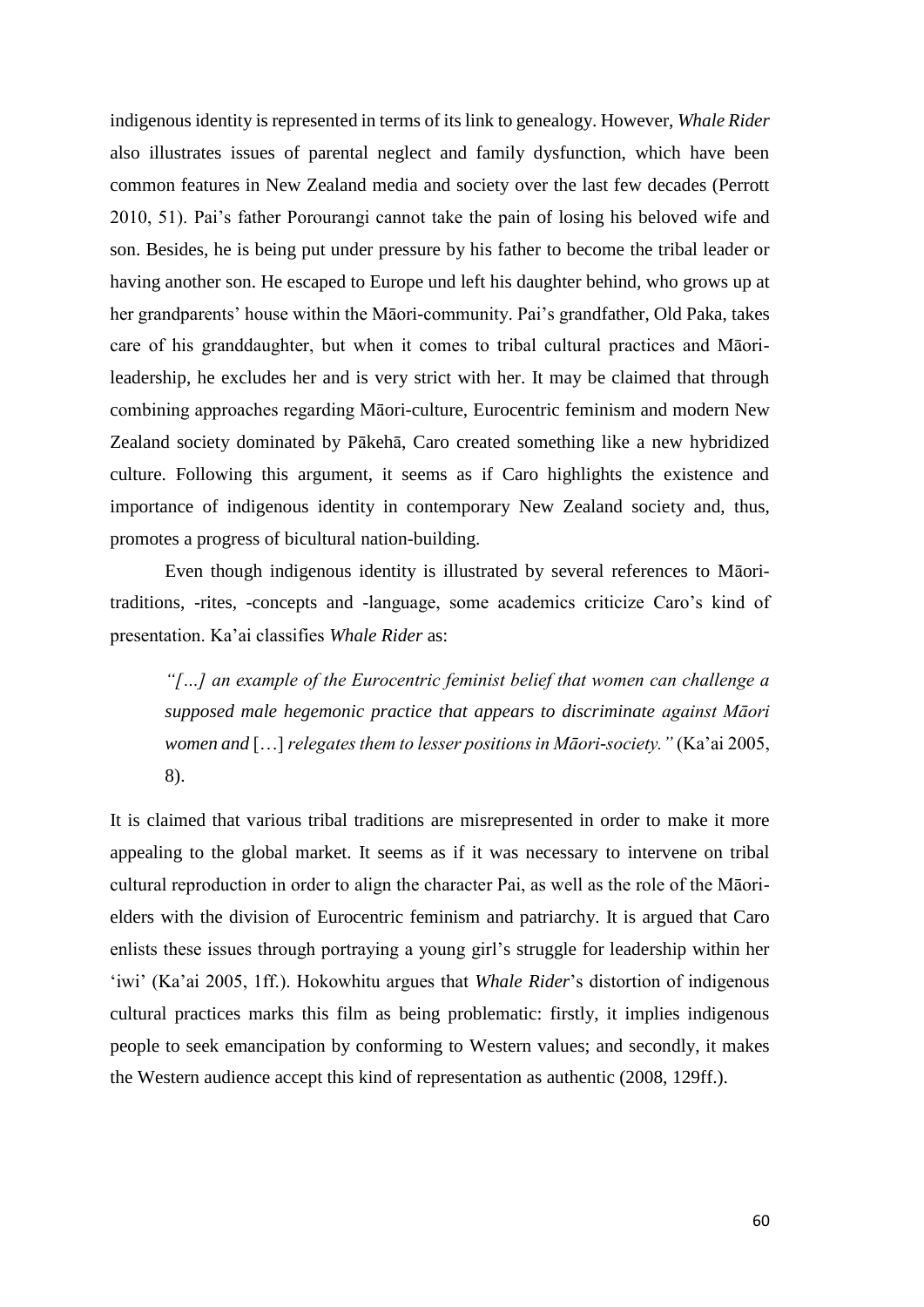indigenous identity is represented in terms of its link to genealogy. However, *Whale Rider* also illustrates issues of parental neglect and family dysfunction, which have been common features in New Zealand media and society over the last few decades (Perrott 2010, 51). Pai's father Porourangi cannot take the pain of losing his beloved wife and son. Besides, he is being put under pressure by his father to become the tribal leader or having another son. He escaped to Europe und left his daughter behind, who grows up at her grandparents' house within the Māori-community. Pai's grandfather, Old Paka, takes care of his granddaughter, but when it comes to tribal cultural practices and Māori-leadership, he excludes her and is very strict with her. It may be claimed that through combining approaches regarding Māori-culture, Eurocentric feminism and modern New Zealand society dominated by Pākehā, Caro created something like a new hybridized culture. Following this argument, it seems as if Caro highlights the existence and importance of indigenous identity in contemporary New Zealand society and, thus, promotes a progress of bicultural nation-building.

Even though indigenous identity is illustrated by several references to Māori-traditions, -rites, -concepts and -language, some academics criticize Caro's kind of presentation. Ka'ai classifies *Whale Rider* as:

> *"[…] an example of the Eurocentric feminist belief that women can challenge a supposed male hegemonic practice that appears to discriminate against Māori women and* […] *relegates them to lesser positions in Māori-society."* (Ka'ai 2005, 8).

It is claimed that various tribal traditions are misrepresented in order to make it more appealing to the global market. It seems as if it was necessary to intervene on tribal cultural reproduction in order to align the character Pai, as well as the role of the Māori-elders with the division of Eurocentric feminism and patriarchy. It is argued that Caro enlists these issues through portraying a young girl's struggle for leadership within her 'iwi' (Ka'ai 2005, 1ff.). Hokowhitu argues that *Whale Rider*'s distortion of indigenous cultural practices marks this film as being problematic: firstly, it implies indigenous people to seek emancipation by conforming to Western values; and secondly, it makes the Western audience accept this kind of representation as authentic (2008, 129ff.).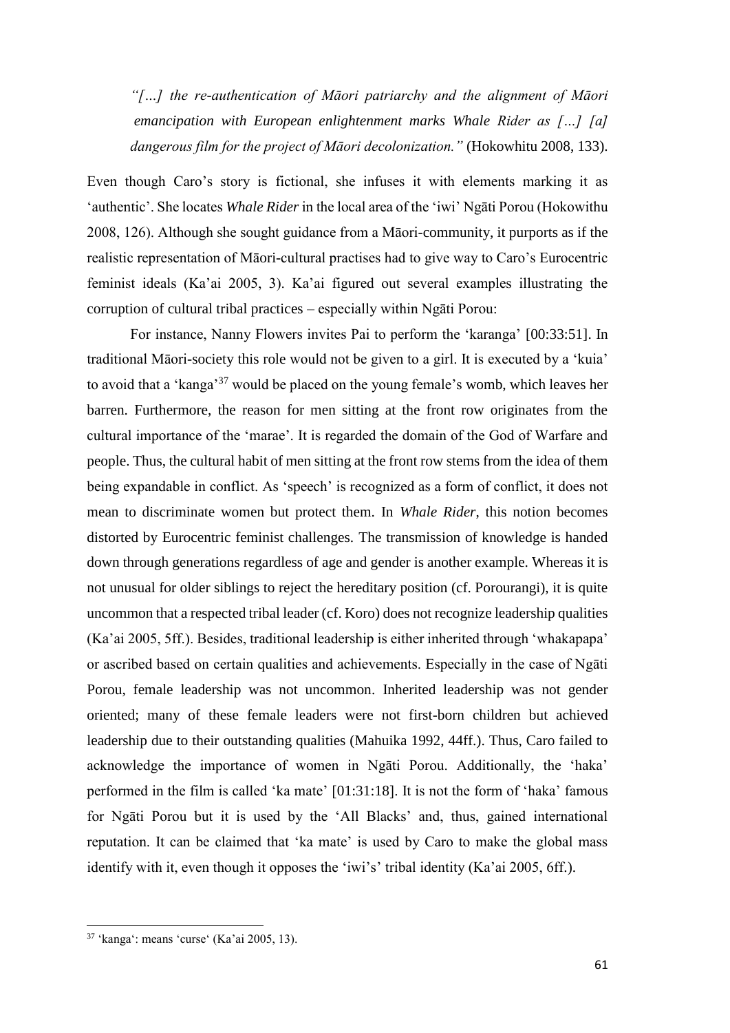> *"[…] the re-authentication of Māori patriarchy and the alignment of Māori emancipation with European enlightenment marks Whale Rider as […] [a] dangerous film for the project of Māori decolonization."* (Hokowhitu 2008, 133).

Even though Caro's story is fictional, she infuses it with elements marking it as 'authentic'. She locates *Whale Rider* in the local area of the 'iwi' Ngāti Porou (Hokowithu 2008, 126). Although she sought guidance from a Māori-community, it purports as if the realistic representation of Māori-cultural practises had to give way to Caro's Eurocentric feminist ideals (Ka'ai 2005, 3). Ka'ai figured out several examples illustrating the corruption of cultural tribal practices – especially within Ngāti Porou:

For instance, Nanny Flowers invites Pai to perform the 'karanga' [00:33:51]. In traditional Māori-society this role would not be given to a girl. It is executed by a 'kuia' to avoid that a 'kanga'[37] would be placed on the young female's womb, which leaves her barren. Furthermore, the reason for men sitting at the front row originates from the cultural importance of the 'marae'. It is regarded the domain of the God of Warfare and people. Thus, the cultural habit of men sitting at the front row stems from the idea of them being expandable in conflict. As 'speech' is recognized as a form of conflict, it does not mean to discriminate women but protect them. In *Whale Rider*, this notion becomes distorted by Eurocentric feminist challenges. The transmission of knowledge is handed down through generations regardless of age and gender is another example. Whereas it is not unusual for older siblings to reject the hereditary position (cf. Porourangi), it is quite uncommon that a respected tribal leader (cf. Koro) does not recognize leadership qualities (Ka'ai 2005, 5ff.). Besides, traditional leadership is either inherited through 'whakapapa' or ascribed based on certain qualities and achievements. Especially in the case of Ngāti Porou, female leadership was not uncommon. Inherited leadership was not gender oriented; many of these female leaders were not first-born children but achieved leadership due to their outstanding qualities (Mahuika 1992, 44ff.). Thus, Caro failed to acknowledge the importance of women in Ngāti Porou. Additionally, the 'haka' performed in the film is called 'ka mate' [01:31:18]. It is not the form of 'haka' famous for Ngāti Porou but it is used by the 'All Blacks' and, thus, gained international reputation. It can be claimed that 'ka mate' is used by Caro to make the global mass identify with it, even though it opposes the 'iwi's' tribal identity (Ka'ai 2005, 6ff.).

[37] 'kanga': means 'curse' (Ka'ai 2005, 13).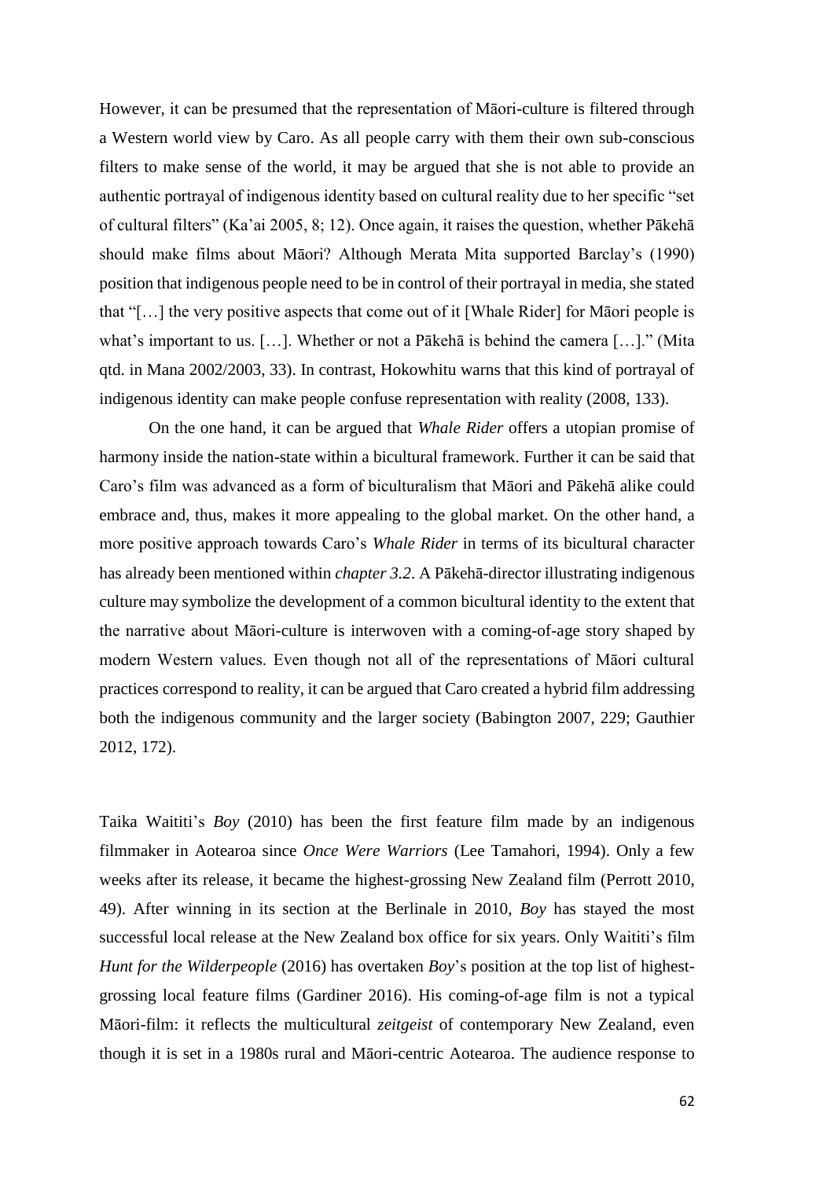However, it can be presumed that the representation of Māori-culture is filtered through a Western world view by Caro. As all people carry with them their own sub-conscious filters to make sense of the world, it may be argued that she is not able to provide an authentic portrayal of indigenous identity based on cultural reality due to her specific "set of cultural filters" (Ka'ai 2005, 8; 12). Once again, it raises the question, whether Pākehā should make films about Māori? Although Merata Mita supported Barclay's (1990) position that indigenous people need to be in control of their portrayal in media, she stated that "[…] the very positive aspects that come out of it [Whale Rider] for Māori people is what's important to us. […]. Whether or not a Pākehā is behind the camera […]." (Mita qtd. in Mana 2002/2003, 33). In contrast, Hokowhitu warns that this kind of portrayal of indigenous identity can make people confuse representation with reality (2008, 133).

On the one hand, it can be argued that *Whale Rider* offers a utopian promise of harmony inside the nation-state within a bicultural framework. Further it can be said that Caro's film was advanced as a form of biculturalism that Māori and Pākehā alike could embrace and, thus, makes it more appealing to the global market. On the other hand, a more positive approach towards Caro's *Whale Rider* in terms of its bicultural character has already been mentioned within *chapter 3.2*. A Pākehā-director illustrating indigenous culture may symbolize the development of a common bicultural identity to the extent that the narrative about Māori-culture is interwoven with a coming-of-age story shaped by modern Western values. Even though not all of the representations of Māori cultural practices correspond to reality, it can be argued that Caro created a hybrid film addressing both the indigenous community and the larger society (Babington 2007, 229; Gauthier 2012, 172).

Taika Waititi's *Boy* (2010) has been the first feature film made by an indigenous filmmaker in Aotearoa since *Once Were Warriors* (Lee Tamahori, 1994). Only a few weeks after its release, it became the highest-grossing New Zealand film (Perrott 2010, 49). After winning in its section at the Berlinale in 2010, *Boy* has stayed the most successful local release at the New Zealand box office for six years. Only Waititi's film *Hunt for the Wilderpeople* (2016) has overtaken *Boy*'s position at the top list of highest-grossing local feature films (Gardiner 2016). His coming-of-age film is not a typical Māori-film: it reflects the multicultural *zeitgeist* of contemporary New Zealand, even though it is set in a 1980s rural and Māori-centric Aotearoa. The audience response to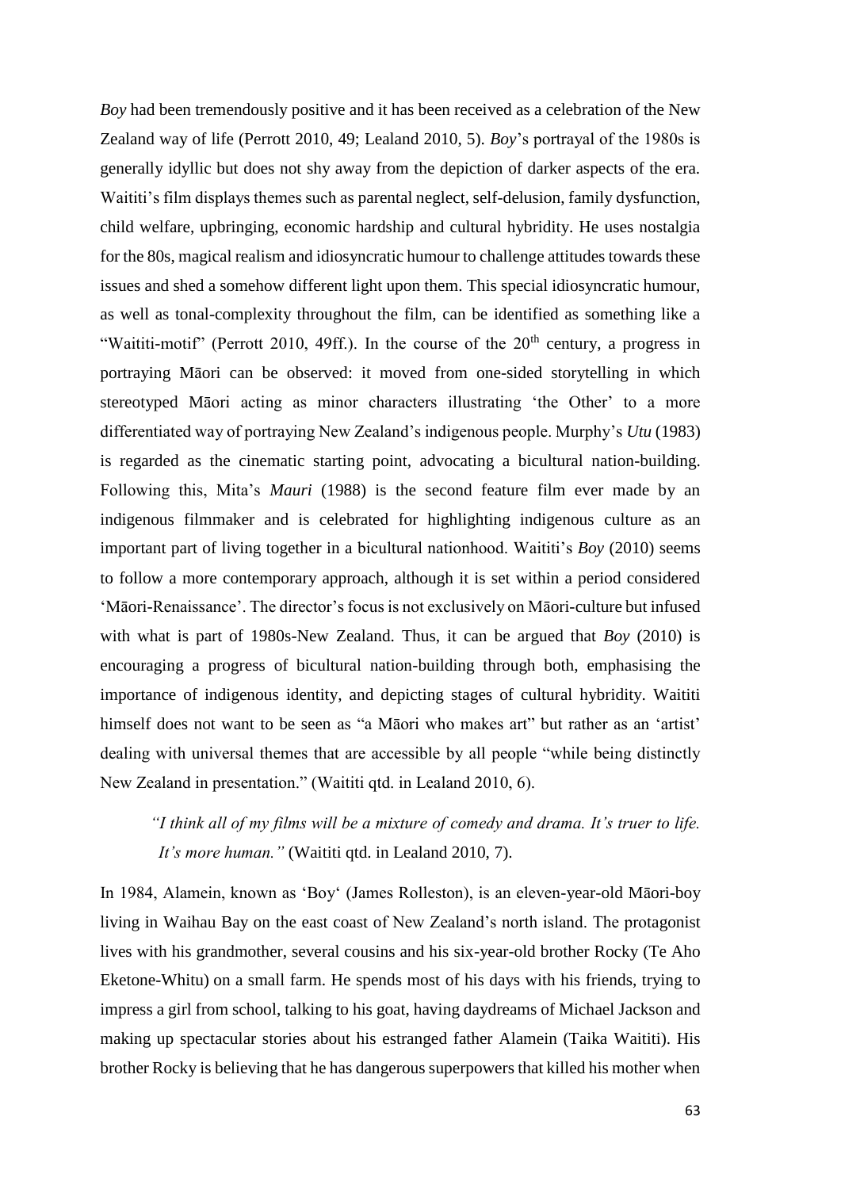*Boy* had been tremendously positive and it has been received as a celebration of the New Zealand way of life (Perrott 2010, 49; Lealand 2010, 5). *Boy*'s portrayal of the 1980s is generally idyllic but does not shy away from the depiction of darker aspects of the era. Waititi's film displays themes such as parental neglect, self-delusion, family dysfunction, child welfare, upbringing, economic hardship and cultural hybridity. He uses nostalgia for the 80s, magical realism and idiosyncratic humour to challenge attitudes towards these issues and shed a somehow different light upon them. This special idiosyncratic humour, as well as tonal-complexity throughout the film, can be identified as something like a "Waititi-motif" (Perrott 2010, 49ff.). In the course of the 20th century, a progress in portraying Māori can be observed: it moved from one-sided storytelling in which stereotyped Māori acting as minor characters illustrating 'the Other' to a more differentiated way of portraying New Zealand's indigenous people. Murphy's *Utu* (1983) is regarded as the cinematic starting point, advocating a bicultural nation-building. Following this, Mita's *Mauri* (1988) is the second feature film ever made by an indigenous filmmaker and is celebrated for highlighting indigenous culture as an important part of living together in a bicultural nationhood. Waititi's *Boy* (2010) seems to follow a more contemporary approach, although it is set within a period considered 'Māori-Renaissance'. The director's focus is not exclusively on Māori-culture but infused with what is part of 1980s-New Zealand. Thus, it can be argued that *Boy* (2010) is encouraging a progress of bicultural nation-building through both, emphasising the importance of indigenous identity, and depicting stages of cultural hybridity. Waititi himself does not want to be seen as "a Māori who makes art" but rather as an 'artist' dealing with universal themes that are accessible by all people "while being distinctly New Zealand in presentation." (Waititi qtd. in Lealand 2010, 6).

> *"I think all of my films will be a mixture of comedy and drama. It's truer to life. It's more human."* (Waititi qtd. in Lealand 2010, 7).

In 1984, Alamein, known as 'Boy' (James Rolleston), is an eleven-year-old Māori-boy living in Waihau Bay on the east coast of New Zealand's north island. The protagonist lives with his grandmother, several cousins and his six-year-old brother Rocky (Te Aho Eketone-Whitu) on a small farm. He spends most of his days with his friends, trying to impress a girl from school, talking to his goat, having daydreams of Michael Jackson and making up spectacular stories about his estranged father Alamein (Taika Waititi). His brother Rocky is believing that he has dangerous superpowers that killed his mother when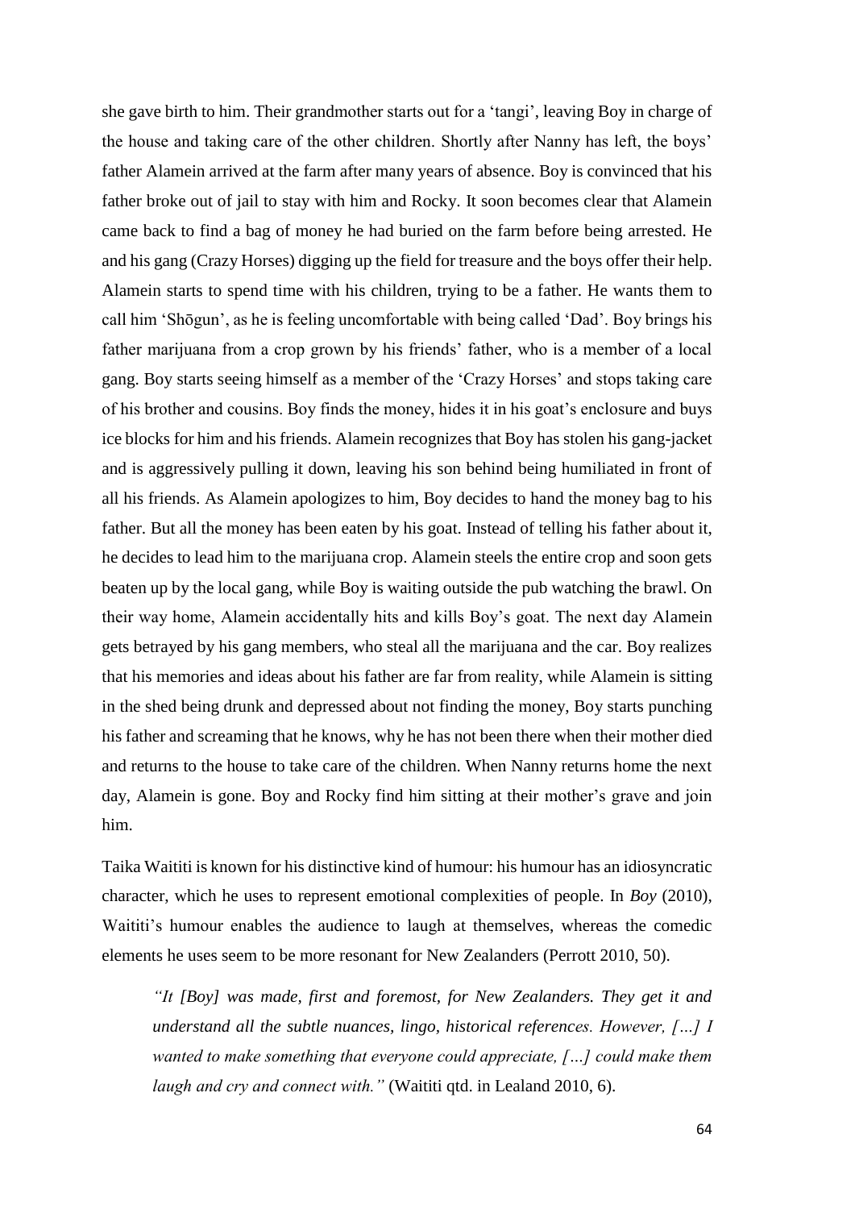she gave birth to him. Their grandmother starts out for a 'tangi', leaving Boy in charge of the house and taking care of the other children. Shortly after Nanny has left, the boys' father Alamein arrived at the farm after many years of absence. Boy is convinced that his father broke out of jail to stay with him and Rocky. It soon becomes clear that Alamein came back to find a bag of money he had buried on the farm before being arrested. He and his gang (Crazy Horses) digging up the field for treasure and the boys offer their help. Alamein starts to spend time with his children, trying to be a father. He wants them to call him 'Shōgun', as he is feeling uncomfortable with being called 'Dad'. Boy brings his father marijuana from a crop grown by his friends' father, who is a member of a local gang. Boy starts seeing himself as a member of the 'Crazy Horses' and stops taking care of his brother and cousins. Boy finds the money, hides it in his goat's enclosure and buys ice blocks for him and his friends. Alamein recognizes that Boy has stolen his gang-jacket and is aggressively pulling it down, leaving his son behind being humiliated in front of all his friends. As Alamein apologizes to him, Boy decides to hand the money bag to his father. But all the money has been eaten by his goat. Instead of telling his father about it, he decides to lead him to the marijuana crop. Alamein steels the entire crop and soon gets beaten up by the local gang, while Boy is waiting outside the pub watching the brawl. On their way home, Alamein accidentally hits and kills Boy's goat. The next day Alamein gets betrayed by his gang members, who steal all the marijuana and the car. Boy realizes that his memories and ideas about his father are far from reality, while Alamein is sitting in the shed being drunk and depressed about not finding the money, Boy starts punching his father and screaming that he knows, why he has not been there when their mother died and returns to the house to take care of the children. When Nanny returns home the next day, Alamein is gone. Boy and Rocky find him sitting at their mother's grave and join him.

Taika Waititi is known for his distinctive kind of humour: his humour has an idiosyncratic character, which he uses to represent emotional complexities of people. In *Boy* (2010), Waititi's humour enables the audience to laugh at themselves, whereas the comedic elements he uses seem to be more resonant for New Zealanders (Perrott 2010, 50).

> *"It [Boy] was made, first and foremost, for New Zealanders. They get it and understand all the subtle nuances, lingo, historical references. However, […] I wanted to make something that everyone could appreciate, […] could make them laugh and cry and connect with."* (Waititi qtd. in Lealand 2010, 6).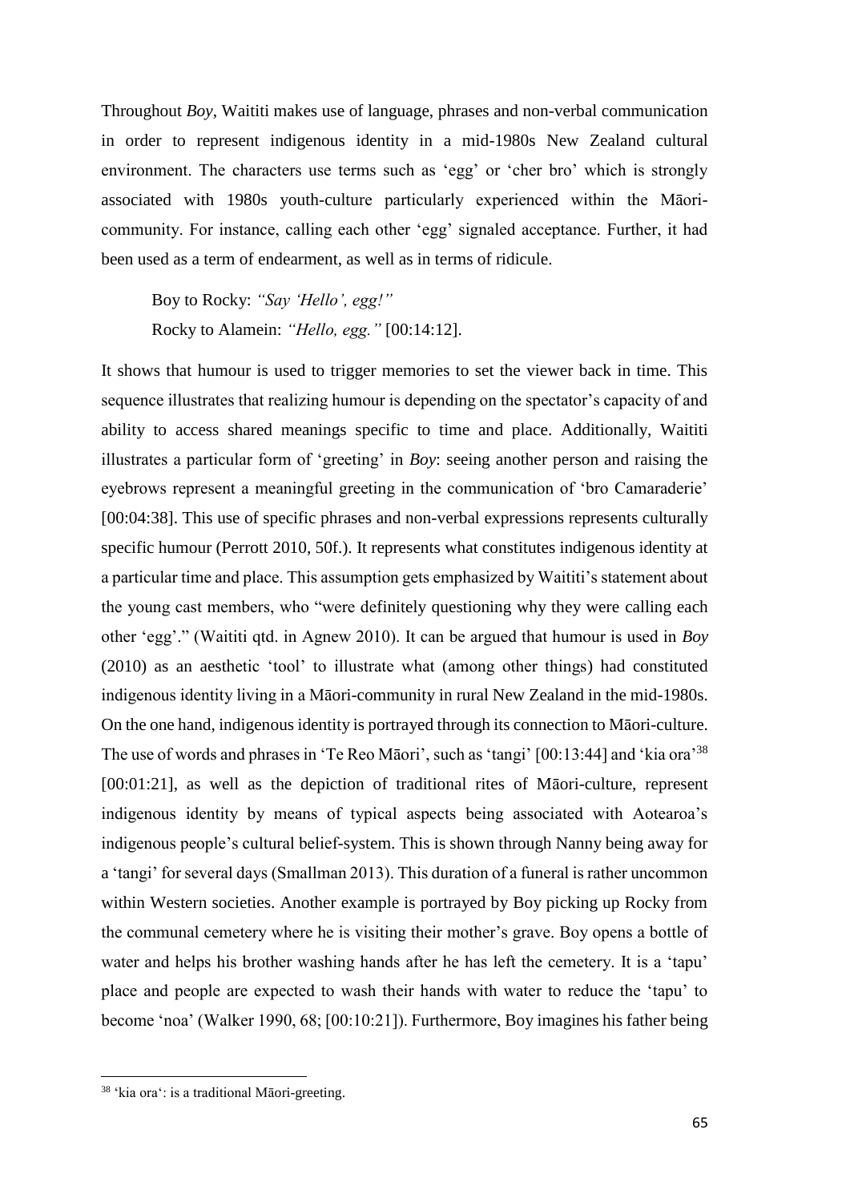Throughout *Boy*, Waititi makes use of language, phrases and non-verbal communication in order to represent indigenous identity in a mid-1980s New Zealand cultural environment. The characters use terms such as 'egg' or 'cher bro' which is strongly associated with 1980s youth-culture particularly experienced within the Māori-community. For instance, calling each other 'egg' signaled acceptance. Further, it had been used as a term of endearment, as well as in terms of ridicule.

> Boy to Rocky: *"Say 'Hello', egg!"*
> Rocky to Alamein: *"Hello, egg."* [00:14:12].

It shows that humour is used to trigger memories to set the viewer back in time. This sequence illustrates that realizing humour is depending on the spectator's capacity of and ability to access shared meanings specific to time and place. Additionally, Waititi illustrates a particular form of 'greeting' in *Boy*: seeing another person and raising the eyebrows represent a meaningful greeting in the communication of 'bro Camaraderie' [00:04:38]. This use of specific phrases and non-verbal expressions represents culturally specific humour (Perrott 2010, 50f.). It represents what constitutes indigenous identity at a particular time and place. This assumption gets emphasized by Waititi's statement about the young cast members, who "were definitely questioning why they were calling each other 'egg'." (Waititi qtd. in Agnew 2010). It can be argued that humour is used in *Boy* (2010) as an aesthetic 'tool' to illustrate what (among other things) had constituted indigenous identity living in a Māori-community in rural New Zealand in the mid-1980s. On the one hand, indigenous identity is portrayed through its connection to Māori-culture. The use of words and phrases in 'Te Reo Māori', such as 'tangi' [00:13:44] and 'kia ora'[38] [00:01:21], as well as the depiction of traditional rites of Māori-culture, represent indigenous identity by means of typical aspects being associated with Aotearoa's indigenous people's cultural belief-system. This is shown through Nanny being away for a 'tangi' for several days (Smallman 2013). This duration of a funeral is rather uncommon within Western societies. Another example is portrayed by Boy picking up Rocky from the communal cemetery where he is visiting their mother's grave. Boy opens a bottle of water and helps his brother washing hands after he has left the cemetery. It is a 'tapu' place and people are expected to wash their hands with water to reduce the 'tapu' to become 'noa' (Walker 1990, 68; [00:10:21]). Furthermore, Boy imagines his father being

---

[38] 'kia ora': is a traditional Māori-greeting.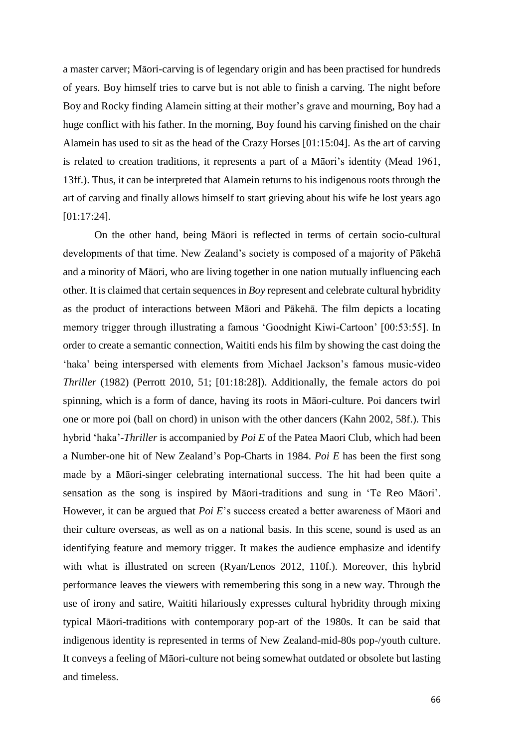a master carver; Māori-carving is of legendary origin and has been practised for hundreds of years. Boy himself tries to carve but is not able to finish a carving. The night before Boy and Rocky finding Alamein sitting at their mother's grave and mourning, Boy had a huge conflict with his father. In the morning, Boy found his carving finished on the chair Alamein has used to sit as the head of the Crazy Horses [01:15:04]. As the art of carving is related to creation traditions, it represents a part of a Māori's identity (Mead 1961, 13ff.). Thus, it can be interpreted that Alamein returns to his indigenous roots through the art of carving and finally allows himself to start grieving about his wife he lost years ago [01:17:24].

On the other hand, being Māori is reflected in terms of certain socio-cultural developments of that time. New Zealand's society is composed of a majority of Pākehā and a minority of Māori, who are living together in one nation mutually influencing each other. It is claimed that certain sequences in *Boy* represent and celebrate cultural hybridity as the product of interactions between Māori and Pākehā. The film depicts a locating memory trigger through illustrating a famous 'Goodnight Kiwi-Cartoon' [00:53:55]. In order to create a semantic connection, Waititi ends his film by showing the cast doing the 'haka' being interspersed with elements from Michael Jackson's famous music-video *Thriller* (1982) (Perrott 2010, 51; [01:18:28]). Additionally, the female actors do poi spinning, which is a form of dance, having its roots in Māori-culture. Poi dancers twirl one or more poi (ball on chord) in unison with the other dancers (Kahn 2002, 58f.). This hybrid 'haka'-*Thriller* is accompanied by *Poi E* of the Patea Maori Club, which had been a Number-one hit of New Zealand's Pop-Charts in 1984. *Poi E* has been the first song made by a Māori-singer celebrating international success. The hit had been quite a sensation as the song is inspired by Māori-traditions and sung in 'Te Reo Māori'. However, it can be argued that *Poi E*'s success created a better awareness of Māori and their culture overseas, as well as on a national basis. In this scene, sound is used as an identifying feature and memory trigger. It makes the audience emphasize and identify with what is illustrated on screen (Ryan/Lenos 2012, 110f.). Moreover, this hybrid performance leaves the viewers with remembering this song in a new way. Through the use of irony and satire, Waititi hilariously expresses cultural hybridity through mixing typical Māori-traditions with contemporary pop-art of the 1980s. It can be said that indigenous identity is represented in terms of New Zealand-mid-80s pop-/youth culture. It conveys a feeling of Māori-culture not being somewhat outdated or obsolete but lasting and timeless.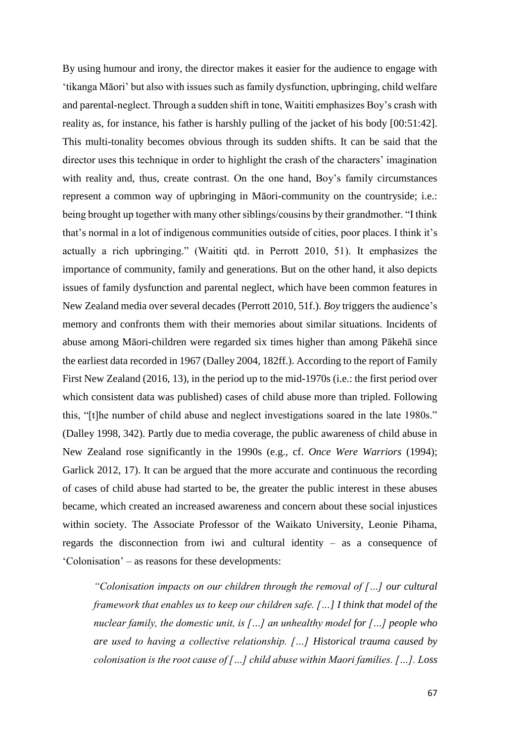By using humour and irony, the director makes it easier for the audience to engage with 'tikanga Māori' but also with issues such as family dysfunction, upbringing, child welfare and parental-neglect. Through a sudden shift in tone, Waititi emphasizes Boy's crash with reality as, for instance, his father is harshly pulling of the jacket of his body [00:51:42]. This multi-tonality becomes obvious through its sudden shifts. It can be said that the director uses this technique in order to highlight the crash of the characters' imagination with reality and, thus, create contrast. On the one hand, Boy's family circumstances represent a common way of upbringing in Māori-community on the countryside; i.e.: being brought up together with many other siblings/cousins by their grandmother. "I think that's normal in a lot of indigenous communities outside of cities, poor places. I think it's actually a rich upbringing." (Waititi qtd. in Perrott 2010, 51). It emphasizes the importance of community, family and generations. But on the other hand, it also depicts issues of family dysfunction and parental neglect, which have been common features in New Zealand media over several decades (Perrott 2010, 51f.). *Boy* triggers the audience's memory and confronts them with their memories about similar situations. Incidents of abuse among Māori-children were regarded six times higher than among Pākehā since the earliest data recorded in 1967 (Dalley 2004, 182ff.). According to the report of Family First New Zealand (2016, 13), in the period up to the mid-1970s (i.e.: the first period over which consistent data was published) cases of child abuse more than tripled. Following this, "[t]he number of child abuse and neglect investigations soared in the late 1980s." (Dalley 1998, 342). Partly due to media coverage, the public awareness of child abuse in New Zealand rose significantly in the 1990s (e.g., cf. *Once Were Warriors* (1994); Garlick 2012, 17). It can be argued that the more accurate and continuous the recording of cases of child abuse had started to be, the greater the public interest in these abuses became, which created an increased awareness and concern about these social injustices within society. The Associate Professor of the Waikato University, Leonie Pihama, regards the disconnection from iwi and cultural identity – as a consequence of 'Colonisation' – as reasons for these developments:

> *"Colonisation impacts on our children through the removal of […] our cultural framework that enables us to keep our children safe. […] I think that model of the nuclear family, the domestic unit, is […] an unhealthy model for […] people who are used to having a collective relationship. […] Historical trauma caused by colonisation is the root cause of […] child abuse within Maori families. […]. Loss*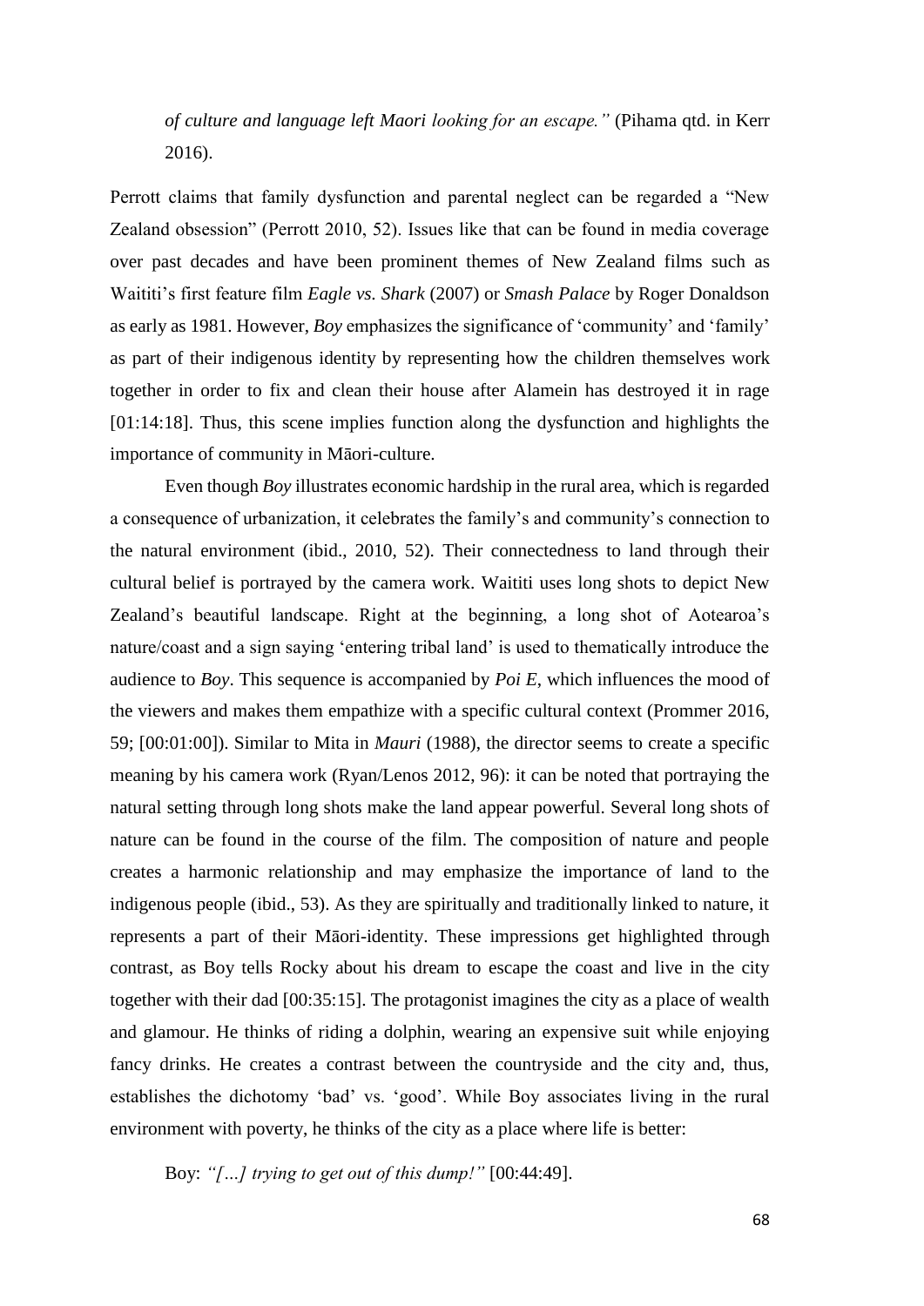*of culture and language left Maori looking for an escape."* (Pihama qtd. in Kerr 2016).

Perrott claims that family dysfunction and parental neglect can be regarded a "New Zealand obsession" (Perrott 2010, 52). Issues like that can be found in media coverage over past decades and have been prominent themes of New Zealand films such as Waititi's first feature film *Eagle vs. Shark* (2007) or *Smash Palace* by Roger Donaldson as early as 1981. However, *Boy* emphasizes the significance of 'community' and 'family' as part of their indigenous identity by representing how the children themselves work together in order to fix and clean their house after Alamein has destroyed it in rage [01:14:18]. Thus, this scene implies function along the dysfunction and highlights the importance of community in Māori-culture.

Even though *Boy* illustrates economic hardship in the rural area, which is regarded a consequence of urbanization, it celebrates the family's and community's connection to the natural environment (ibid., 2010, 52). Their connectedness to land through their cultural belief is portrayed by the camera work. Waititi uses long shots to depict New Zealand's beautiful landscape. Right at the beginning, a long shot of Aotearoa's nature/coast and a sign saying 'entering tribal land' is used to thematically introduce the audience to *Boy*. This sequence is accompanied by *Poi E*, which influences the mood of the viewers and makes them empathize with a specific cultural context (Prommer 2016, 59; [00:01:00]). Similar to Mita in *Mauri* (1988), the director seems to create a specific meaning by his camera work (Ryan/Lenos 2012, 96): it can be noted that portraying the natural setting through long shots make the land appear powerful. Several long shots of nature can be found in the course of the film. The composition of nature and people creates a harmonic relationship and may emphasize the importance of land to the indigenous people (ibid., 53). As they are spiritually and traditionally linked to nature, it represents a part of their Māori-identity. These impressions get highlighted through contrast, as Boy tells Rocky about his dream to escape the coast and live in the city together with their dad [00:35:15]. The protagonist imagines the city as a place of wealth and glamour. He thinks of riding a dolphin, wearing an expensive suit while enjoying fancy drinks. He creates a contrast between the countryside and the city and, thus, establishes the dichotomy 'bad' vs. 'good'. While Boy associates living in the rural environment with poverty, he thinks of the city as a place where life is better:

Boy: *"[…] trying to get out of this dump!"* [00:44:49].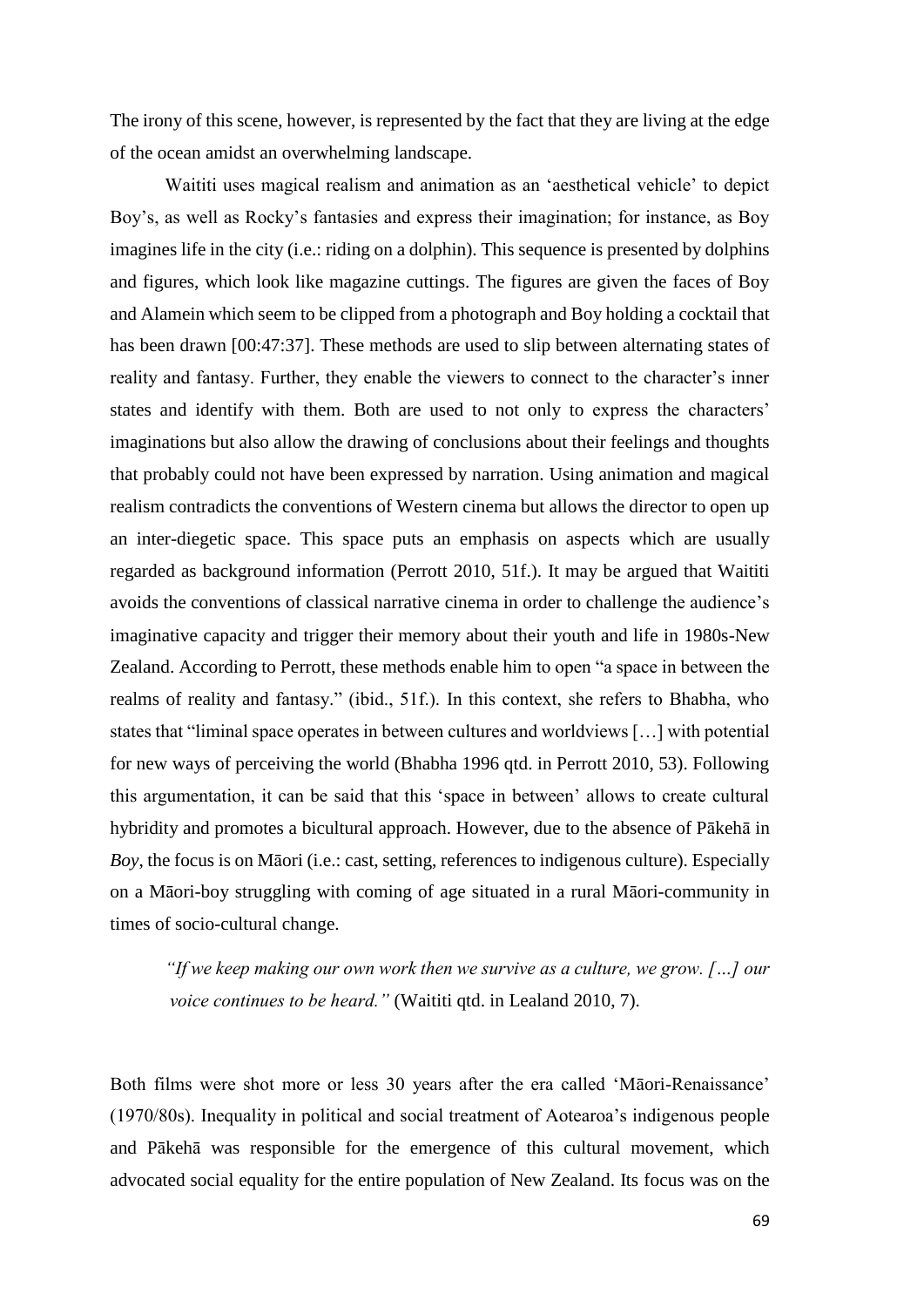The irony of this scene, however, is represented by the fact that they are living at the edge of the ocean amidst an overwhelming landscape.

Waititi uses magical realism and animation as an 'aesthetical vehicle' to depict Boy's, as well as Rocky's fantasies and express their imagination; for instance, as Boy imagines life in the city (i.e.: riding on a dolphin). This sequence is presented by dolphins and figures, which look like magazine cuttings. The figures are given the faces of Boy and Alamein which seem to be clipped from a photograph and Boy holding a cocktail that has been drawn [00:47:37]. These methods are used to slip between alternating states of reality and fantasy. Further, they enable the viewers to connect to the character's inner states and identify with them. Both are used to not only to express the characters' imaginations but also allow the drawing of conclusions about their feelings and thoughts that probably could not have been expressed by narration. Using animation and magical realism contradicts the conventions of Western cinema but allows the director to open up an inter-diegetic space. This space puts an emphasis on aspects which are usually regarded as background information (Perrott 2010, 51f.). It may be argued that Waititi avoids the conventions of classical narrative cinema in order to challenge the audience's imaginative capacity and trigger their memory about their youth and life in 1980s-New Zealand. According to Perrott, these methods enable him to open "a space in between the realms of reality and fantasy." (ibid., 51f.). In this context, she refers to Bhabha, who states that "liminal space operates in between cultures and worldviews […] with potential for new ways of perceiving the world (Bhabha 1996 qtd. in Perrott 2010, 53). Following this argumentation, it can be said that this 'space in between' allows to create cultural hybridity and promotes a bicultural approach. However, due to the absence of Pākehā in *Boy*, the focus is on Māori (i.e.: cast, setting, references to indigenous culture). Especially on a Māori-boy struggling with coming of age situated in a rural Māori-community in times of socio-cultural change.

> *"If we keep making our own work then we survive as a culture, we grow. […] our voice continues to be heard."* (Waititi qtd. in Lealand 2010, 7).

Both films were shot more or less 30 years after the era called 'Māori-Renaissance' (1970/80s). Inequality in political and social treatment of Aotearoa's indigenous people and Pākehā was responsible for the emergence of this cultural movement, which advocated social equality for the entire population of New Zealand. Its focus was on the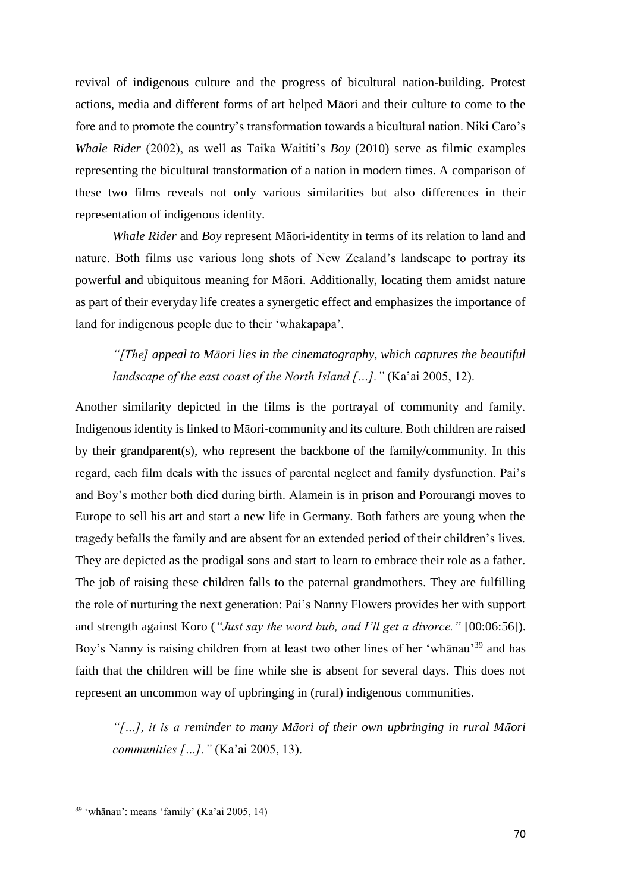revival of indigenous culture and the progress of bicultural nation-building. Protest actions, media and different forms of art helped Māori and their culture to come to the fore and to promote the country's transformation towards a bicultural nation. Niki Caro's *Whale Rider* (2002), as well as Taika Waititi's *Boy* (2010) serve as filmic examples representing the bicultural transformation of a nation in modern times. A comparison of these two films reveals not only various similarities but also differences in their representation of indigenous identity.

*Whale Rider* and *Boy* represent Māori-identity in terms of its relation to land and nature. Both films use various long shots of New Zealand's landscape to portray its powerful and ubiquitous meaning for Māori. Additionally, locating them amidst nature as part of their everyday life creates a synergetic effect and emphasizes the importance of land for indigenous people due to their 'whakapapa'.

> *"[The] appeal to Māori lies in the cinematography, which captures the beautiful landscape of the east coast of the North Island […]."* (Ka'ai 2005, 12).

Another similarity depicted in the films is the portrayal of community and family. Indigenous identity is linked to Māori-community and its culture. Both children are raised by their grandparent(s), who represent the backbone of the family/community. In this regard, each film deals with the issues of parental neglect and family dysfunction. Pai's and Boy's mother both died during birth. Alamein is in prison and Porourangi moves to Europe to sell his art and start a new life in Germany. Both fathers are young when the tragedy befalls the family and are absent for an extended period of their children's lives. They are depicted as the prodigal sons and start to learn to embrace their role as a father. The job of raising these children falls to the paternal grandmothers. They are fulfilling the role of nurturing the next generation: Pai's Nanny Flowers provides her with support and strength against Koro (*"Just say the word bub, and I'll get a divorce."* [00:06:56]). Boy's Nanny is raising children from at least two other lines of her 'whānau'[39] and has faith that the children will be fine while she is absent for several days. This does not represent an uncommon way of upbringing in (rural) indigenous communities.

> *"[…], it is a reminder to many Māori of their own upbringing in rural Māori communities […]."* (Ka'ai 2005, 13).

---

[39] 'whānau': means 'family' (Ka'ai 2005, 14)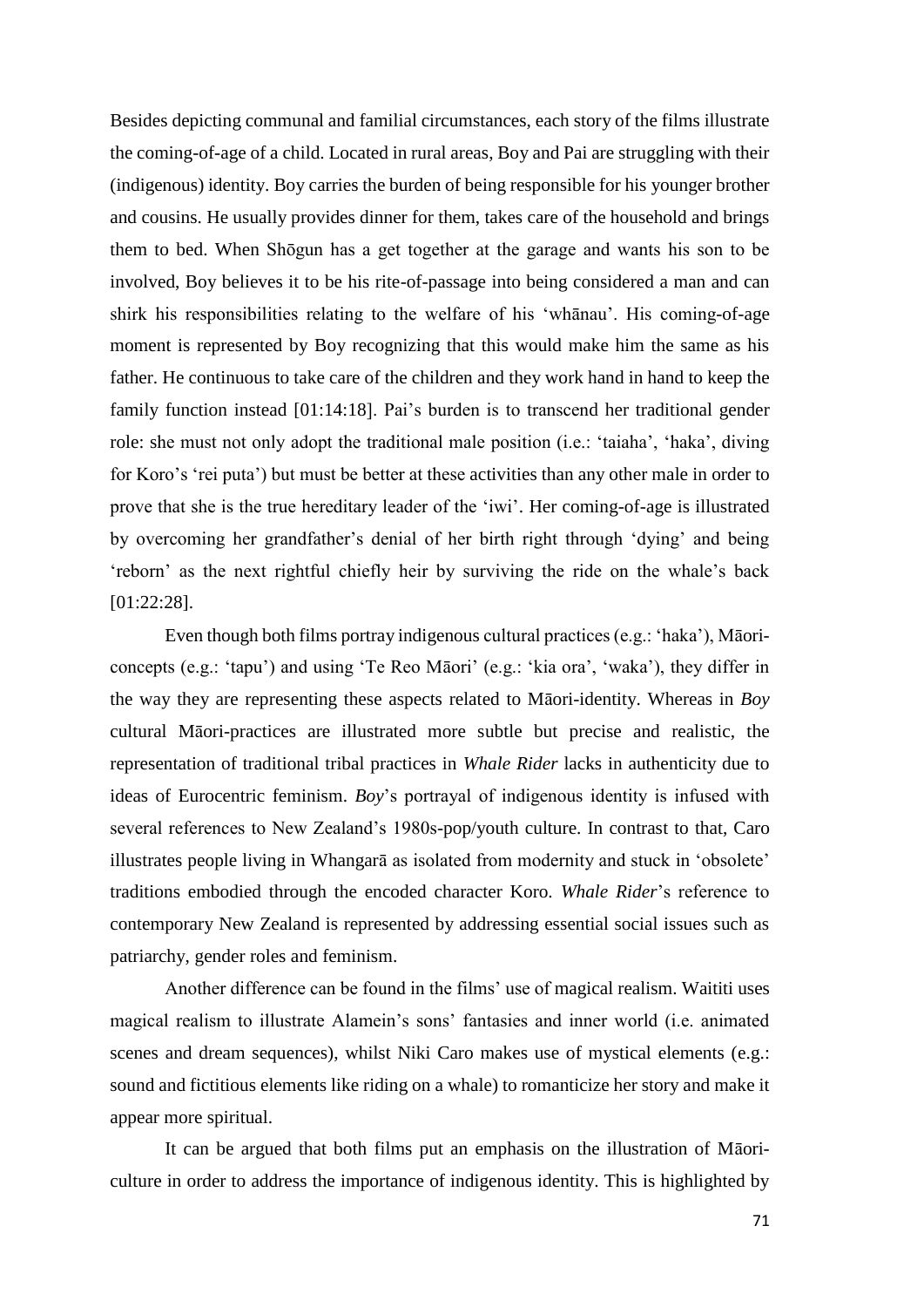Besides depicting communal and familial circumstances, each story of the films illustrate the coming-of-age of a child. Located in rural areas, Boy and Pai are struggling with their (indigenous) identity. Boy carries the burden of being responsible for his younger brother and cousins. He usually provides dinner for them, takes care of the household and brings them to bed. When Shōgun has a get together at the garage and wants his son to be involved, Boy believes it to be his rite-of-passage into being considered a man and can shirk his responsibilities relating to the welfare of his 'whānau'. His coming-of-age moment is represented by Boy recognizing that this would make him the same as his father. He continuous to take care of the children and they work hand in hand to keep the family function instead [01:14:18]. Pai's burden is to transcend her traditional gender role: she must not only adopt the traditional male position (i.e.: 'taiaha', 'haka', diving for Koro's 'rei puta') but must be better at these activities than any other male in order to prove that she is the true hereditary leader of the 'iwi'. Her coming-of-age is illustrated by overcoming her grandfather's denial of her birth right through 'dying' and being 'reborn' as the next rightful chiefly heir by surviving the ride on the whale's back [01:22:28].

Even though both films portray indigenous cultural practices (e.g.: 'haka'), Māori-concepts (e.g.: 'tapu') and using 'Te Reo Māori' (e.g.: 'kia ora', 'waka'), they differ in the way they are representing these aspects related to Māori-identity. Whereas in *Boy* cultural Māori-practices are illustrated more subtle but precise and realistic, the representation of traditional tribal practices in *Whale Rider* lacks in authenticity due to ideas of Eurocentric feminism. *Boy*'s portrayal of indigenous identity is infused with several references to New Zealand's 1980s-pop/youth culture. In contrast to that, Caro illustrates people living in Whangarā as isolated from modernity and stuck in 'obsolete' traditions embodied through the encoded character Koro. *Whale Rider*'s reference to contemporary New Zealand is represented by addressing essential social issues such as patriarchy, gender roles and feminism.

Another difference can be found in the films' use of magical realism. Waititi uses magical realism to illustrate Alamein's sons' fantasies and inner world (i.e. animated scenes and dream sequences), whilst Niki Caro makes use of mystical elements (e.g.: sound and fictitious elements like riding on a whale) to romanticize her story and make it appear more spiritual.

It can be argued that both films put an emphasis on the illustration of Māori-culture in order to address the importance of indigenous identity. This is highlighted by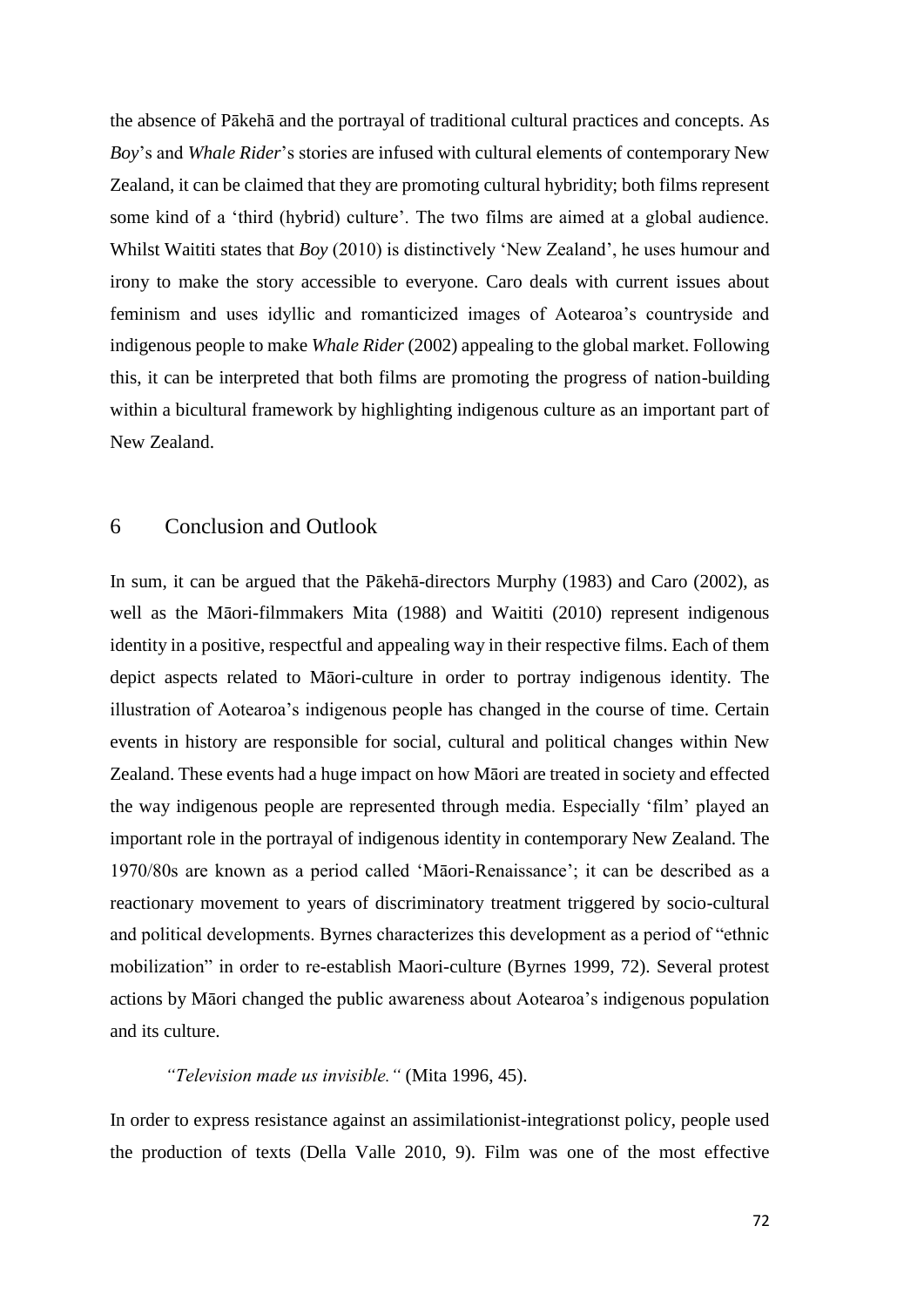the absence of Pākehā and the portrayal of traditional cultural practices and concepts. As *Boy*'s and *Whale Rider*'s stories are infused with cultural elements of contemporary New Zealand, it can be claimed that they are promoting cultural hybridity; both films represent some kind of a 'third (hybrid) culture'. The two films are aimed at a global audience. Whilst Waititi states that *Boy* (2010) is distinctively 'New Zealand', he uses humour and irony to make the story accessible to everyone. Caro deals with current issues about feminism and uses idyllic and romanticized images of Aotearoa's countryside and indigenous people to make *Whale Rider* (2002) appealing to the global market. Following this, it can be interpreted that both films are promoting the progress of nation-building within a bicultural framework by highlighting indigenous culture as an important part of New Zealand.

# 6 Conclusion and Outlook

In sum, it can be argued that the Pākehā-directors Murphy (1983) and Caro (2002), as well as the Māori-filmmakers Mita (1988) and Waititi (2010) represent indigenous identity in a positive, respectful and appealing way in their respective films. Each of them depict aspects related to Māori-culture in order to portray indigenous identity. The illustration of Aotearoa's indigenous people has changed in the course of time. Certain events in history are responsible for social, cultural and political changes within New Zealand. These events had a huge impact on how Māori are treated in society and effected the way indigenous people are represented through media. Especially 'film' played an important role in the portrayal of indigenous identity in contemporary New Zealand. The 1970/80s are known as a period called 'Māori-Renaissance'; it can be described as a reactionary movement to years of discriminatory treatment triggered by socio-cultural and political developments. Byrnes characterizes this development as a period of "ethnic mobilization" in order to re-establish Maori-culture (Byrnes 1999, 72). Several protest actions by Māori changed the public awareness about Aotearoa's indigenous population and its culture.

*"Television made us invisible."* (Mita 1996, 45).

In order to express resistance against an assimilationist-integrationst policy, people used the production of texts (Della Valle 2010, 9). Film was one of the most effective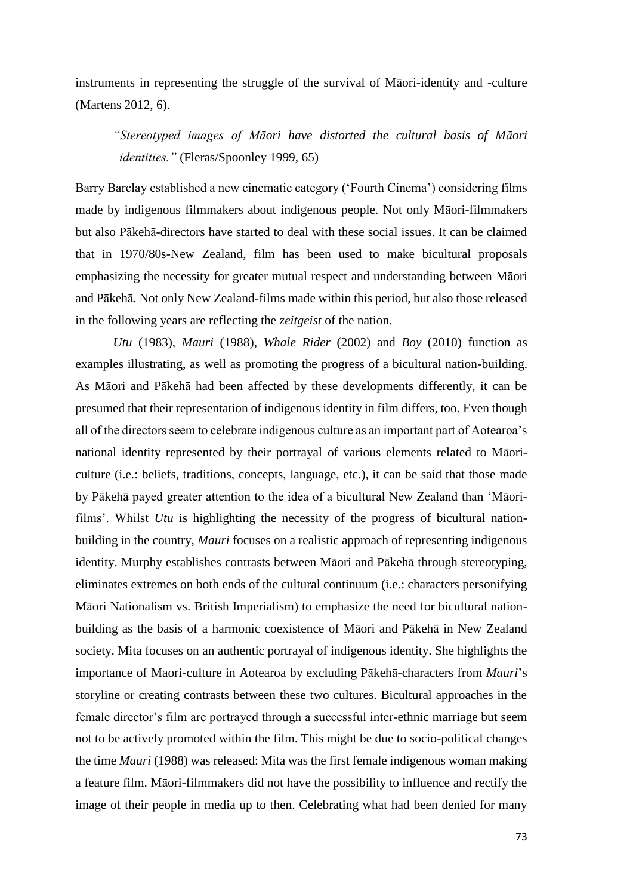instruments in representing the struggle of the survival of Māori-identity and -culture (Martens 2012, 6).

> *"Stereotyped images of Māori have distorted the cultural basis of Māori identities."* (Fleras/Spoonley 1999, 65)

Barry Barclay established a new cinematic category ('Fourth Cinema') considering films made by indigenous filmmakers about indigenous people. Not only Māori-filmmakers but also Pākehā-directors have started to deal with these social issues. It can be claimed that in 1970/80s-New Zealand, film has been used to make bicultural proposals emphasizing the necessity for greater mutual respect and understanding between Māori and Pākehā. Not only New Zealand-films made within this period, but also those released in the following years are reflecting the *zeitgeist* of the nation.

*Utu* (1983), *Mauri* (1988), *Whale Rider* (2002) and *Boy* (2010) function as examples illustrating, as well as promoting the progress of a bicultural nation-building. As Māori and Pākehā had been affected by these developments differently, it can be presumed that their representation of indigenous identity in film differs, too. Even though all of the directors seem to celebrate indigenous culture as an important part of Aotearoa's national identity represented by their portrayal of various elements related to Māori-culture (i.e.: beliefs, traditions, concepts, language, etc.), it can be said that those made by Pākehā payed greater attention to the idea of a bicultural New Zealand than 'Māori-films'. Whilst *Utu* is highlighting the necessity of the progress of bicultural nation-building in the country, *Mauri* focuses on a realistic approach of representing indigenous identity. Murphy establishes contrasts between Māori and Pākehā through stereotyping, eliminates extremes on both ends of the cultural continuum (i.e.: characters personifying Māori Nationalism vs. British Imperialism) to emphasize the need for bicultural nation-building as the basis of a harmonic coexistence of Māori and Pākehā in New Zealand society. Mita focuses on an authentic portrayal of indigenous identity. She highlights the importance of Maori-culture in Aotearoa by excluding Pākehā-characters from *Mauri*'s storyline or creating contrasts between these two cultures. Bicultural approaches in the female director's film are portrayed through a successful inter-ethnic marriage but seem not to be actively promoted within the film. This might be due to socio-political changes the time *Mauri* (1988) was released: Mita was the first female indigenous woman making a feature film. Māori-filmmakers did not have the possibility to influence and rectify the image of their people in media up to then. Celebrating what had been denied for many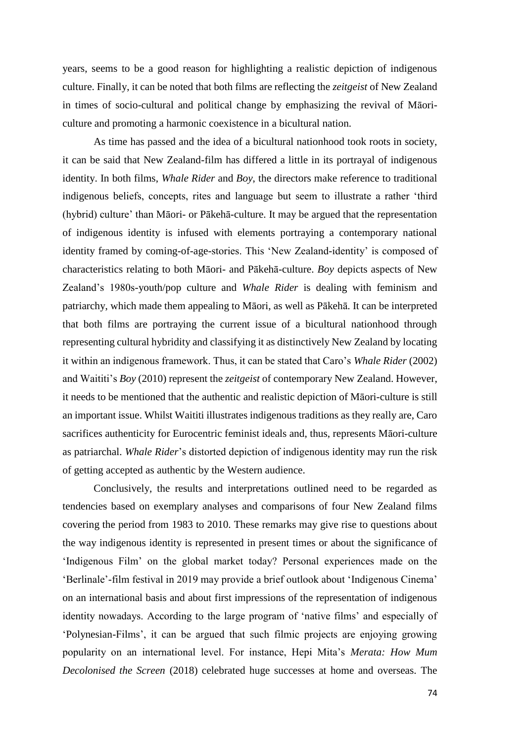years, seems to be a good reason for highlighting a realistic depiction of indigenous culture. Finally, it can be noted that both films are reflecting the *zeitgeist* of New Zealand in times of socio-cultural and political change by emphasizing the revival of Māori-culture and promoting a harmonic coexistence in a bicultural nation.

As time has passed and the idea of a bicultural nationhood took roots in society, it can be said that New Zealand-film has differed a little in its portrayal of indigenous identity. In both films, *Whale Rider* and *Boy*, the directors make reference to traditional indigenous beliefs, concepts, rites and language but seem to illustrate a rather 'third (hybrid) culture' than Māori- or Pākehā-culture. It may be argued that the representation of indigenous identity is infused with elements portraying a contemporary national identity framed by coming-of-age-stories. This 'New Zealand-identity' is composed of characteristics relating to both Māori- and Pākehā-culture. *Boy* depicts aspects of New Zealand's 1980s-youth/pop culture and *Whale Rider* is dealing with feminism and patriarchy, which made them appealing to Māori, as well as Pākehā. It can be interpreted that both films are portraying the current issue of a bicultural nationhood through representing cultural hybridity and classifying it as distinctively New Zealand by locating it within an indigenous framework. Thus, it can be stated that Caro's *Whale Rider* (2002) and Waititi's *Boy* (2010) represent the *zeitgeist* of contemporary New Zealand. However, it needs to be mentioned that the authentic and realistic depiction of Māori-culture is still an important issue. Whilst Waititi illustrates indigenous traditions as they really are, Caro sacrifices authenticity for Eurocentric feminist ideals and, thus, represents Māori-culture as patriarchal. *Whale Rider*'s distorted depiction of indigenous identity may run the risk of getting accepted as authentic by the Western audience.

Conclusively, the results and interpretations outlined need to be regarded as tendencies based on exemplary analyses and comparisons of four New Zealand films covering the period from 1983 to 2010. These remarks may give rise to questions about the way indigenous identity is represented in present times or about the significance of 'Indigenous Film' on the global market today? Personal experiences made on the 'Berlinale'-film festival in 2019 may provide a brief outlook about 'Indigenous Cinema' on an international basis and about first impressions of the representation of indigenous identity nowadays. According to the large program of 'native films' and especially of 'Polynesian-Films', it can be argued that such filmic projects are enjoying growing popularity on an international level. For instance, Hepi Mita's *Merata: How Mum Decolonised the Screen* (2018) celebrated huge successes at home and overseas. The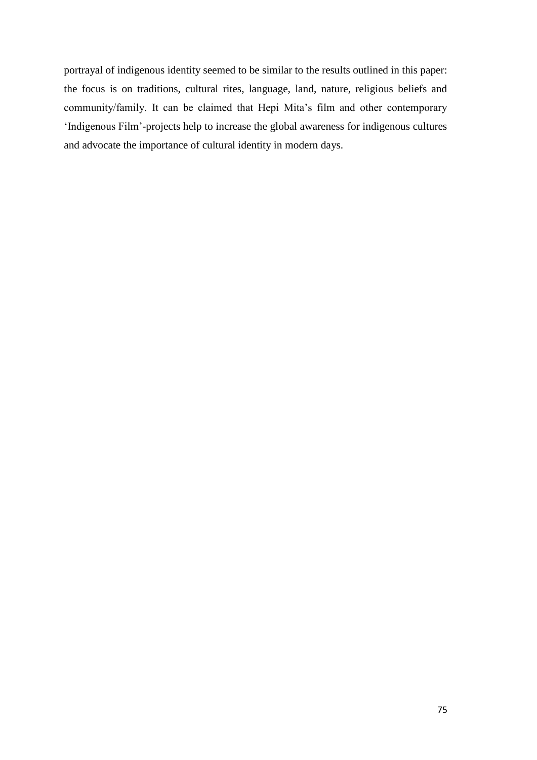portrayal of indigenous identity seemed to be similar to the results outlined in this paper: the focus is on traditions, cultural rites, language, land, nature, religious beliefs and community/family. It can be claimed that Hepi Mita's film and other contemporary 'Indigenous Film'-projects help to increase the global awareness for indigenous cultures and advocate the importance of cultural identity in modern days.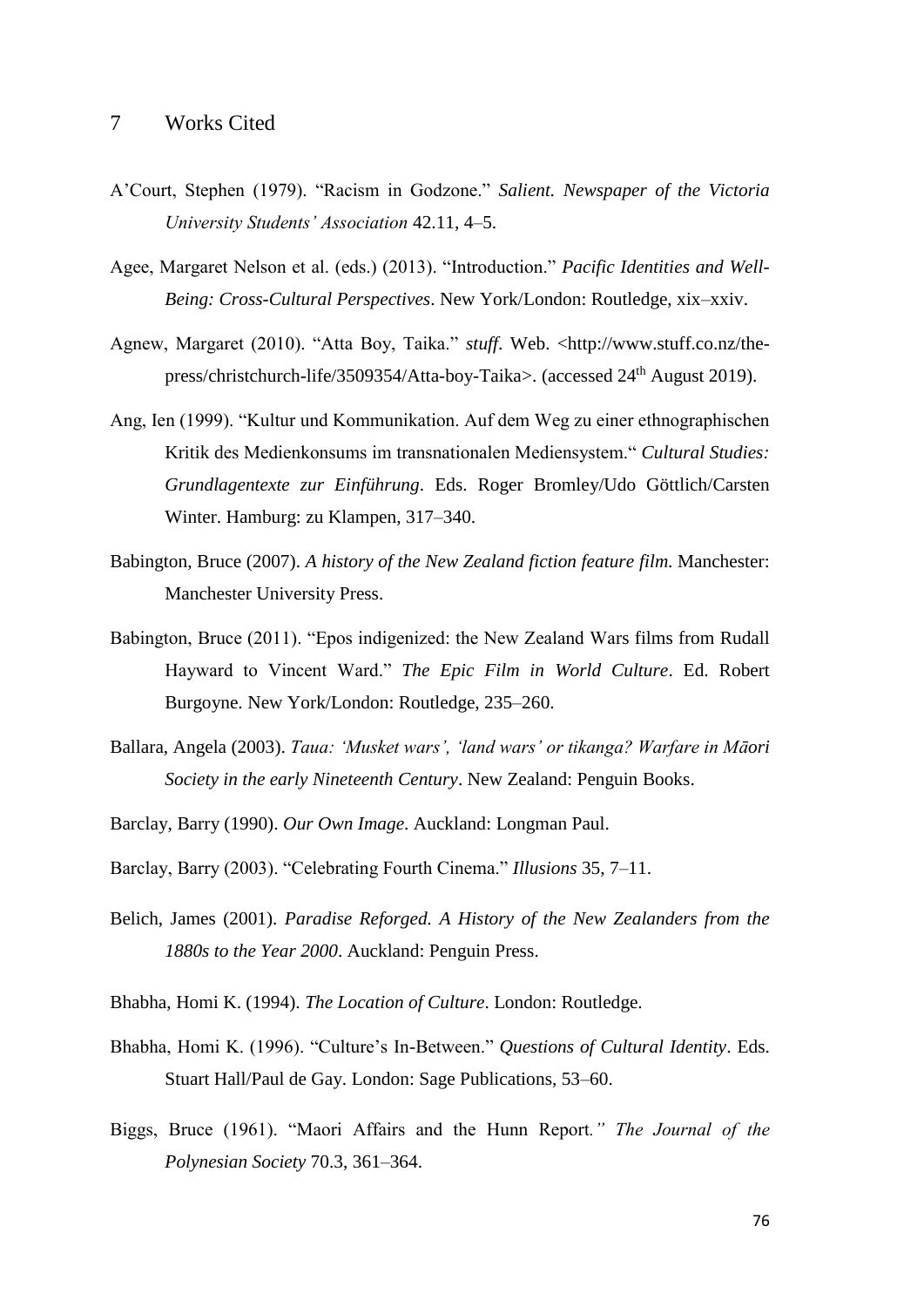# 7 Works Cited

A'Court, Stephen (1979). "Racism in Godzone." *Salient. Newspaper of the Victoria University Students' Association* 42.11, 4–5.

Agee, Margaret Nelson et al. (eds.) (2013). "Introduction." *Pacific Identities and Well-Being: Cross-Cultural Perspectives*. New York/London: Routledge, xix–xxiv.

Agnew, Margaret (2010). "Atta Boy, Taika." *stuff*. Web. <http://www.stuff.co.nz/the-press/christchurch-life/3509354/Atta-boy-Taika>. (accessed 24th August 2019).

Ang, Ien (1999). "Kultur und Kommunikation. Auf dem Weg zu einer ethnographischen Kritik des Medienkonsums im transnationalen Mediensystem." *Cultural Studies: Grundlagentexte zur Einführung*. Eds. Roger Bromley/Udo Göttlich/Carsten Winter. Hamburg: zu Klampen, 317–340.

Babington, Bruce (2007). *A history of the New Zealand fiction feature film.* Manchester: Manchester University Press.

Babington, Bruce (2011). "Epos indigenized: the New Zealand Wars films from Rudall Hayward to Vincent Ward." *The Epic Film in World Culture*. Ed. Robert Burgoyne. New York/London: Routledge, 235–260.

Ballara, Angela (2003). *Taua: 'Musket wars', 'land wars' or tikanga? Warfare in Māori Society in the early Nineteenth Century*. New Zealand: Penguin Books.

Barclay, Barry (1990). *Our Own Image*. Auckland: Longman Paul.

Barclay, Barry (2003). "Celebrating Fourth Cinema." *Illusions* 35, 7–11.

Belich, James (2001). *Paradise Reforged. A History of the New Zealanders from the 1880s to the Year 2000*. Auckland: Penguin Press.

Bhabha, Homi K. (1994). *The Location of Culture*. London: Routledge.

Bhabha, Homi K. (1996). "Culture's In-Between." *Questions of Cultural Identity*. Eds. Stuart Hall/Paul de Gay. London: Sage Publications, 53–60.

Biggs, Bruce (1961). "Maori Affairs and the Hunn Report*." The Journal of the Polynesian Society* 70.3, 361–364.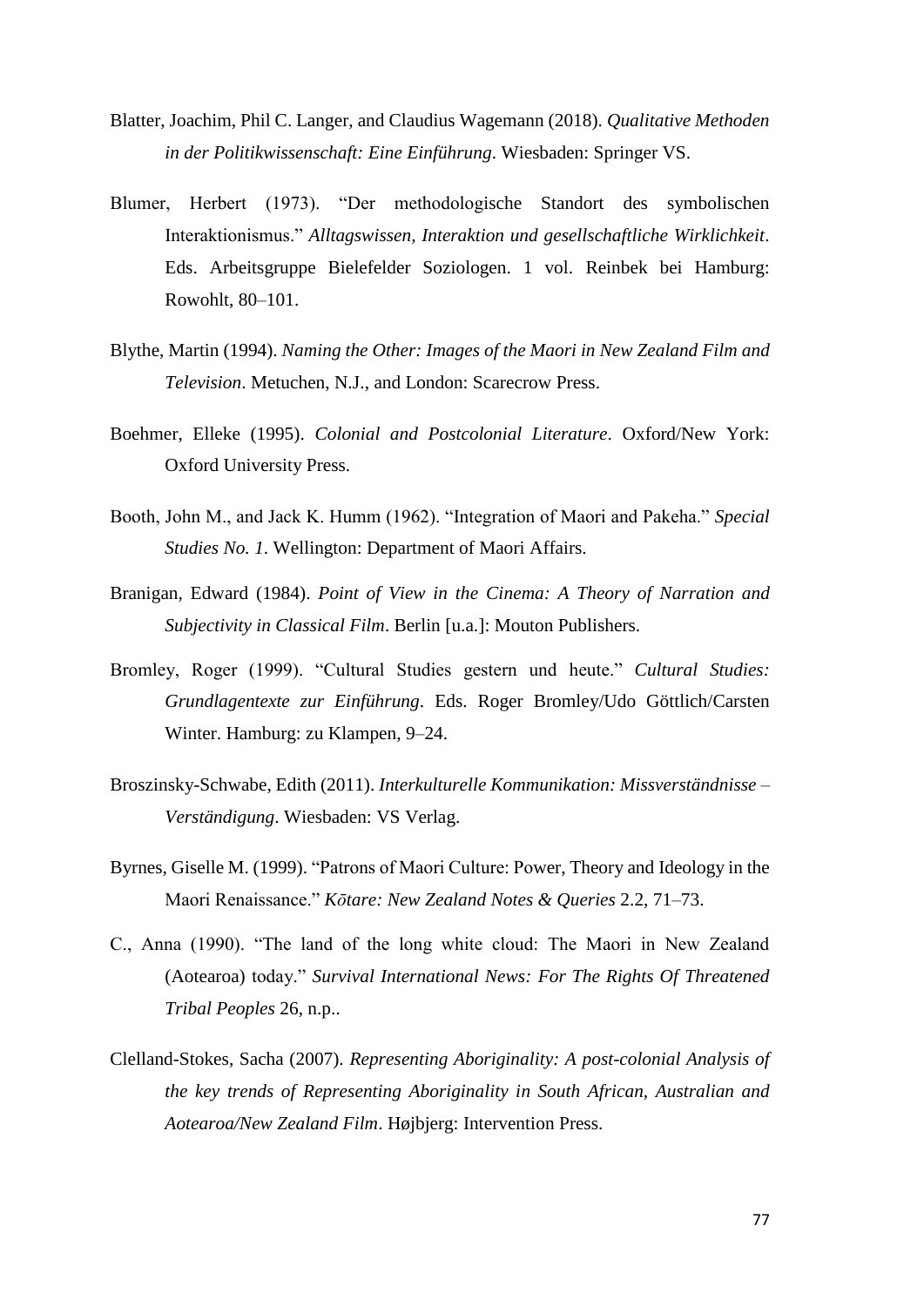Blatter, Joachim, Phil C. Langer, and Claudius Wagemann (2018). *Qualitative Methoden in der Politikwissenschaft: Eine Einführung*. Wiesbaden: Springer VS.

Blumer, Herbert (1973). "Der methodologische Standort des symbolischen Interaktionismus." *Alltagswissen, Interaktion und gesellschaftliche Wirklichkeit*. Eds. Arbeitsgruppe Bielefelder Soziologen. 1 vol. Reinbek bei Hamburg: Rowohlt, 80–101.

Blythe, Martin (1994). *Naming the Other: Images of the Maori in New Zealand Film and Television*. Metuchen, N.J., and London: Scarecrow Press.

Boehmer, Elleke (1995). *Colonial and Postcolonial Literature*. Oxford/New York: Oxford University Press.

Booth, John M., and Jack K. Humm (1962). "Integration of Maori and Pakeha." *Special Studies No. 1*. Wellington: Department of Maori Affairs.

Branigan, Edward (1984). *Point of View in the Cinema: A Theory of Narration and Subjectivity in Classical Film*. Berlin [u.a.]: Mouton Publishers.

Bromley, Roger (1999). "Cultural Studies gestern und heute." *Cultural Studies: Grundlagentexte zur Einführung*. Eds. Roger Bromley/Udo Göttlich/Carsten Winter. Hamburg: zu Klampen, 9–24.

Broszinsky-Schwabe, Edith (2011). *Interkulturelle Kommunikation: Missverständnisse – Verständigung*. Wiesbaden: VS Verlag.

Byrnes, Giselle M. (1999). "Patrons of Maori Culture: Power, Theory and Ideology in the Maori Renaissance." *Kōtare: New Zealand Notes & Queries* 2.2, 71–73.

C., Anna (1990). "The land of the long white cloud: The Maori in New Zealand (Aotearoa) today." *Survival International News: For The Rights Of Threatened Tribal Peoples* 26, n.p..

Clelland-Stokes, Sacha (2007). *Representing Aboriginality: A post-colonial Analysis of the key trends of Representing Aboriginality in South African, Australian and Aotearoa/New Zealand Film*. Højbjerg: Intervention Press.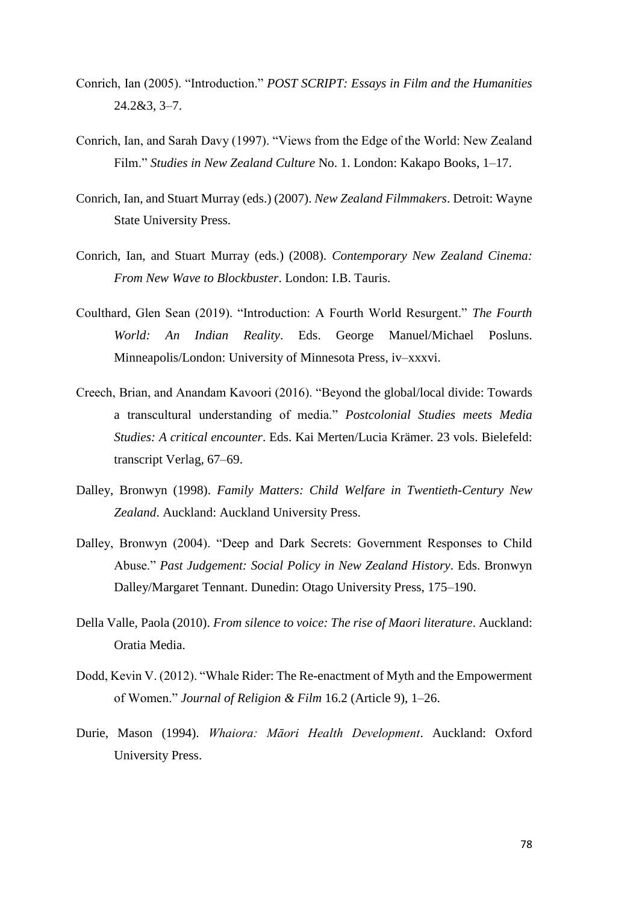Conrich, Ian (2005). "Introduction." *POST SCRIPT: Essays in Film and the Humanities* 24.2&3, 3–7.

Conrich, Ian, and Sarah Davy (1997). "Views from the Edge of the World: New Zealand Film." *Studies in New Zealand Culture* No. 1. London: Kakapo Books, 1–17.

Conrich, Ian, and Stuart Murray (eds.) (2007). *New Zealand Filmmakers*. Detroit: Wayne State University Press.

Conrich, Ian, and Stuart Murray (eds.) (2008). *Contemporary New Zealand Cinema: From New Wave to Blockbuster*. London: I.B. Tauris.

Coulthard, Glen Sean (2019). "Introduction: A Fourth World Resurgent." *The Fourth World: An Indian Reality*. Eds. George Manuel/Michael Posluns. Minneapolis/London: University of Minnesota Press, iv–xxxvi.

Creech, Brian, and Anandam Kavoori (2016). "Beyond the global/local divide: Towards a transcultural understanding of media." *Postcolonial Studies meets Media Studies: A critical encounter*. Eds. Kai Merten/Lucia Krämer. 23 vols. Bielefeld: transcript Verlag, 67–69.

Dalley, Bronwyn (1998). *Family Matters: Child Welfare in Twentieth-Century New Zealand*. Auckland: Auckland University Press.

Dalley, Bronwyn (2004). "Deep and Dark Secrets: Government Responses to Child Abuse." *Past Judgement: Social Policy in New Zealand History*. Eds. Bronwyn Dalley/Margaret Tennant. Dunedin: Otago University Press, 175–190.

Della Valle, Paola (2010). *From silence to voice: The rise of Maori literature*. Auckland: Oratia Media.

Dodd, Kevin V. (2012). "Whale Rider: The Re-enactment of Myth and the Empowerment of Women." *Journal of Religion & Film* 16.2 (Article 9), 1–26.

Durie, Mason (1994). *Whaiora: Māori Health Development*. Auckland: Oxford University Press.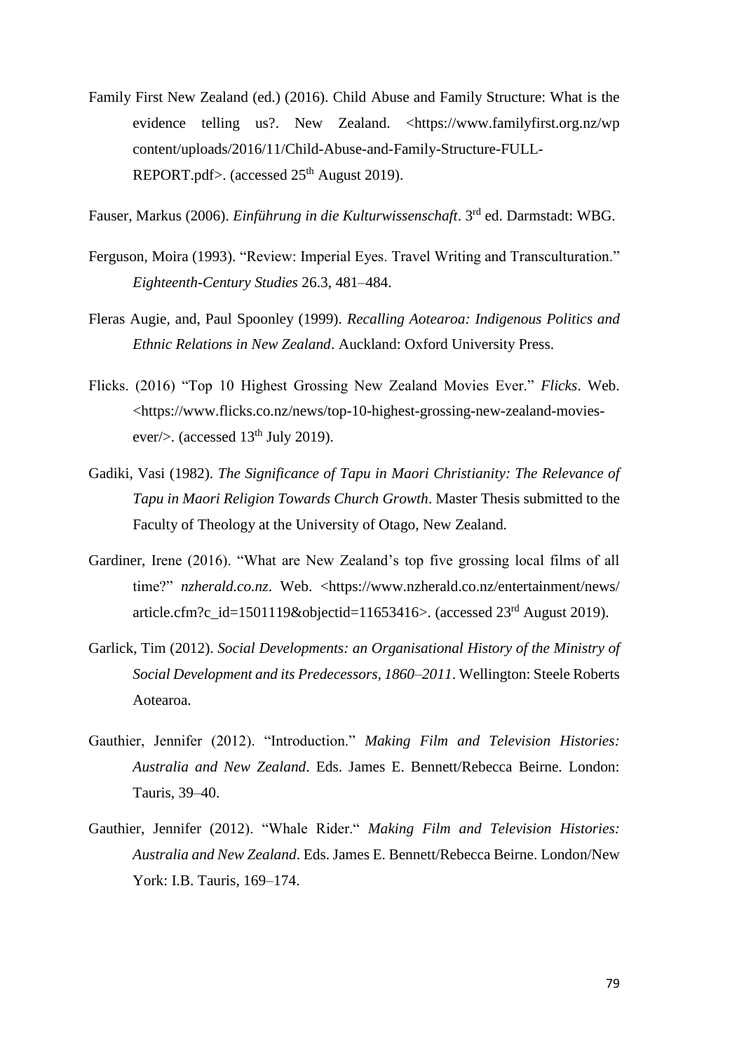Family First New Zealand (ed.) (2016). Child Abuse and Family Structure: What is the evidence telling us?. New Zealand. <https://www.familyfirst.org.nz/wp content/uploads/2016/11/Child-Abuse-and-Family-Structure-FULL-REPORT.pdf>. (accessed 25th August 2019).

Fauser, Markus (2006). *Einführung in die Kulturwissenschaft*. 3rd ed. Darmstadt: WBG.

Ferguson, Moira (1993). "Review: Imperial Eyes. Travel Writing and Transculturation." *Eighteenth-Century Studies* 26.3, 481–484.

Fleras Augie, and, Paul Spoonley (1999). *Recalling Aotearoa: Indigenous Politics and Ethnic Relations in New Zealand*. Auckland: Oxford University Press.

Flicks. (2016) "Top 10 Highest Grossing New Zealand Movies Ever." *Flicks*. Web. <https://www.flicks.co.nz/news/top-10-highest-grossing-new-zealand-movies-ever/>. (accessed 13th July 2019).

Gadiki, Vasi (1982). *The Significance of Tapu in Maori Christianity: The Relevance of Tapu in Maori Religion Towards Church Growth*. Master Thesis submitted to the Faculty of Theology at the University of Otago, New Zealand.

Gardiner, Irene (2016). "What are New Zealand's top five grossing local films of all time?" *nzherald.co.nz*. Web. <https://www.nzherald.co.nz/entertainment/news/article.cfm?c_id=1501119&objectid=11653416>. (accessed 23rd August 2019).

Garlick, Tim (2012). *Social Developments: an Organisational History of the Ministry of Social Development and its Predecessors, 1860–2011*. Wellington: Steele Roberts Aotearoa.

Gauthier, Jennifer (2012). "Introduction." *Making Film and Television Histories: Australia and New Zealand*. Eds. James E. Bennett/Rebecca Beirne. London: Tauris, 39–40.

Gauthier, Jennifer (2012). "Whale Rider." *Making Film and Television Histories: Australia and New Zealand*. Eds. James E. Bennett/Rebecca Beirne. London/New York: I.B. Tauris, 169–174.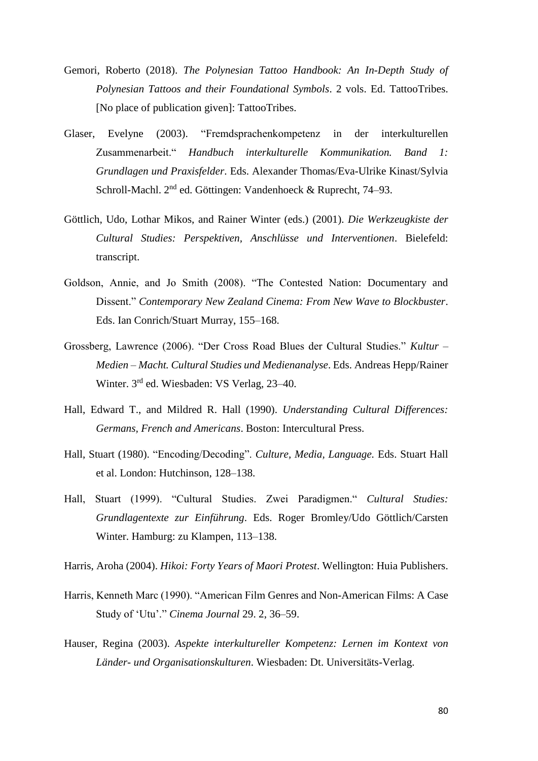Gemori, Roberto (2018). *The Polynesian Tattoo Handbook: An In-Depth Study of Polynesian Tattoos and their Foundational Symbols*. 2 vols. Ed. TattooTribes. [No place of publication given]: TattooTribes.

Glaser, Evelyne (2003). "Fremdsprachenkompetenz in der interkulturellen Zusammenarbeit." *Handbuch interkulturelle Kommunikation. Band 1: Grundlagen und Praxisfelder*. Eds. Alexander Thomas/Eva-Ulrike Kinast/Sylvia Schroll-Machl. 2nd ed. Göttingen: Vandenhoeck & Ruprecht, 74–93.

Göttlich, Udo, Lothar Mikos, and Rainer Winter (eds.) (2001). *Die Werkzeugkiste der Cultural Studies: Perspektiven, Anschlüsse und Interventionen*. Bielefeld: transcript.

Goldson, Annie, and Jo Smith (2008). "The Contested Nation: Documentary and Dissent." *Contemporary New Zealand Cinema: From New Wave to Blockbuster*. Eds. Ian Conrich/Stuart Murray, 155–168.

Grossberg, Lawrence (2006). "Der Cross Road Blues der Cultural Studies." *Kultur – Medien – Macht. Cultural Studies und Medienanalyse*. Eds. Andreas Hepp/Rainer Winter. 3rd ed. Wiesbaden: VS Verlag, 23–40.

Hall, Edward T., and Mildred R. Hall (1990). *Understanding Cultural Differences: Germans, French and Americans*. Boston: Intercultural Press.

Hall, Stuart (1980). "Encoding/Decoding". *Culture, Media, Language.* Eds. Stuart Hall et al. London: Hutchinson, 128–138.

Hall, Stuart (1999). "Cultural Studies. Zwei Paradigmen." *Cultural Studies: Grundlagentexte zur Einführung*. Eds. Roger Bromley/Udo Göttlich/Carsten Winter. Hamburg: zu Klampen, 113–138.

Harris, Aroha (2004). *Hikoi: Forty Years of Maori Protest*. Wellington: Huia Publishers.

Harris, Kenneth Marc (1990). "American Film Genres and Non-American Films: A Case Study of 'Utu'." *Cinema Journal* 29. 2, 36–59.

Hauser, Regina (2003). *Aspekte interkultureller Kompetenz: Lernen im Kontext von Länder- und Organisationskulturen*. Wiesbaden: Dt. Universitäts-Verlag.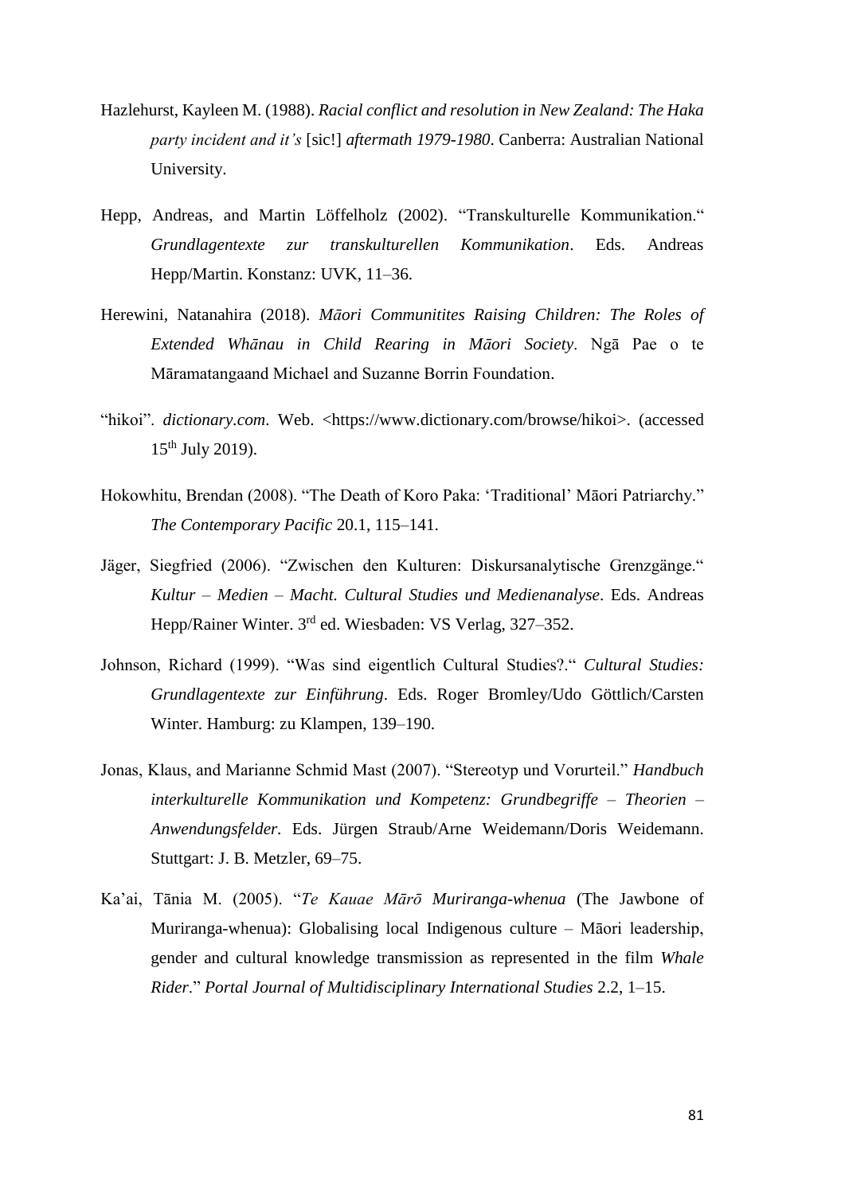Hazlehurst, Kayleen M. (1988). *Racial conflict and resolution in New Zealand: The Haka party incident and it's* [sic!] *aftermath 1979-1980*. Canberra: Australian National University.

Hepp, Andreas, and Martin Löffelholz (2002). "Transkulturelle Kommunikation." *Grundlagentexte zur transkulturellen Kommunikation*. Eds. Andreas Hepp/Martin. Konstanz: UVK, 11–36.

Herewini, Natanahira (2018). *Māori Communitites Raising Children: The Roles of Extended Whānau in Child Rearing in Māori Society*. Ngā Pae o te Māramatangaand Michael and Suzanne Borrin Foundation.

"hikoi". *dictionary.com*. Web. <https://www.dictionary.com/browse/hikoi>. (accessed 15th July 2019).

Hokowhitu, Brendan (2008). "The Death of Koro Paka: 'Traditional' Māori Patriarchy." *The Contemporary Pacific* 20.1, 115–141.

Jäger, Siegfried (2006). "Zwischen den Kulturen: Diskursanalytische Grenzgänge." *Kultur – Medien – Macht. Cultural Studies und Medienanalyse*. Eds. Andreas Hepp/Rainer Winter. 3rd ed. Wiesbaden: VS Verlag, 327–352.

Johnson, Richard (1999). "Was sind eigentlich Cultural Studies?." *Cultural Studies: Grundlagentexte zur Einführung*. Eds. Roger Bromley/Udo Göttlich/Carsten Winter. Hamburg: zu Klampen, 139–190.

Jonas, Klaus, and Marianne Schmid Mast (2007). "Stereotyp und Vorurteil." *Handbuch interkulturelle Kommunikation und Kompetenz: Grundbegriffe – Theorien – Anwendungsfelder*. Eds. Jürgen Straub/Arne Weidemann/Doris Weidemann. Stuttgart: J. B. Metzler, 69–75.

Ka'ai, Tānia M. (2005). "*Te Kauae Mārō Muriranga-whenua* (The Jawbone of Muriranga-whenua): Globalising local Indigenous culture – Māori leadership, gender and cultural knowledge transmission as represented in the film *Whale Rider*." *Portal Journal of Multidisciplinary International Studies* 2.2, 1–15.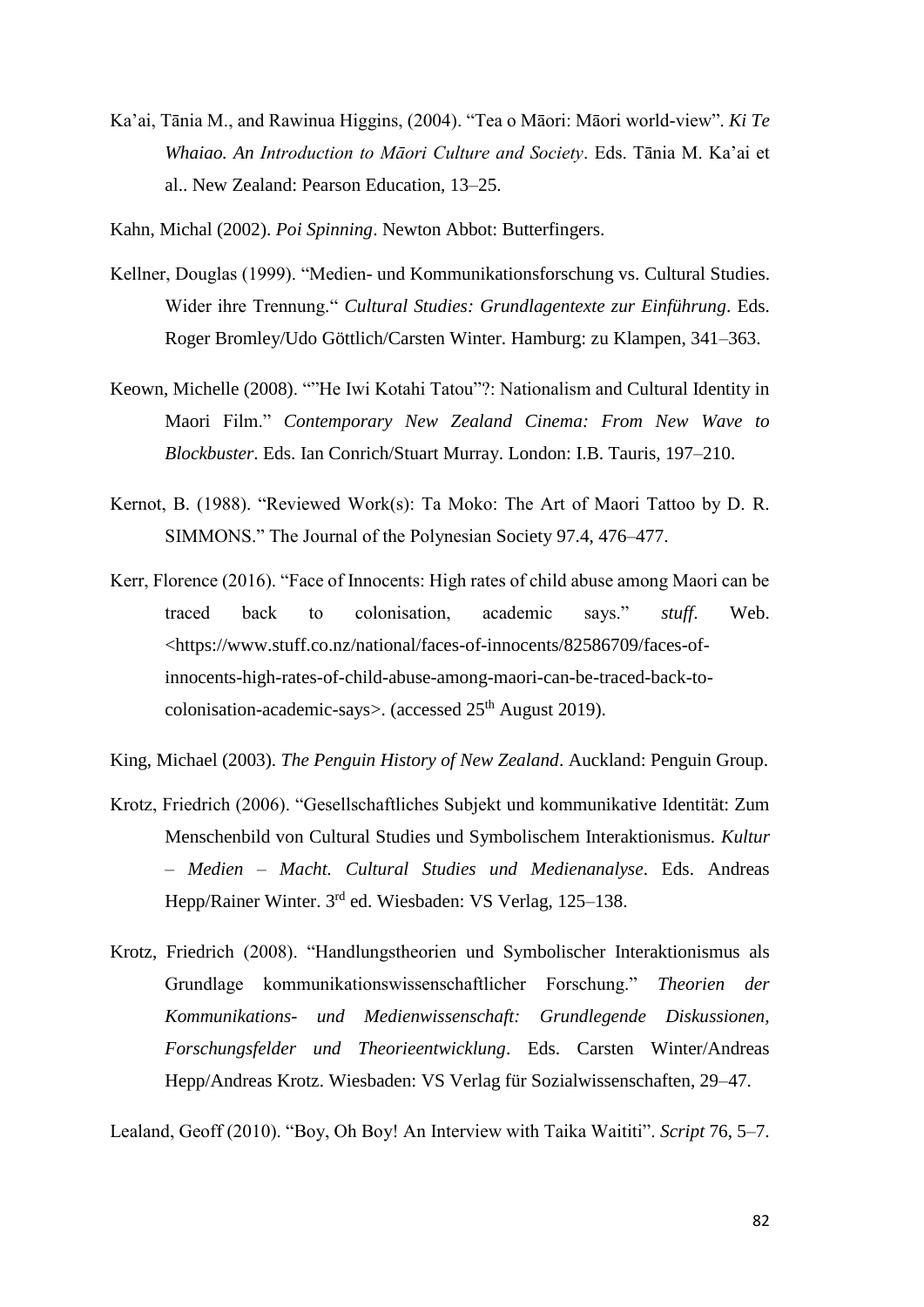Ka'ai, Tānia M., and Rawinua Higgins, (2004). "Tea o Māori: Māori world-view". *Ki Te Whaiao. An Introduction to Māori Culture and Society*. Eds. Tānia M. Ka'ai et al.. New Zealand: Pearson Education, 13–25.

Kahn, Michal (2002). *Poi Spinning*. Newton Abbot: Butterfingers.

Kellner, Douglas (1999). "Medien- und Kommunikationsforschung vs. Cultural Studies. Wider ihre Trennung." *Cultural Studies: Grundlagentexte zur Einführung*. Eds. Roger Bromley/Udo Göttlich/Carsten Winter. Hamburg: zu Klampen, 341–363.

Keown, Michelle (2008). ""He Iwi Kotahi Tatou"?: Nationalism and Cultural Identity in Maori Film." *Contemporary New Zealand Cinema: From New Wave to Blockbuster*. Eds. Ian Conrich/Stuart Murray. London: I.B. Tauris, 197–210.

Kernot, B. (1988). "Reviewed Work(s): Ta Moko: The Art of Maori Tattoo by D. R. SIMMONS." The Journal of the Polynesian Society 97.4, 476–477.

Kerr, Florence (2016). "Face of Innocents: High rates of child abuse among Maori can be traced back to colonisation, academic says." *stuff*. Web. <https://www.stuff.co.nz/national/faces-of-innocents/82586709/faces-of-innocents-high-rates-of-child-abuse-among-maori-can-be-traced-back-to-colonisation-academic-says>. (accessed 25th August 2019).

King, Michael (2003). *The Penguin History of New Zealand*. Auckland: Penguin Group.

Krotz, Friedrich (2006). "Gesellschaftliches Subjekt und kommunikative Identität: Zum Menschenbild von Cultural Studies und Symbolischem Interaktionismus. *Kultur – Medien – Macht. Cultural Studies und Medienanalyse*. Eds. Andreas Hepp/Rainer Winter. 3rd ed. Wiesbaden: VS Verlag, 125–138.

Krotz, Friedrich (2008). "Handlungstheorien und Symbolischer Interaktionismus als Grundlage kommunikationswissenschaftlicher Forschung." *Theorien der Kommunikations- und Medienwissenschaft: Grundlegende Diskussionen, Forschungsfelder und Theorieentwicklung*. Eds. Carsten Winter/Andreas Hepp/Andreas Krotz. Wiesbaden: VS Verlag für Sozialwissenschaften, 29–47.

Lealand, Geoff (2010). "Boy, Oh Boy! An Interview with Taika Waititi". *Script* 76, 5–7.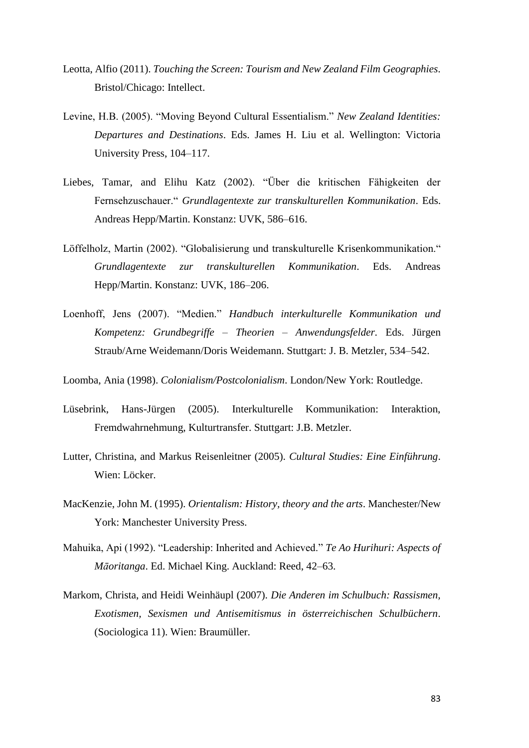Leotta, Alfio (2011). *Touching the Screen: Tourism and New Zealand Film Geographies*. Bristol/Chicago: Intellect.

Levine, H.B. (2005). "Moving Beyond Cultural Essentialism." *New Zealand Identities: Departures and Destinations*. Eds. James H. Liu et al. Wellington: Victoria University Press, 104–117.

Liebes, Tamar, and Elihu Katz (2002). "Über die kritischen Fähigkeiten der Fernsehzuschauer." *Grundlagentexte zur transkulturellen Kommunikation*. Eds. Andreas Hepp/Martin. Konstanz: UVK, 586–616.

Löffelholz, Martin (2002). "Globalisierung und transkulturelle Krisenkommunikation." *Grundlagentexte zur transkulturellen Kommunikation*. Eds. Andreas Hepp/Martin. Konstanz: UVK, 186–206.

Loenhoff, Jens (2007). "Medien." *Handbuch interkulturelle Kommunikation und Kompetenz: Grundbegriffe – Theorien – Anwendungsfelder*. Eds. Jürgen Straub/Arne Weidemann/Doris Weidemann. Stuttgart: J. B. Metzler, 534–542.

Loomba, Ania (1998). *Colonialism/Postcolonialism*. London/New York: Routledge.

Lüsebrink, Hans-Jürgen (2005). Interkulturelle Kommunikation: Interaktion, Fremdwahrnehmung, Kulturtransfer. Stuttgart: J.B. Metzler.

Lutter, Christina, and Markus Reisenleitner (2005). *Cultural Studies: Eine Einführung*. Wien: Löcker.

MacKenzie, John M. (1995). *Orientalism: History, theory and the arts*. Manchester/New York: Manchester University Press.

Mahuika, Api (1992). "Leadership: Inherited and Achieved." *Te Ao Hurihuri: Aspects of Māoritanga*. Ed. Michael King. Auckland: Reed, 42–63.

Markom, Christa, and Heidi Weinhäupl (2007). *Die Anderen im Schulbuch: Rassismen, Exotismen, Sexismen und Antisemitismus in österreichischen Schulbüchern*. (Sociologica 11). Wien: Braumüller.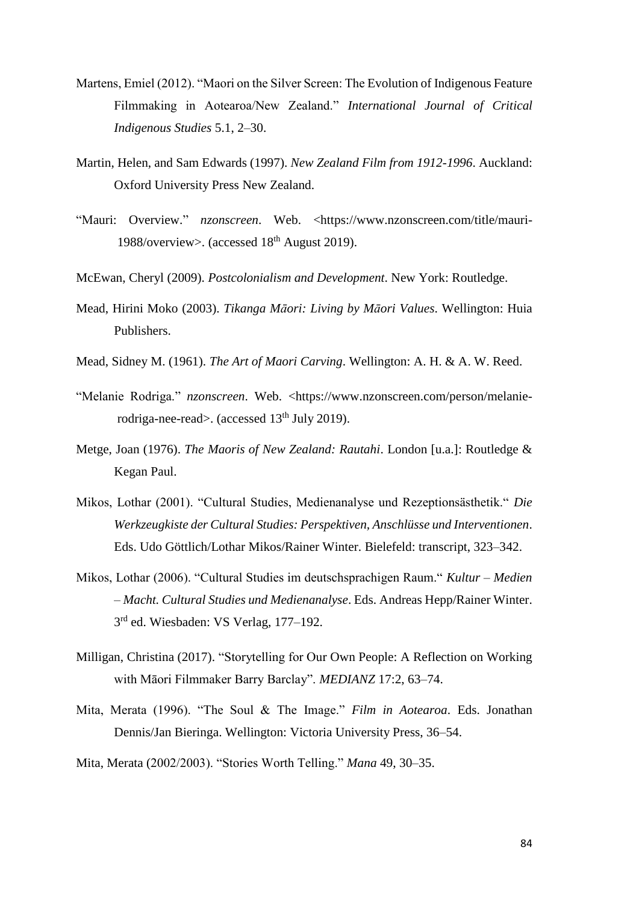Martens, Emiel (2012). "Maori on the Silver Screen: The Evolution of Indigenous Feature Filmmaking in Aotearoa/New Zealand." *International Journal of Critical Indigenous Studies* 5.1, 2–30.

Martin, Helen, and Sam Edwards (1997). *New Zealand Film from 1912-1996*. Auckland: Oxford University Press New Zealand.

"Mauri: Overview." *nzonscreen*. Web. <https://www.nzonscreen.com/title/mauri-1988/overview>. (accessed 18th August 2019).

McEwan, Cheryl (2009). *Postcolonialism and Development*. New York: Routledge.

Mead, Hirini Moko (2003). *Tikanga Māori: Living by Māori Values*. Wellington: Huia Publishers.

Mead, Sidney M. (1961). *The Art of Maori Carving*. Wellington: A. H. & A. W. Reed.

"Melanie Rodriga." *nzonscreen*. Web. <https://www.nzonscreen.com/person/melanie-rodriga-nee-read>. (accessed 13th July 2019).

Metge, Joan (1976). *The Maoris of New Zealand: Rautahi*. London [u.a.]: Routledge & Kegan Paul.

Mikos, Lothar (2001). "Cultural Studies, Medienanalyse und Rezeptionsästhetik." *Die Werkzeugkiste der Cultural Studies: Perspektiven, Anschlüsse und Interventionen*. Eds. Udo Göttlich/Lothar Mikos/Rainer Winter. Bielefeld: transcript, 323–342.

Mikos, Lothar (2006). "Cultural Studies im deutschsprachigen Raum." *Kultur – Medien – Macht. Cultural Studies und Medienanalyse*. Eds. Andreas Hepp/Rainer Winter. 3rd ed. Wiesbaden: VS Verlag, 177–192.

Milligan, Christina (2017). "Storytelling for Our Own People: A Reflection on Working with Māori Filmmaker Barry Barclay". *MEDIANZ* 17:2, 63–74.

Mita, Merata (1996). "The Soul & The Image." *Film in Aotearoa*. Eds. Jonathan Dennis/Jan Bieringa. Wellington: Victoria University Press, 36–54.

Mita, Merata (2002/2003). "Stories Worth Telling." *Mana* 49, 30–35.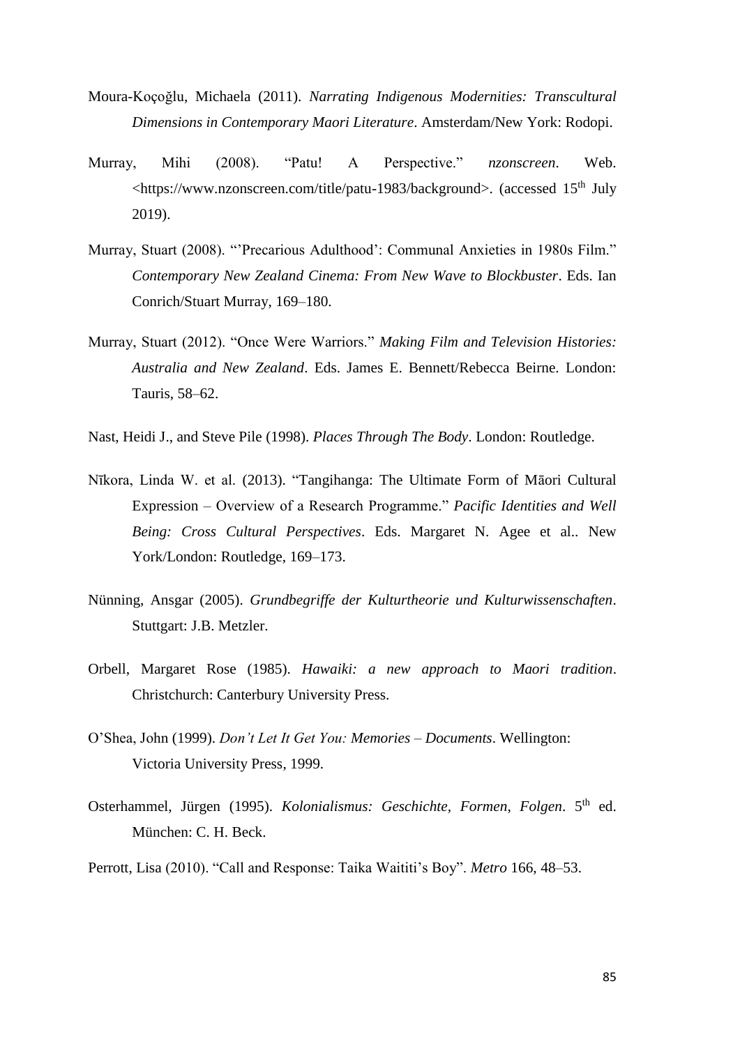Moura-Koçoğlu, Michaela (2011). *Narrating Indigenous Modernities: Transcultural Dimensions in Contemporary Maori Literature*. Amsterdam/New York: Rodopi.

Murray, Mihi (2008). "Patu! A Perspective." *nzonscreen*. Web. <https://www.nzonscreen.com/title/patu-1983/background>. (accessed 15th July 2019).

Murray, Stuart (2008). "'Precarious Adulthood': Communal Anxieties in 1980s Film." *Contemporary New Zealand Cinema: From New Wave to Blockbuster*. Eds. Ian Conrich/Stuart Murray, 169–180.

Murray, Stuart (2012). "Once Were Warriors." *Making Film and Television Histories: Australia and New Zealand*. Eds. James E. Bennett/Rebecca Beirne. London: Tauris, 58–62.

Nast, Heidi J., and Steve Pile (1998). *Places Through The Body*. London: Routledge.

Nīkora, Linda W. et al. (2013). "Tangihanga: The Ultimate Form of Māori Cultural Expression – Overview of a Research Programme." *Pacific Identities and Well Being: Cross Cultural Perspectives*. Eds. Margaret N. Agee et al.. New York/London: Routledge, 169–173.

Nünning, Ansgar (2005). *Grundbegriffe der Kulturtheorie und Kulturwissenschaften*. Stuttgart: J.B. Metzler.

Orbell, Margaret Rose (1985). *Hawaiki: a new approach to Maori tradition*. Christchurch: Canterbury University Press.

O'Shea, John (1999). *Don't Let It Get You: Memories – Documents*. Wellington: Victoria University Press, 1999.

Osterhammel, Jürgen (1995). *Kolonialismus: Geschichte, Formen, Folgen*. 5th ed. München: C. H. Beck.

Perrott, Lisa (2010). "Call and Response: Taika Waititi's Boy". *Metro* 166, 48–53.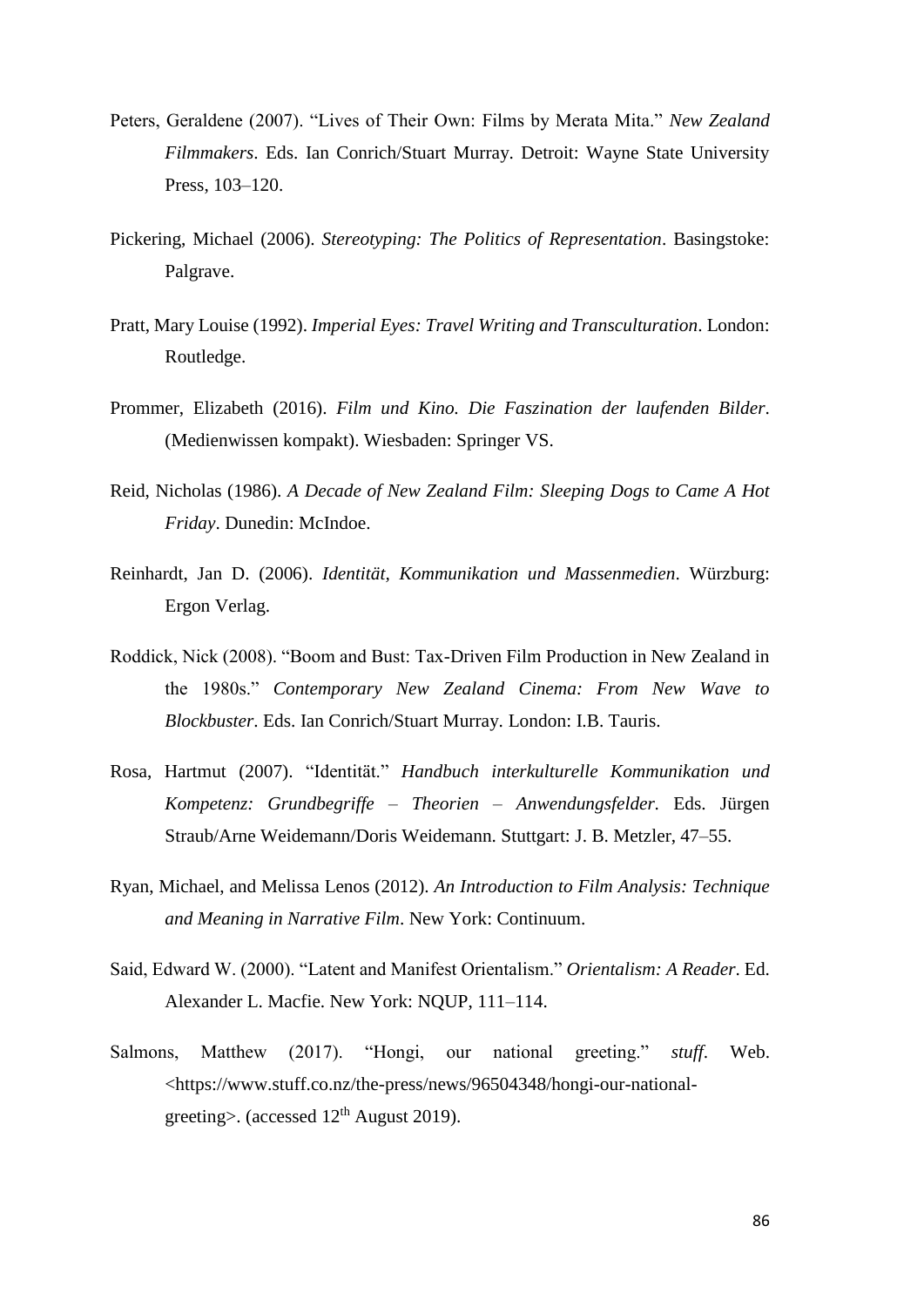Peters, Geraldene (2007). “Lives of Their Own: Films by Merata Mita.” *New Zealand Filmmakers*. Eds. Ian Conrich/Stuart Murray. Detroit: Wayne State University Press, 103–120.

Pickering, Michael (2006). *Stereotyping: The Politics of Representation*. Basingstoke: Palgrave.

Pratt, Mary Louise (1992). *Imperial Eyes: Travel Writing and Transculturation*. London: Routledge.

Prommer, Elizabeth (2016). *Film und Kino. Die Faszination der laufenden Bilder*. (Medienwissen kompakt). Wiesbaden: Springer VS.

Reid, Nicholas (1986). *A Decade of New Zealand Film: Sleeping Dogs to Came A Hot Friday*. Dunedin: McIndoe.

Reinhardt, Jan D. (2006). *Identität, Kommunikation und Massenmedien*. Würzburg: Ergon Verlag.

Roddick, Nick (2008). “Boom and Bust: Tax-Driven Film Production in New Zealand in the 1980s.” *Contemporary New Zealand Cinema: From New Wave to Blockbuster*. Eds. Ian Conrich/Stuart Murray. London: I.B. Tauris.

Rosa, Hartmut (2007). “Identität.” *Handbuch interkulturelle Kommunikation und Kompetenz: Grundbegriffe – Theorien – Anwendungsfelder.* Eds. Jürgen Straub/Arne Weidemann/Doris Weidemann. Stuttgart: J. B. Metzler, 47–55.

Ryan, Michael, and Melissa Lenos (2012). *An Introduction to Film Analysis: Technique and Meaning in Narrative Film*. New York: Continuum.

Said, Edward W. (2000). “Latent and Manifest Orientalism.” *Orientalism: A Reader*. Ed. Alexander L. Macfie. New York: NQUP, 111–114.

Salmons, Matthew (2017). “Hongi, our national greeting.” *stuff*. Web. <https://www.stuff.co.nz/the-press/news/96504348/hongi-our-national-greeting>. (accessed 12th August 2019).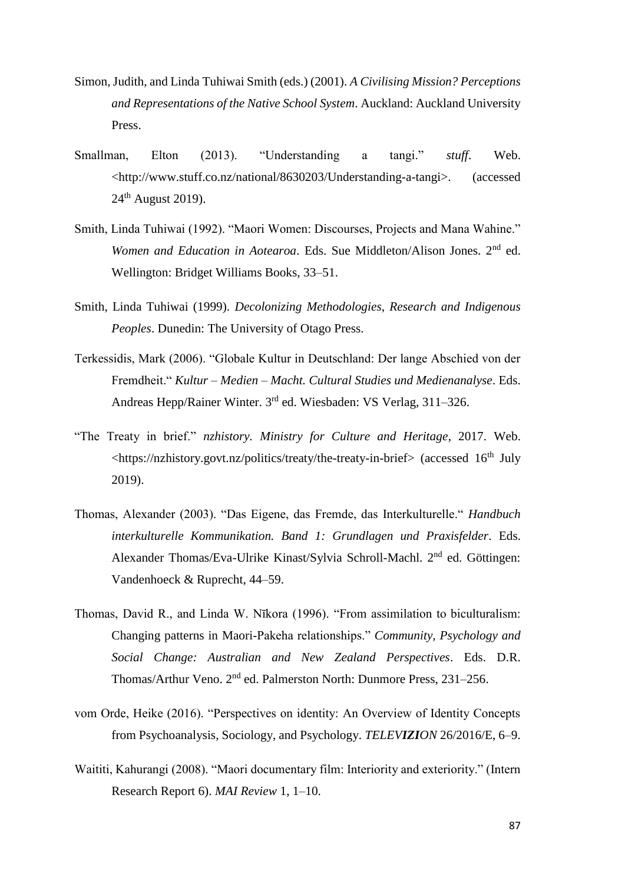Simon, Judith, and Linda Tuhiwai Smith (eds.) (2001). *A Civilising Mission? Perceptions and Representations of the Native School System*. Auckland: Auckland University Press.

Smallman, Elton (2013). "Understanding a tangi." *stuff*. Web. <http://www.stuff.co.nz/national/8630203/Understanding-a-tangi>. (accessed 24th August 2019).

Smith, Linda Tuhiwai (1992). "Maori Women: Discourses, Projects and Mana Wahine." *Women and Education in Aotearoa*. Eds. Sue Middleton/Alison Jones. 2nd ed. Wellington: Bridget Williams Books, 33–51.

Smith, Linda Tuhiwai (1999). *Decolonizing Methodologies, Research and Indigenous Peoples*. Dunedin: The University of Otago Press.

Terkessidis, Mark (2006). "Globale Kultur in Deutschland: Der lange Abschied von der Fremdheit." *Kultur – Medien – Macht. Cultural Studies und Medienanalyse*. Eds. Andreas Hepp/Rainer Winter. 3rd ed. Wiesbaden: VS Verlag, 311–326.

"The Treaty in brief." *nzhistory. Ministry for Culture and Heritage*, 2017. Web. <https://nzhistory.govt.nz/politics/treaty/the-treaty-in-brief> (accessed 16th July 2019).

Thomas, Alexander (2003). "Das Eigene, das Fremde, das Interkulturelle." *Handbuch interkulturelle Kommunikation. Band 1: Grundlagen und Praxisfelder*. Eds. Alexander Thomas/Eva-Ulrike Kinast/Sylvia Schroll-Machl. 2nd ed. Göttingen: Vandenhoeck & Ruprecht, 44–59.

Thomas, David R., and Linda W. Nīkora (1996). "From assimilation to biculturalism: Changing patterns in Maori-Pakeha relationships." *Community, Psychology and Social Change: Australian and New Zealand Perspectives*. Eds. D.R. Thomas/Arthur Veno. 2nd ed. Palmerston North: Dunmore Press, 231–256.

vom Orde, Heike (2016). "Perspectives on identity: An Overview of Identity Concepts from Psychoanalysis, Sociology, and Psychology. *TELEVIZION* 26/2016/E, 6–9.

Waititi, Kahurangi (2008). "Maori documentary film: Interiority and exteriority." (Intern Research Report 6). *MAI Review* 1, 1–10.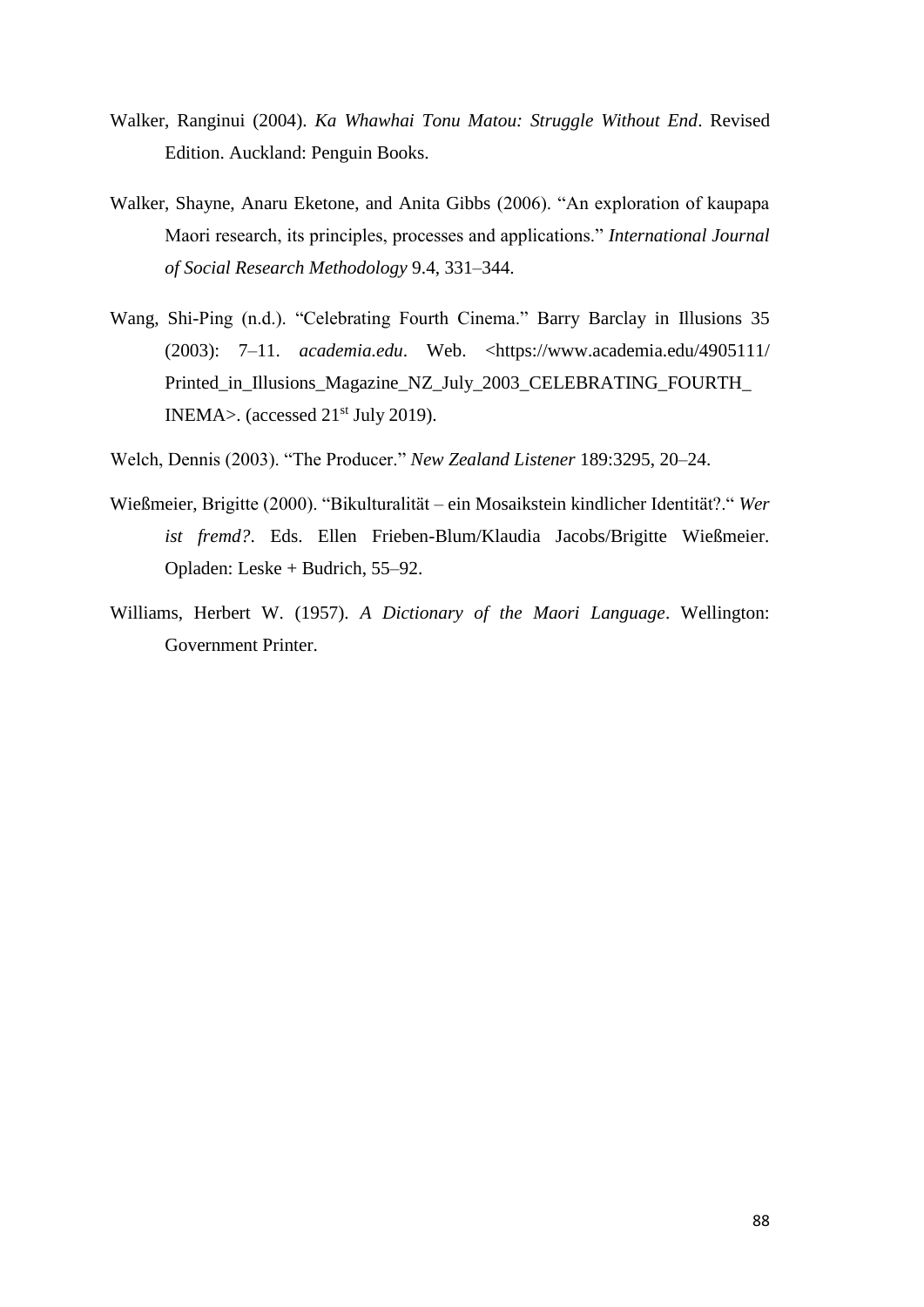Walker, Ranginui (2004). *Ka Whawhai Tonu Matou: Struggle Without End*. Revised Edition. Auckland: Penguin Books.

Walker, Shayne, Anaru Eketone, and Anita Gibbs (2006). "An exploration of kaupapa Maori research, its principles, processes and applications." *International Journal of Social Research Methodology* 9.4, 331–344.

Wang, Shi-Ping (n.d.). "Celebrating Fourth Cinema." Barry Barclay in Illusions 35 (2003): 7–11. *academia.edu*. Web. <https://www.academia.edu/4905111/Printed_in_Illusions_Magazine_NZ_July_2003_CELEBRATING_FOURTH_INEMA>. (accessed 21st July 2019).

Welch, Dennis (2003). "The Producer." *New Zealand Listener* 189:3295, 20–24.

Wießmeier, Brigitte (2000). "Bikulturalität – ein Mosaikstein kindlicher Identität?." *Wer ist fremd?*. Eds. Ellen Frieben-Blum/Klaudia Jacobs/Brigitte Wießmeier. Opladen: Leske + Budrich, 55–92.

Williams, Herbert W. (1957). *A Dictionary of the Maori Language*. Wellington: Government Printer.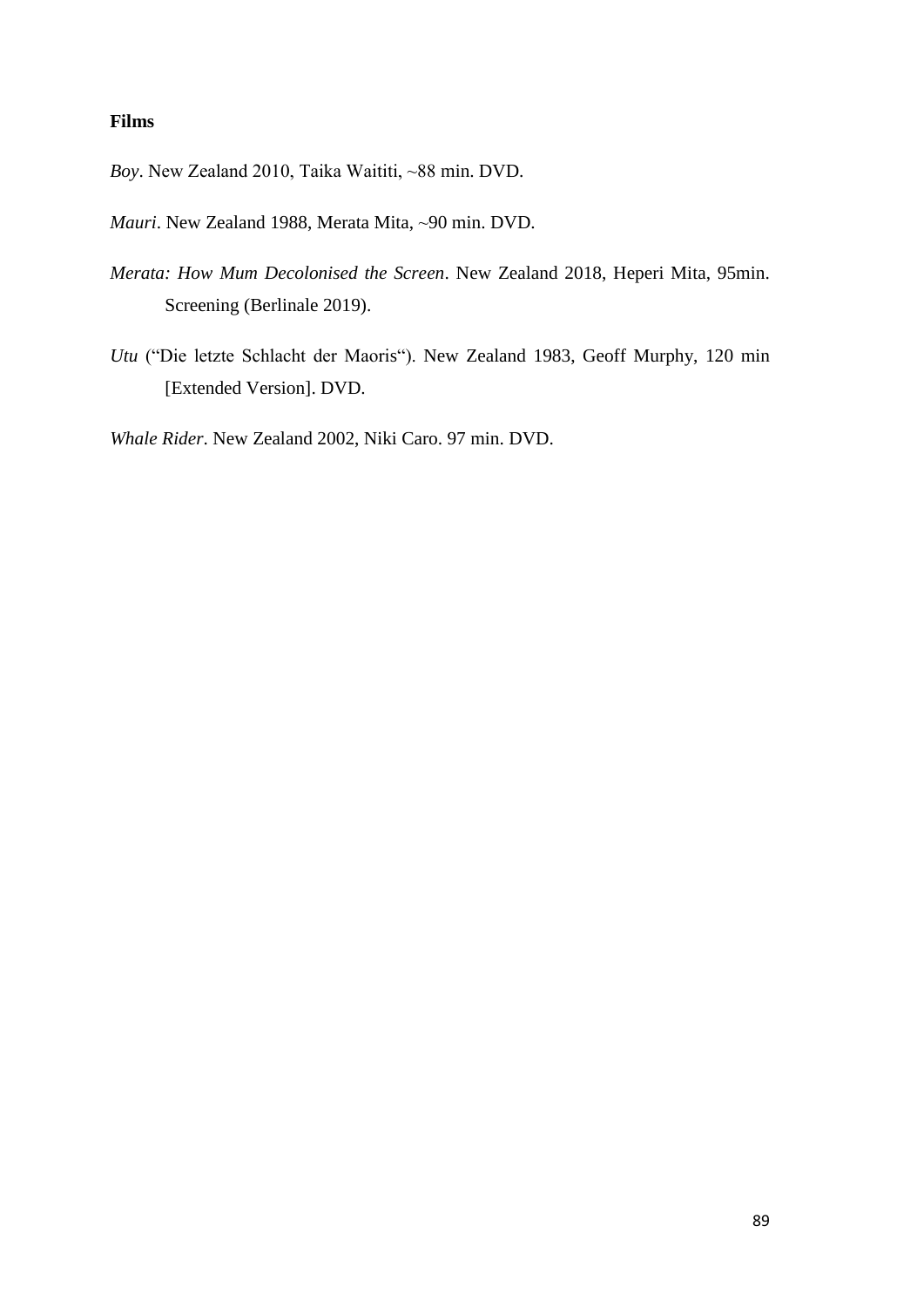**Films**

*Boy*. New Zealand 2010, Taika Waititi, ~88 min. DVD.

*Mauri*. New Zealand 1988, Merata Mita, ~90 min. DVD.

*Merata: How Mum Decolonised the Screen*. New Zealand 2018, Heperi Mita, 95min. Screening (Berlinale 2019).

*Utu* ("Die letzte Schlacht der Maoris"). New Zealand 1983, Geoff Murphy, 120 min [Extended Version]. DVD.

*Whale Rider*. New Zealand 2002, Niki Caro. 97 min. DVD.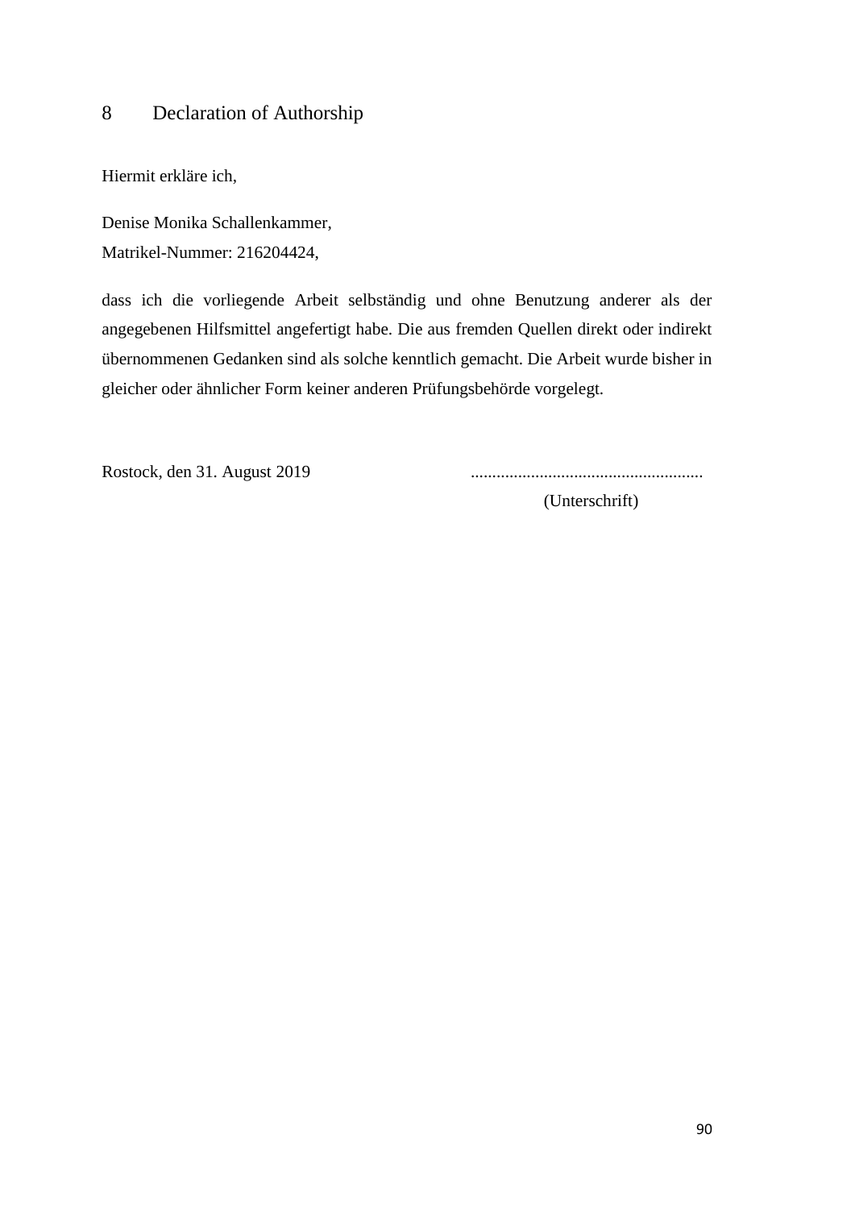# 8 Declaration of Authorship

Hiermit erkläre ich,

Denise Monika Schallenkammer,  
Matrikel-Nummer: 216204424,

dass ich die vorliegende Arbeit selbständig und ohne Benutzung anderer als der angegebenen Hilfsmittel angefertigt habe. Die aus fremden Quellen direkt oder indirekt übernommenen Gedanken sind als solche kenntlich gemacht. Die Arbeit wurde bisher in gleicher oder ähnlicher Form keiner anderen Prüfungsbehörde vorgelegt.

Rostock, den 31. August 2019 ......................................................

(Unterschrift)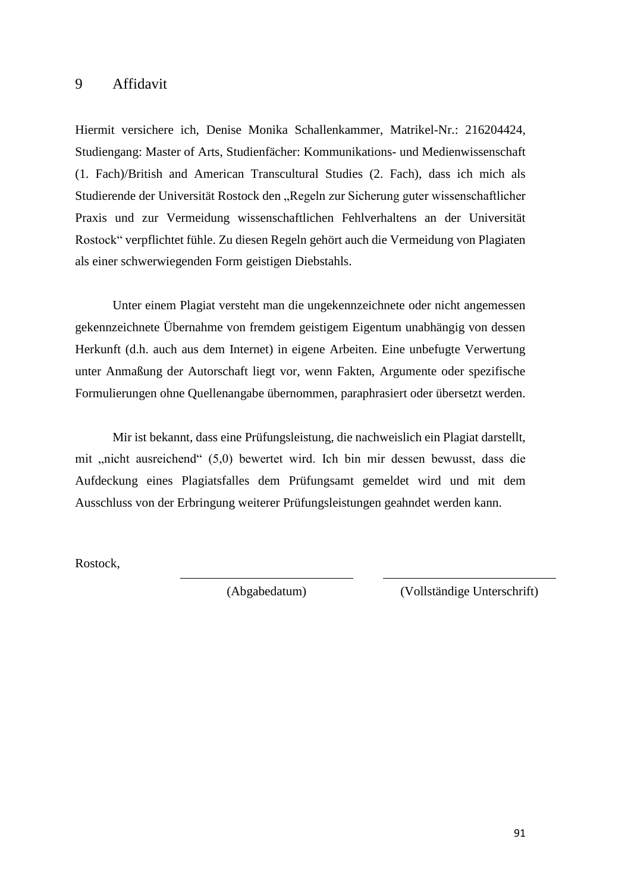# 9 Affidavit

Hiermit versichere ich, Denise Monika Schallenkammer, Matrikel-Nr.: 216204424, Studiengang: Master of Arts, Studienfächer: Kommunikations- und Medienwissenschaft (1. Fach)/British and American Transcultural Studies (2. Fach), dass ich mich als Studierende der Universität Rostock den „Regeln zur Sicherung guter wissenschaftlicher Praxis und zur Vermeidung wissenschaftlichen Fehlverhaltens an der Universität Rostock" verpflichtet fühle. Zu diesen Regeln gehört auch die Vermeidung von Plagiaten als einer schwerwiegenden Form geistigen Diebstahls.

Unter einem Plagiat versteht man die ungekennzeichnete oder nicht angemessen gekennzeichnete Übernahme von fremdem geistigem Eigentum unabhängig von dessen Herkunft (d.h. auch aus dem Internet) in eigene Arbeiten. Eine unbefugte Verwertung unter Anmaßung der Autorschaft liegt vor, wenn Fakten, Argumente oder spezifische Formulierungen ohne Quellenangabe übernommen, paraphrasiert oder übersetzt werden.

Mir ist bekannt, dass eine Prüfungsleistung, die nachweislich ein Plagiat darstellt, mit „nicht ausreichend" (5,0) bewertet wird. Ich bin mir dessen bewusst, dass die Aufdeckung eines Plagiatsfalles dem Prüfungsamt gemeldet wird und mit dem Ausschluss von der Erbringung weiterer Prüfungsleistungen geahndet werden kann.

Rostock,

(Abgabedatum) (Vollständige Unterschrift)